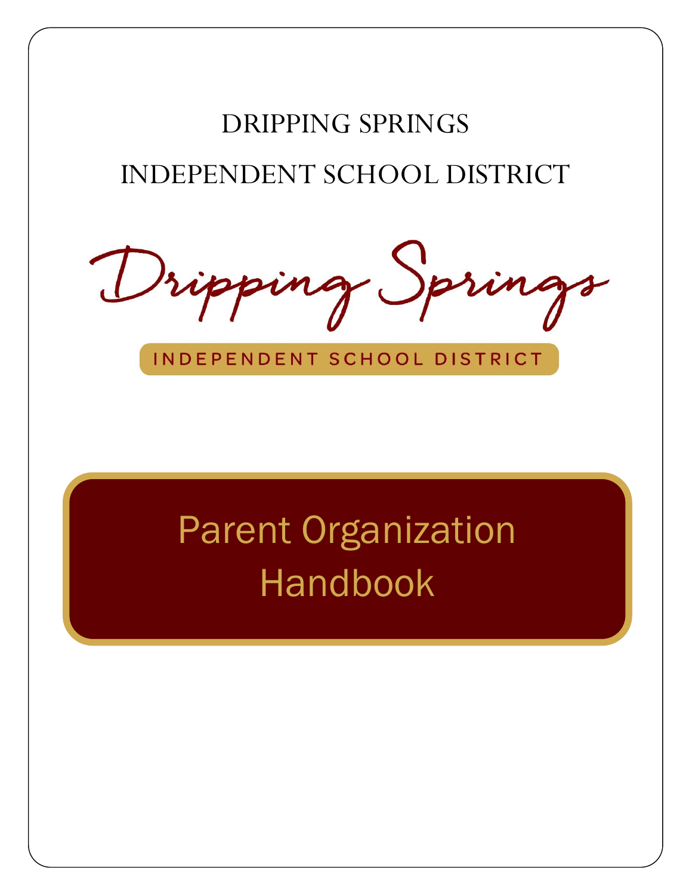DRIPPING SPRINGS

INDEPENDENT SCHOOL DISTRICT

Dripping Springs

INDEPENDENT SCHOOL DISTRICT

# Parent Organization Handbook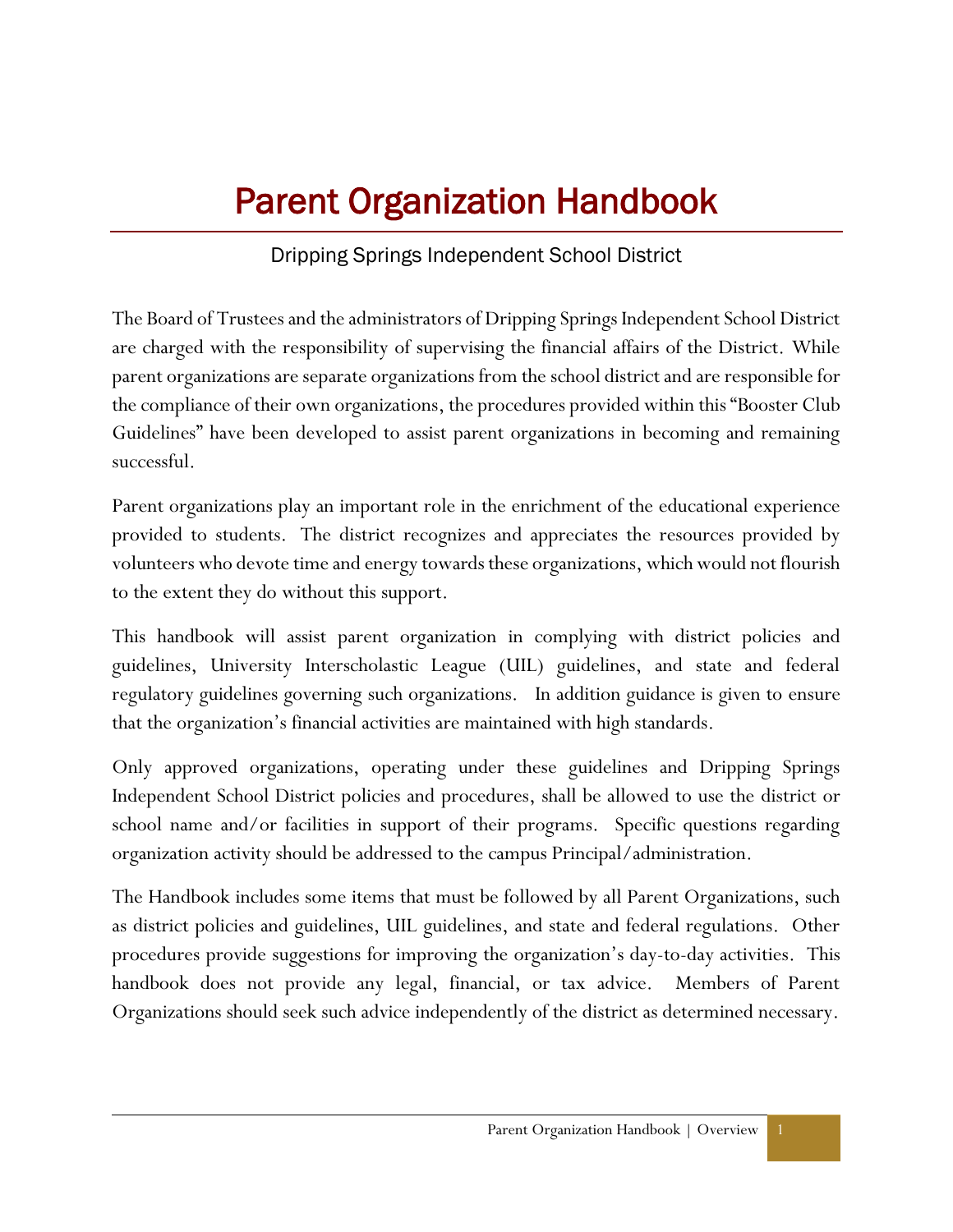# Parent Organization Handbook

Dripping Springs Independent School District

The Board of Trustees and the administrators of Dripping Springs Independent School District are charged with the responsibility of supervising the financial affairs of the District. While parent organizations are separate organizations from the school district and are responsible for the compliance of their own organizations, the procedures provided within this "Booster Club Guidelines" have been developed to assist parent organizations in becoming and remaining successful.

Parent organizations play an important role in the enrichment of the educational experience provided to students. The district recognizes and appreciates the resources provided by volunteers who devote time and energy towards these organizations, which would not flourish to the extent they do without this support.

This handbook will assist parent organization in complying with district policies and guidelines, University Interscholastic League (UIL) guidelines, and state and federal regulatory guidelines governing such organizations. In addition guidance is given to ensure that the organization's financial activities are maintained with high standards.

Only approved organizations, operating under these guidelines and Dripping Springs Independent School District policies and procedures, shall be allowed to use the district or school name and/or facilities in support of their programs. Specific questions regarding organization activity should be addressed to the campus Principal/administration.

The Handbook includes some items that must be followed by all Parent Organizations, such as district policies and guidelines, UIL guidelines, and state and federal regulations. Other procedures provide suggestions for improving the organization's day-to-day activities. This handbook does not provide any legal, financial, or tax advice. Members of Parent Organizations should seek such advice independently of the district as determined necessary.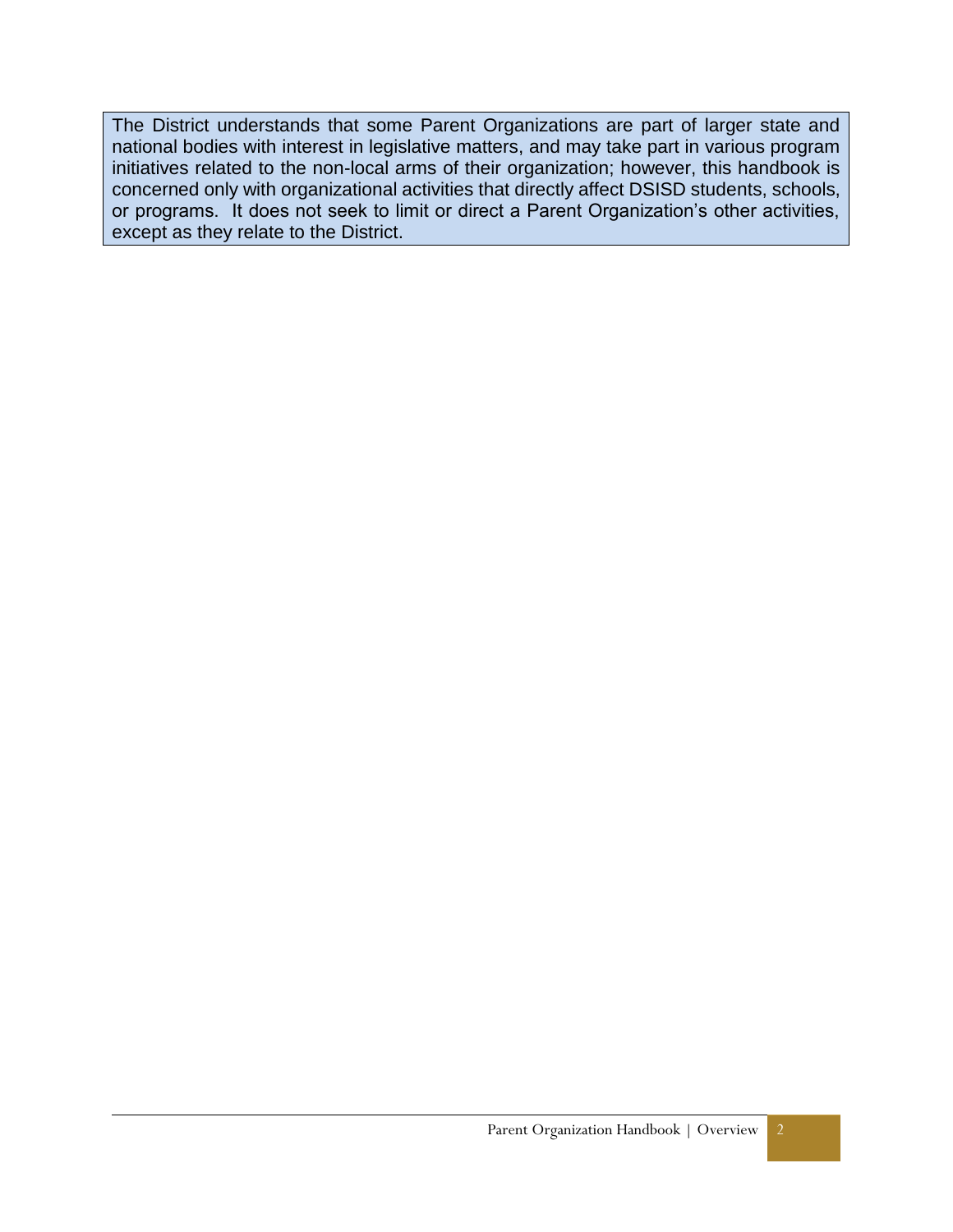The District understands that some Parent Organizations are part of larger state and national bodies with interest in legislative matters, and may take part in various program initiatives related to the non-local arms of their organization; however, this handbook is concerned only with organizational activities that directly affect DSISD students, schools, or programs. It does not seek to limit or direct a Parent Organization's other activities, except as they relate to the District.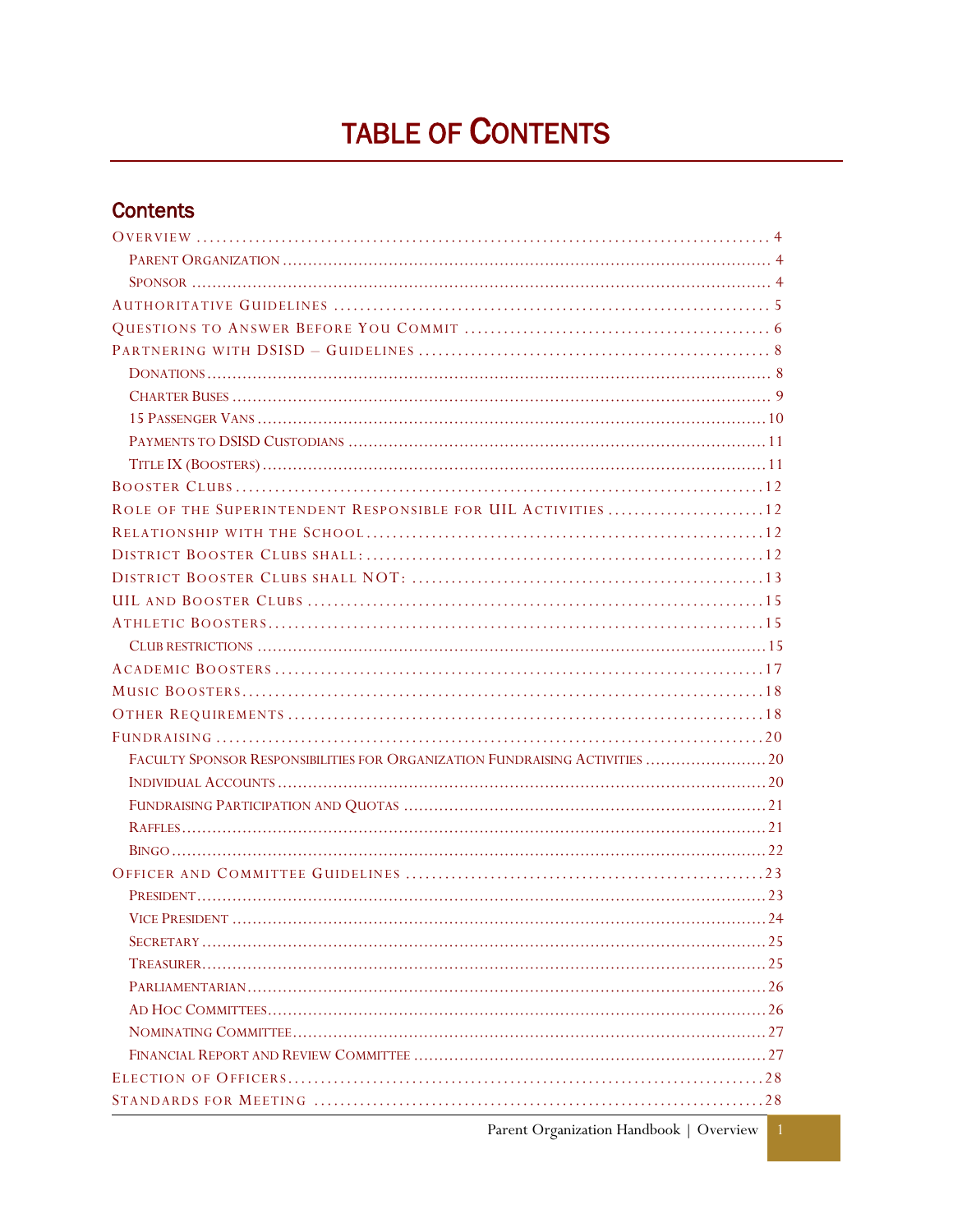# TABLE OF CONTENTS

## Contents

- OVERVIEW ........ 4
  - PARENT ORGANIZATION ........ 4
  - SPONSOR ........ 4
- AUTHORITATIVE GUIDELINES ........ 5
- QUESTIONS TO ANSWER BEFORE YOU COMMIT ........ 6
- PARTNERING WITH DSISD – GUIDELINES ........ 8
  - DONATIONS ........ 8
  - CHARTER BUSES ........ 9
  - 15 PASSENGER VANS ........ 10
  - PAYMENTS TO DSISD CUSTODIANS ........ 11
  - TITLE IX (BOOSTERS) ........ 11
- BOOSTER CLUBS ........ 12
- ROLE OF THE SUPERINTENDENT RESPONSIBLE FOR UIL ACTIVITIES ........ 12
- RELATIONSHIP WITH THE SCHOOL ........ 12
- DISTRICT BOOSTER CLUBS SHALL: ........ 12
- DISTRICT BOOSTER CLUBS SHALL NOT: ........ 13
- UIL AND BOOSTER CLUBS ........ 15
- ATHLETIC BOOSTERS ........ 15
  - CLUB RESTRICTIONS ........ 15
- ACADEMIC BOOSTERS ........ 17
- MUSIC BOOSTERS ........ 18
- OTHER REQUIREMENTS ........ 18
- FUNDRAISING ........ 20
  - FACULTY SPONSOR RESPONSIBILITIES FOR ORGANIZATION FUNDRAISING ACTIVITIES ........ 20
  - INDIVIDUAL ACCOUNTS ........ 20
  - FUNDRAISING PARTICIPATION AND QUOTAS ........ 21
  - RAFFLES ........ 21
  - BINGO ........ 22
- OFFICER AND COMMITTEE GUIDELINES ........ 23
  - PRESIDENT ........ 23
  - VICE PRESIDENT ........ 24
  - SECRETARY ........ 25
  - TREASURER ........ 25
  - PARLIAMENTARIAN ........ 26
  - AD HOC COMMITTEES ........ 26
  - NOMINATING COMMITTEE ........ 27
  - FINANCIAL REPORT AND REVIEW COMMITTEE ........ 27
- ELECTION OF OFFICERS ........ 28
- STANDARDS FOR MEETING ........ 28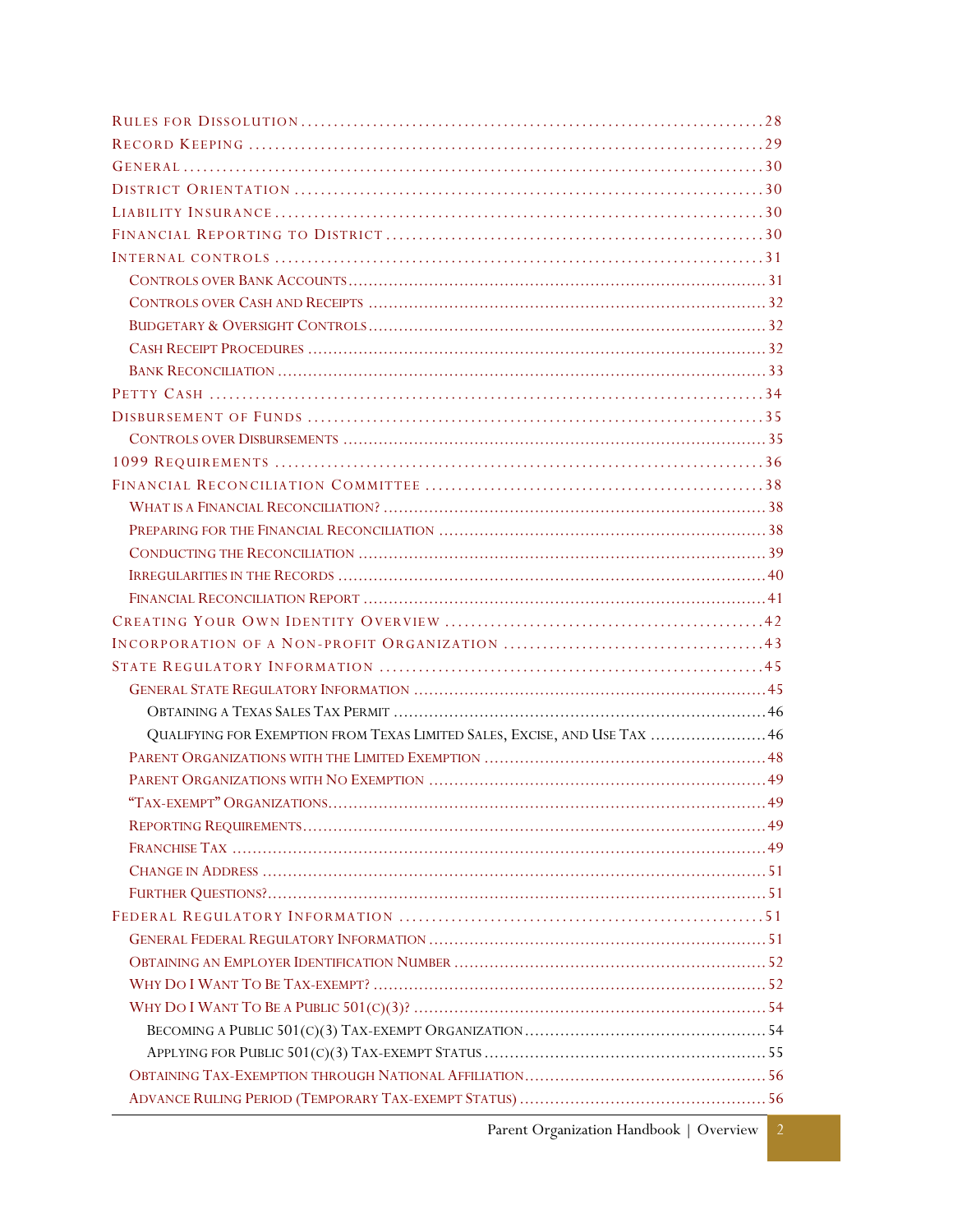- Rules for Dissolution .......... 28
- Record Keeping .......... 29
- General .......... 30
- District Orientation .......... 30
- Liability Insurance .......... 30
- Financial Reporting to District .......... 30
- Internal controls .......... 31
  - Controls over Bank Accounts .......... 31
  - Controls over Cash and Receipts .......... 32
  - Budgetary & Oversight Controls .......... 32
  - Cash Receipt Procedures .......... 32
  - Bank Reconciliation .......... 33
- Petty Cash .......... 34
- Disbursement of Funds .......... 35
  - Controls over Disbursements .......... 35
- 1099 Requirements .......... 36
- Financial Reconciliation Committee .......... 38
  - What is a Financial Reconciliation? .......... 38
  - Preparing for the Financial Reconciliation .......... 38
  - Conducting the Reconciliation .......... 39
  - Irregularities in the Records .......... 40
  - Financial Reconciliation Report .......... 41
- Creating Your Own Identity Overview .......... 42
- Incorporation of a Non-profit Organization .......... 43
- State Regulatory Information .......... 45
  - General State Regulatory Information .......... 45
    - Obtaining a Texas Sales Tax Permit .......... 46
    - Qualifying for Exemption from Texas Limited Sales, Excise, and Use Tax .......... 46
  - Parent Organizations with the Limited Exemption .......... 48
  - Parent Organizations with No Exemption .......... 49
  - "Tax-exempt" Organizations .......... 49
  - Reporting Requirements .......... 49
  - Franchise Tax .......... 49
  - Change in Address .......... 51
  - Further Questions? .......... 51
- Federal Regulatory Information .......... 51
  - General Federal Regulatory Information .......... 51
  - Obtaining an Employer Identification Number .......... 52
  - Why Do I Want To Be Tax-exempt? .......... 52
  - Why Do I Want To Be a Public 501(c)(3)? .......... 54
    - Becoming a Public 501(c)(3) Tax-exempt Organization .......... 54
    - Applying for Public 501(c)(3) Tax-exempt Status .......... 55
  - Obtaining Tax-Exemption through National Affiliation .......... 56
  - Advance Ruling Period (Temporary Tax-exempt Status) .......... 56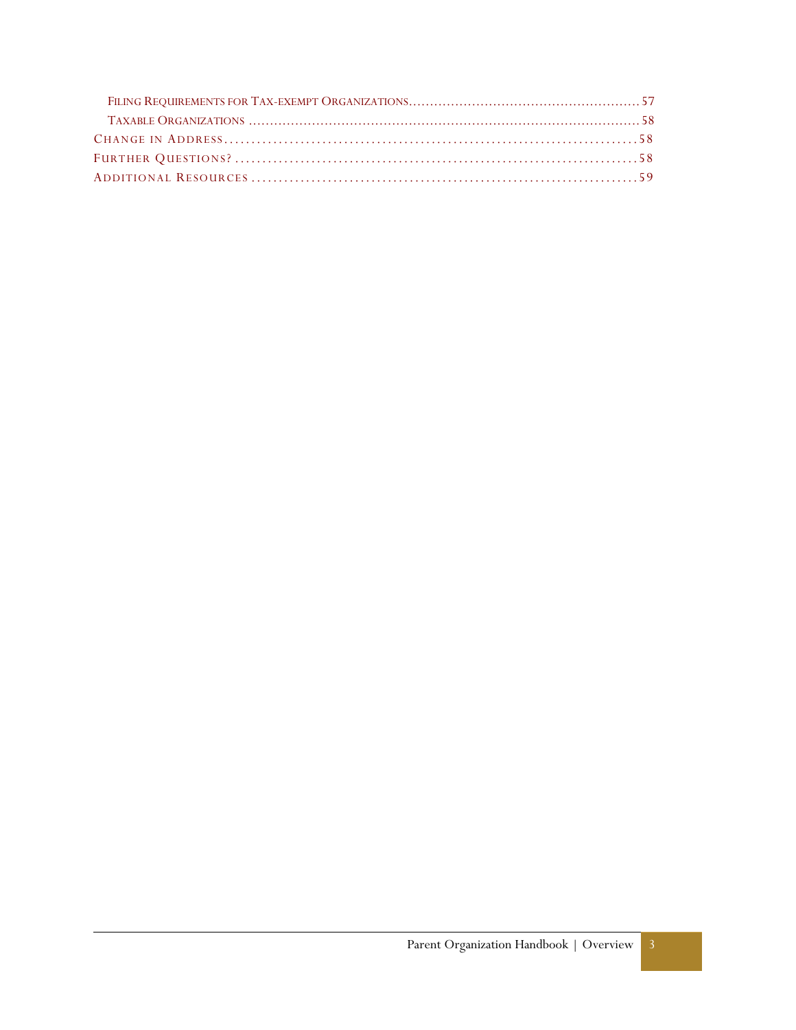Filing Requirements for Tax-exempt Organizations ..................................................... 57

Taxable Organizations .......................................................................................... 58

Change in Address ........................................................................... 58

Further Questions? ........................................................................... 58

Additional Resources ........................................................................ 59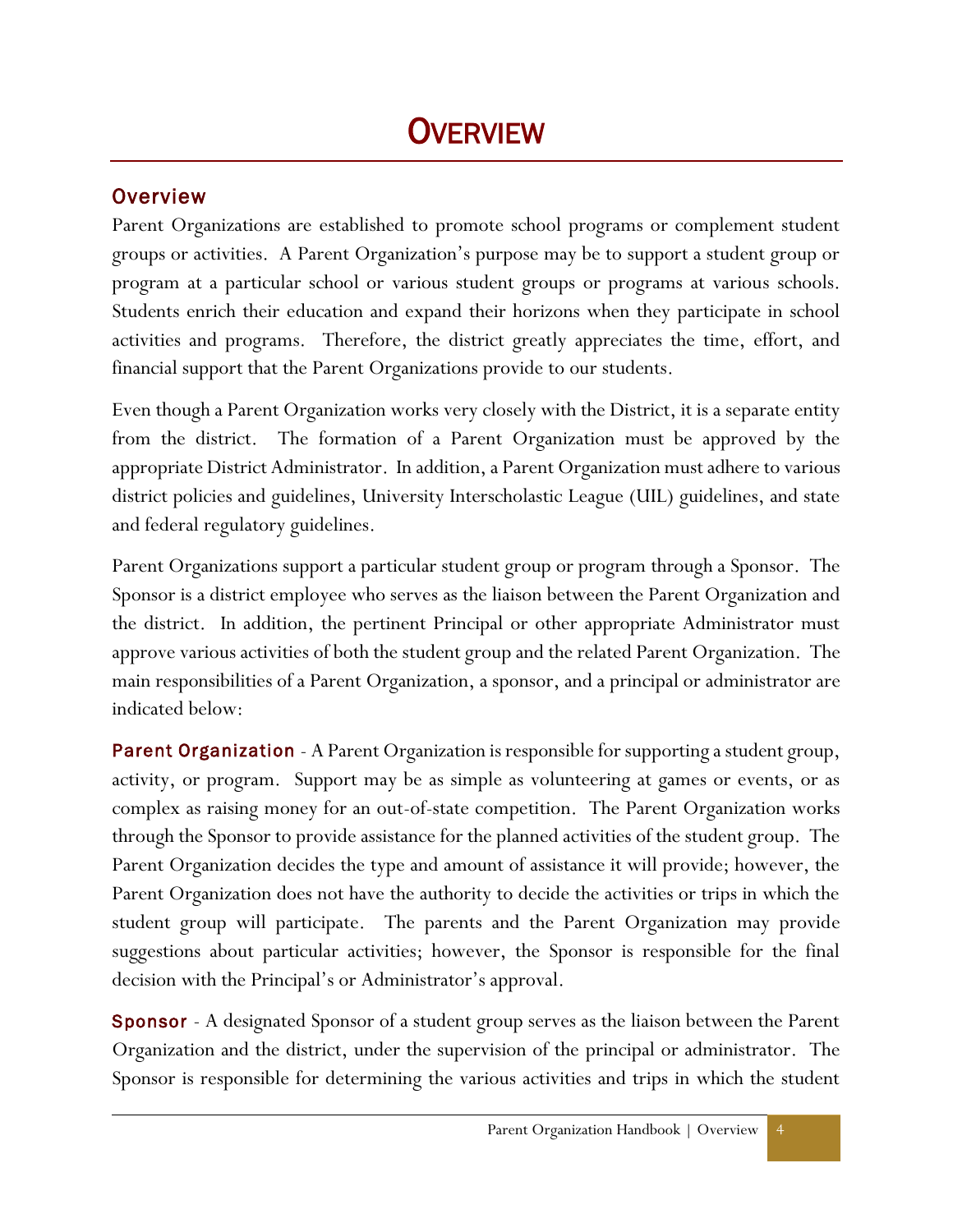# OVERVIEW

## Overview

Parent Organizations are established to promote school programs or complement student groups or activities. A Parent Organization's purpose may be to support a student group or program at a particular school or various student groups or programs at various schools. Students enrich their education and expand their horizons when they participate in school activities and programs. Therefore, the district greatly appreciates the time, effort, and financial support that the Parent Organizations provide to our students.

Even though a Parent Organization works very closely with the District, it is a separate entity from the district. The formation of a Parent Organization must be approved by the appropriate District Administrator. In addition, a Parent Organization must adhere to various district policies and guidelines, University Interscholastic League (UIL) guidelines, and state and federal regulatory guidelines.

Parent Organizations support a particular student group or program through a Sponsor. The Sponsor is a district employee who serves as the liaison between the Parent Organization and the district. In addition, the pertinent Principal or other appropriate Administrator must approve various activities of both the student group and the related Parent Organization. The main responsibilities of a Parent Organization, a sponsor, and a principal or administrator are indicated below:

**Parent Organization** - A Parent Organization is responsible for supporting a student group, activity, or program. Support may be as simple as volunteering at games or events, or as complex as raising money for an out-of-state competition. The Parent Organization works through the Sponsor to provide assistance for the planned activities of the student group. The Parent Organization decides the type and amount of assistance it will provide; however, the Parent Organization does not have the authority to decide the activities or trips in which the student group will participate. The parents and the Parent Organization may provide suggestions about particular activities; however, the Sponsor is responsible for the final decision with the Principal's or Administrator's approval.

**Sponsor** - A designated Sponsor of a student group serves as the liaison between the Parent Organization and the district, under the supervision of the principal or administrator. The Sponsor is responsible for determining the various activities and trips in which the student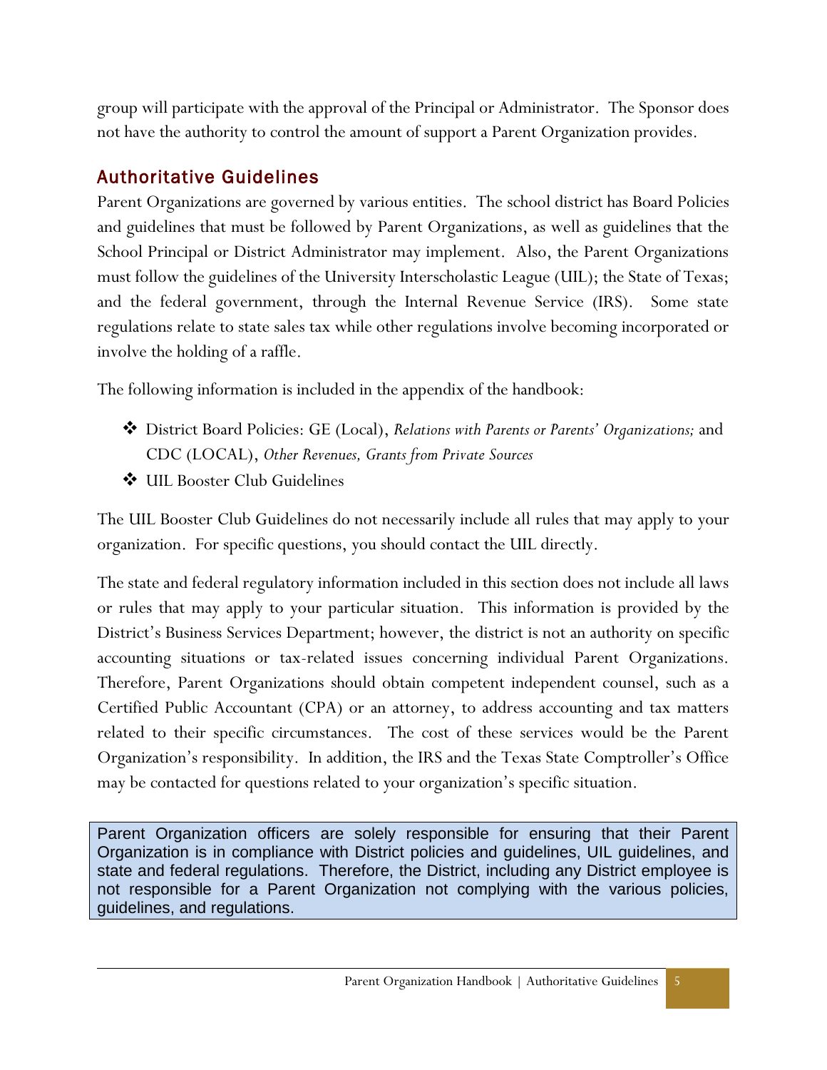group will participate with the approval of the Principal or Administrator. The Sponsor does not have the authority to control the amount of support a Parent Organization provides.

## Authoritative Guidelines

Parent Organizations are governed by various entities. The school district has Board Policies and guidelines that must be followed by Parent Organizations, as well as guidelines that the School Principal or District Administrator may implement. Also, the Parent Organizations must follow the guidelines of the University Interscholastic League (UIL); the State of Texas; and the federal government, through the Internal Revenue Service (IRS). Some state regulations relate to state sales tax while other regulations involve becoming incorporated or involve the holding of a raffle.

The following information is included in the appendix of the handbook:

- District Board Policies: GE (Local), *Relations with Parents or Parents' Organizations;* and CDC (LOCAL), *Other Revenues, Grants from Private Sources*
- UIL Booster Club Guidelines

The UIL Booster Club Guidelines do not necessarily include all rules that may apply to your organization. For specific questions, you should contact the UIL directly.

The state and federal regulatory information included in this section does not include all laws or rules that may apply to your particular situation. This information is provided by the District's Business Services Department; however, the district is not an authority on specific accounting situations or tax-related issues concerning individual Parent Organizations. Therefore, Parent Organizations should obtain competent independent counsel, such as a Certified Public Accountant (CPA) or an attorney, to address accounting and tax matters related to their specific circumstances. The cost of these services would be the Parent Organization's responsibility. In addition, the IRS and the Texas State Comptroller's Office may be contacted for questions related to your organization's specific situation.

> Parent Organization officers are solely responsible for ensuring that their Parent Organization is in compliance with District policies and guidelines, UIL guidelines, and state and federal regulations. Therefore, the District, including any District employee is not responsible for a Parent Organization not complying with the various policies, guidelines, and regulations.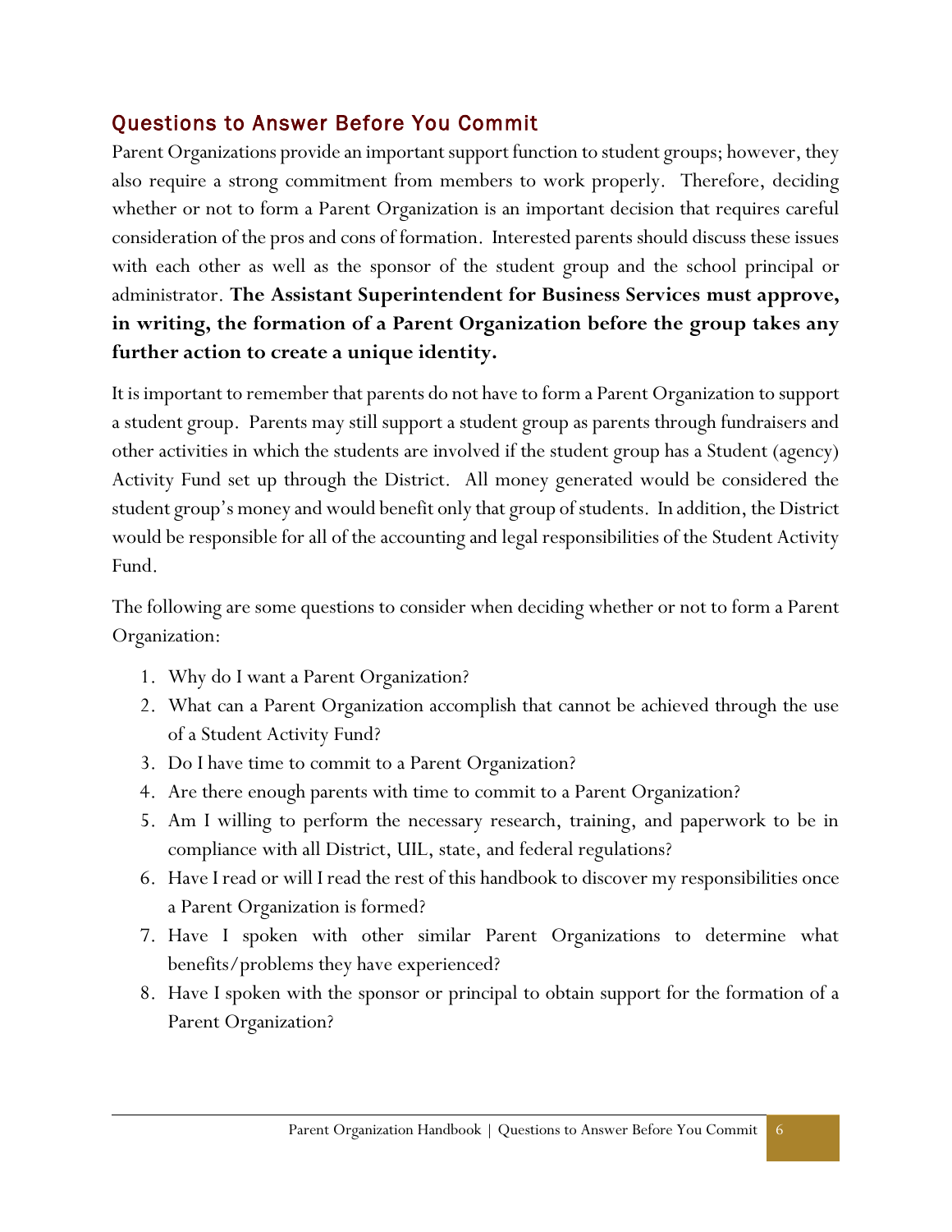## Questions to Answer Before You Commit

Parent Organizations provide an important support function to student groups; however, they also require a strong commitment from members to work properly. Therefore, deciding whether or not to form a Parent Organization is an important decision that requires careful consideration of the pros and cons of formation. Interested parents should discuss these issues with each other as well as the sponsor of the student group and the school principal or administrator. **The Assistant Superintendent for Business Services must approve, in writing, the formation of a Parent Organization before the group takes any further action to create a unique identity.**

It is important to remember that parents do not have to form a Parent Organization to support a student group. Parents may still support a student group as parents through fundraisers and other activities in which the students are involved if the student group has a Student (agency) Activity Fund set up through the District. All money generated would be considered the student group's money and would benefit only that group of students. In addition, the District would be responsible for all of the accounting and legal responsibilities of the Student Activity Fund.

The following are some questions to consider when deciding whether or not to form a Parent Organization:

1. Why do I want a Parent Organization?
2. What can a Parent Organization accomplish that cannot be achieved through the use of a Student Activity Fund?
3. Do I have time to commit to a Parent Organization?
4. Are there enough parents with time to commit to a Parent Organization?
5. Am I willing to perform the necessary research, training, and paperwork to be in compliance with all District, UIL, state, and federal regulations?
6. Have I read or will I read the rest of this handbook to discover my responsibilities once a Parent Organization is formed?
7. Have I spoken with other similar Parent Organizations to determine what benefits/problems they have experienced?
8. Have I spoken with the sponsor or principal to obtain support for the formation of a Parent Organization?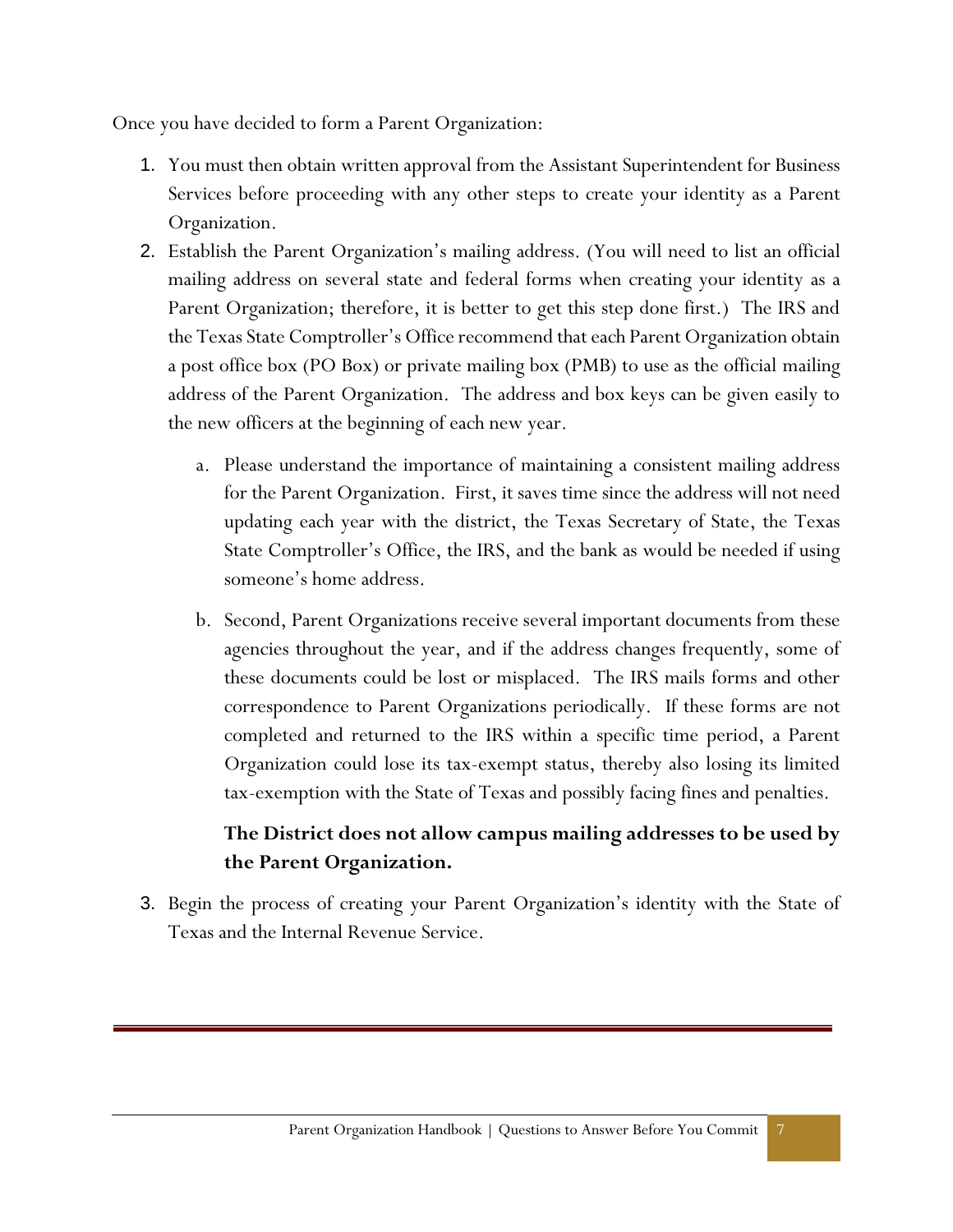Once you have decided to form a Parent Organization:

1. You must then obtain written approval from the Assistant Superintendent for Business Services before proceeding with any other steps to create your identity as a Parent Organization.
2. Establish the Parent Organization's mailing address. (You will need to list an official mailing address on several state and federal forms when creating your identity as a Parent Organization; therefore, it is better to get this step done first.) The IRS and the Texas State Comptroller's Office recommend that each Parent Organization obtain a post office box (PO Box) or private mailing box (PMB) to use as the official mailing address of the Parent Organization. The address and box keys can be given easily to the new officers at the beginning of each new year.
    a. Please understand the importance of maintaining a consistent mailing address for the Parent Organization. First, it saves time since the address will not need updating each year with the district, the Texas Secretary of State, the Texas State Comptroller's Office, the IRS, and the bank as would be needed if using someone's home address.
    b. Second, Parent Organizations receive several important documents from these agencies throughout the year, and if the address changes frequently, some of these documents could be lost or misplaced. The IRS mails forms and other correspondence to Parent Organizations periodically. If these forms are not completed and returned to the IRS within a specific time period, a Parent Organization could lose its tax-exempt status, thereby also losing its limited tax-exemption with the State of Texas and possibly facing fines and penalties.

    **The District does not allow campus mailing addresses to be used by the Parent Organization.**
3. Begin the process of creating your Parent Organization's identity with the State of Texas and the Internal Revenue Service.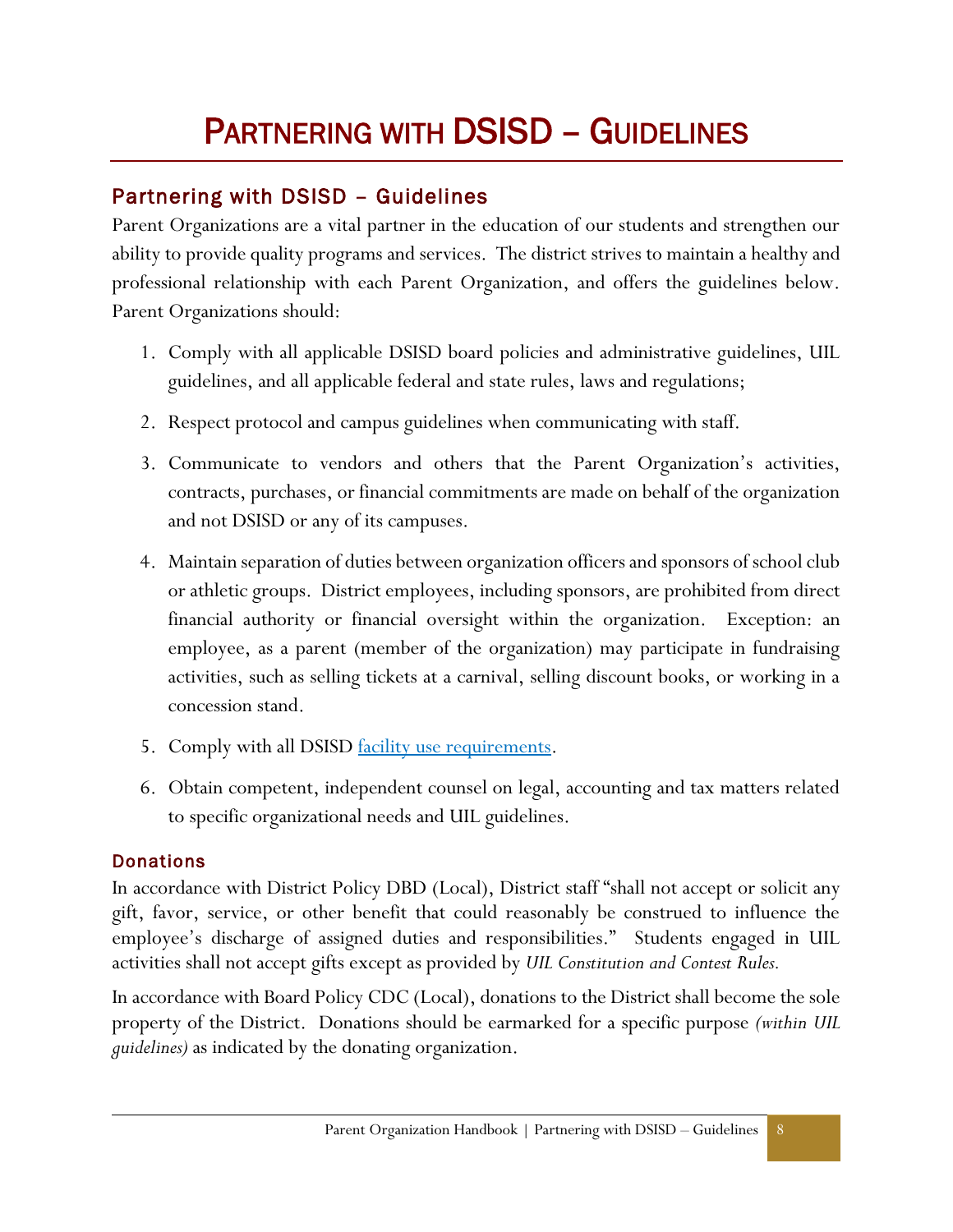# Partnering with DSISD – Guidelines

## Partnering with DSISD – Guidelines

Parent Organizations are a vital partner in the education of our students and strengthen our ability to provide quality programs and services. The district strives to maintain a healthy and professional relationship with each Parent Organization, and offers the guidelines below. Parent Organizations should:

1. Comply with all applicable DSISD board policies and administrative guidelines, UIL guidelines, and all applicable federal and state rules, laws and regulations;
2. Respect protocol and campus guidelines when communicating with staff.
3. Communicate to vendors and others that the Parent Organization's activities, contracts, purchases, or financial commitments are made on behalf of the organization and not DSISD or any of its campuses.
4. Maintain separation of duties between organization officers and sponsors of school club or athletic groups. District employees, including sponsors, are prohibited from direct financial authority or financial oversight within the organization. Exception: an employee, as a parent (member of the organization) may participate in fundraising activities, such as selling tickets at a carnival, selling discount books, or working in a concession stand.
5. Comply with all DSISD facility use requirements.
6. Obtain competent, independent counsel on legal, accounting and tax matters related to specific organizational needs and UIL guidelines.

### Donations

In accordance with District Policy DBD (Local), District staff "shall not accept or solicit any gift, favor, service, or other benefit that could reasonably be construed to influence the employee's discharge of assigned duties and responsibilities." Students engaged in UIL activities shall not accept gifts except as provided by *UIL Constitution and Contest Rules.*

In accordance with Board Policy CDC (Local), donations to the District shall become the sole property of the District. Donations should be earmarked for a specific purpose *(within UIL guidelines)* as indicated by the donating organization.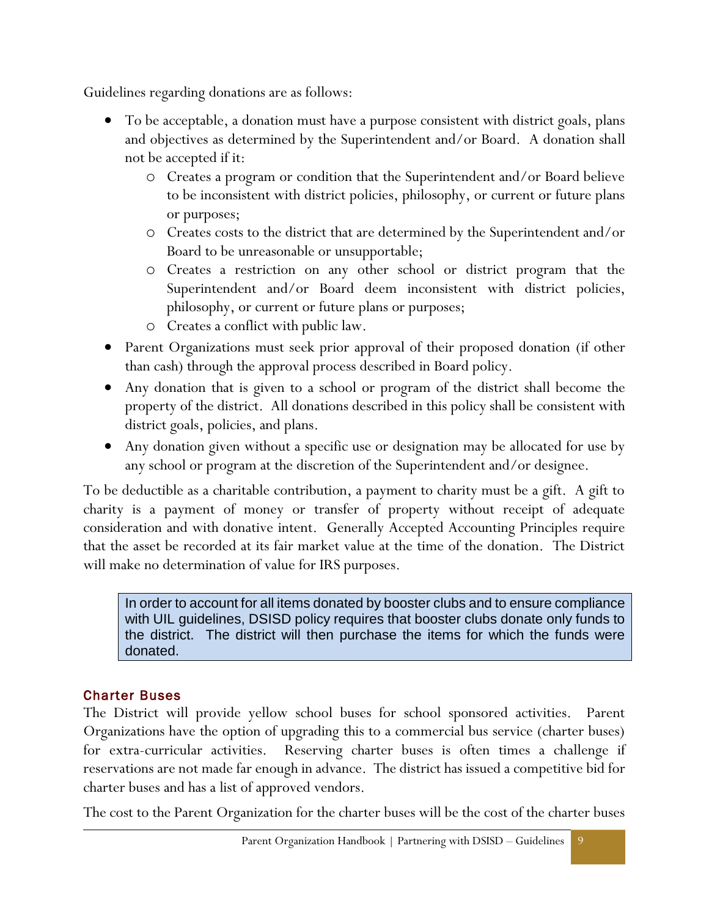Guidelines regarding donations are as follows:

- To be acceptable, a donation must have a purpose consistent with district goals, plans and objectives as determined by the Superintendent and/or Board. A donation shall not be accepted if it:
    - Creates a program or condition that the Superintendent and/or Board believe to be inconsistent with district policies, philosophy, or current or future plans or purposes;
    - Creates costs to the district that are determined by the Superintendent and/or Board to be unreasonable or unsupportable;
    - Creates a restriction on any other school or district program that the Superintendent and/or Board deem inconsistent with district policies, philosophy, or current or future plans or purposes;
    - Creates a conflict with public law.
- Parent Organizations must seek prior approval of their proposed donation (if other than cash) through the approval process described in Board policy.
- Any donation that is given to a school or program of the district shall become the property of the district. All donations described in this policy shall be consistent with district goals, policies, and plans.
- Any donation given without a specific use or designation may be allocated for use by any school or program at the discretion of the Superintendent and/or designee.

To be deductible as a charitable contribution, a payment to charity must be a gift. A gift to charity is a payment of money or transfer of property without receipt of adequate consideration and with donative intent. Generally Accepted Accounting Principles require that the asset be recorded at its fair market value at the time of the donation. The District will make no determination of value for IRS purposes.

> In order to account for all items donated by booster clubs and to ensure compliance with UIL guidelines, DSISD policy requires that booster clubs donate only funds to the district. The district will then purchase the items for which the funds were donated.

## Charter Buses

The District will provide yellow school buses for school sponsored activities. Parent Organizations have the option of upgrading this to a commercial bus service (charter buses) for extra-curricular activities. Reserving charter buses is often times a challenge if reservations are not made far enough in advance. The district has issued a competitive bid for charter buses and has a list of approved vendors.

The cost to the Parent Organization for the charter buses will be the cost of the charter buses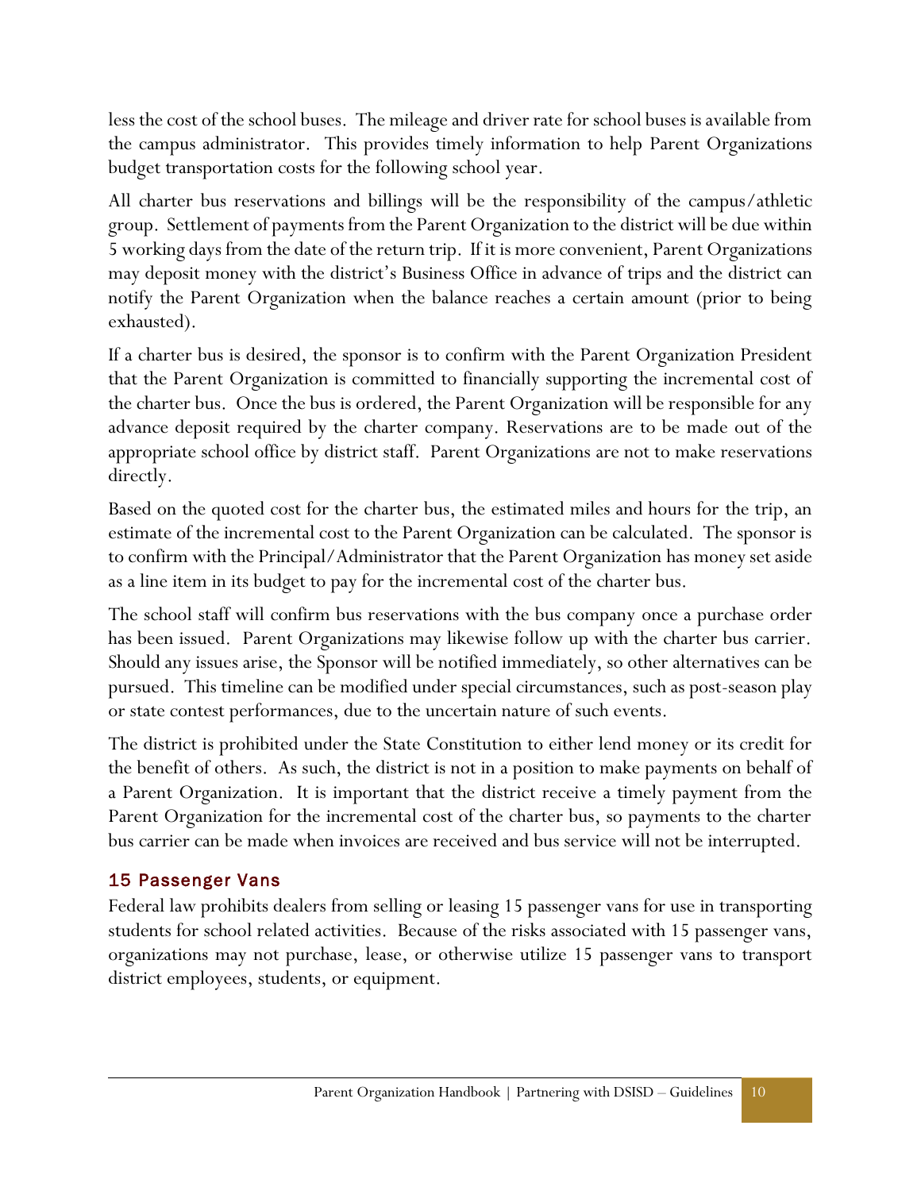less the cost of the school buses. The mileage and driver rate for school buses is available from the campus administrator. This provides timely information to help Parent Organizations budget transportation costs for the following school year.

All charter bus reservations and billings will be the responsibility of the campus/athletic group. Settlement of payments from the Parent Organization to the district will be due within 5 working days from the date of the return trip. If it is more convenient, Parent Organizations may deposit money with the district's Business Office in advance of trips and the district can notify the Parent Organization when the balance reaches a certain amount (prior to being exhausted).

If a charter bus is desired, the sponsor is to confirm with the Parent Organization President that the Parent Organization is committed to financially supporting the incremental cost of the charter bus. Once the bus is ordered, the Parent Organization will be responsible for any advance deposit required by the charter company. Reservations are to be made out of the appropriate school office by district staff. Parent Organizations are not to make reservations directly.

Based on the quoted cost for the charter bus, the estimated miles and hours for the trip, an estimate of the incremental cost to the Parent Organization can be calculated. The sponsor is to confirm with the Principal/Administrator that the Parent Organization has money set aside as a line item in its budget to pay for the incremental cost of the charter bus.

The school staff will confirm bus reservations with the bus company once a purchase order has been issued. Parent Organizations may likewise follow up with the charter bus carrier. Should any issues arise, the Sponsor will be notified immediately, so other alternatives can be pursued. This timeline can be modified under special circumstances, such as post-season play or state contest performances, due to the uncertain nature of such events.

The district is prohibited under the State Constitution to either lend money or its credit for the benefit of others. As such, the district is not in a position to make payments on behalf of a Parent Organization. It is important that the district receive a timely payment from the Parent Organization for the incremental cost of the charter bus, so payments to the charter bus carrier can be made when invoices are received and bus service will not be interrupted.

### 15 Passenger Vans

Federal law prohibits dealers from selling or leasing 15 passenger vans for use in transporting students for school related activities. Because of the risks associated with 15 passenger vans, organizations may not purchase, lease, or otherwise utilize 15 passenger vans to transport district employees, students, or equipment.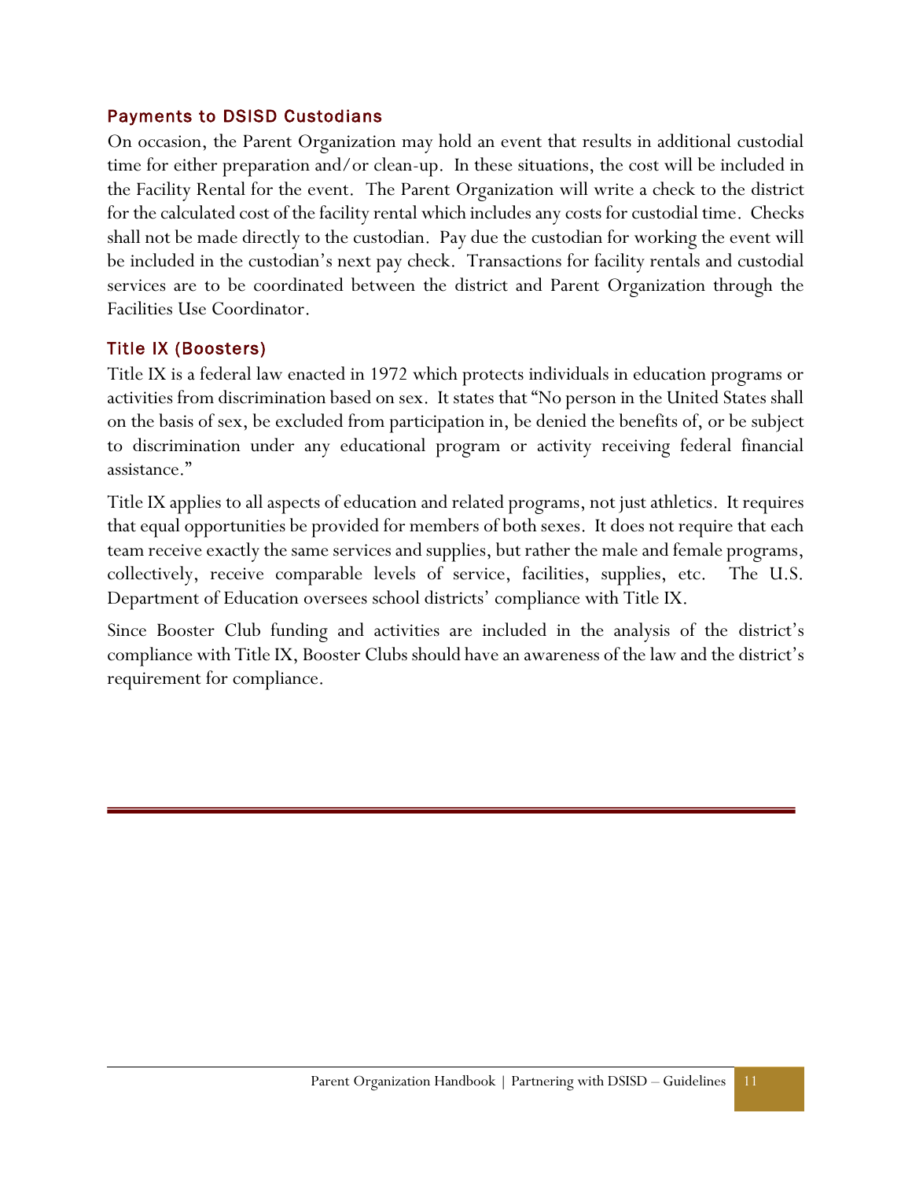### Payments to DSISD Custodians

On occasion, the Parent Organization may hold an event that results in additional custodial time for either preparation and/or clean-up. In these situations, the cost will be included in the Facility Rental for the event. The Parent Organization will write a check to the district for the calculated cost of the facility rental which includes any costs for custodial time. Checks shall not be made directly to the custodian. Pay due the custodian for working the event will be included in the custodian's next pay check. Transactions for facility rentals and custodial services are to be coordinated between the district and Parent Organization through the Facilities Use Coordinator.

### Title IX (Boosters)

Title IX is a federal law enacted in 1972 which protects individuals in education programs or activities from discrimination based on sex. It states that "No person in the United States shall on the basis of sex, be excluded from participation in, be denied the benefits of, or be subject to discrimination under any educational program or activity receiving federal financial assistance."

Title IX applies to all aspects of education and related programs, not just athletics. It requires that equal opportunities be provided for members of both sexes. It does not require that each team receive exactly the same services and supplies, but rather the male and female programs, collectively, receive comparable levels of service, facilities, supplies, etc. The U.S. Department of Education oversees school districts' compliance with Title IX.

Since Booster Club funding and activities are included in the analysis of the district's compliance with Title IX, Booster Clubs should have an awareness of the law and the district's requirement for compliance.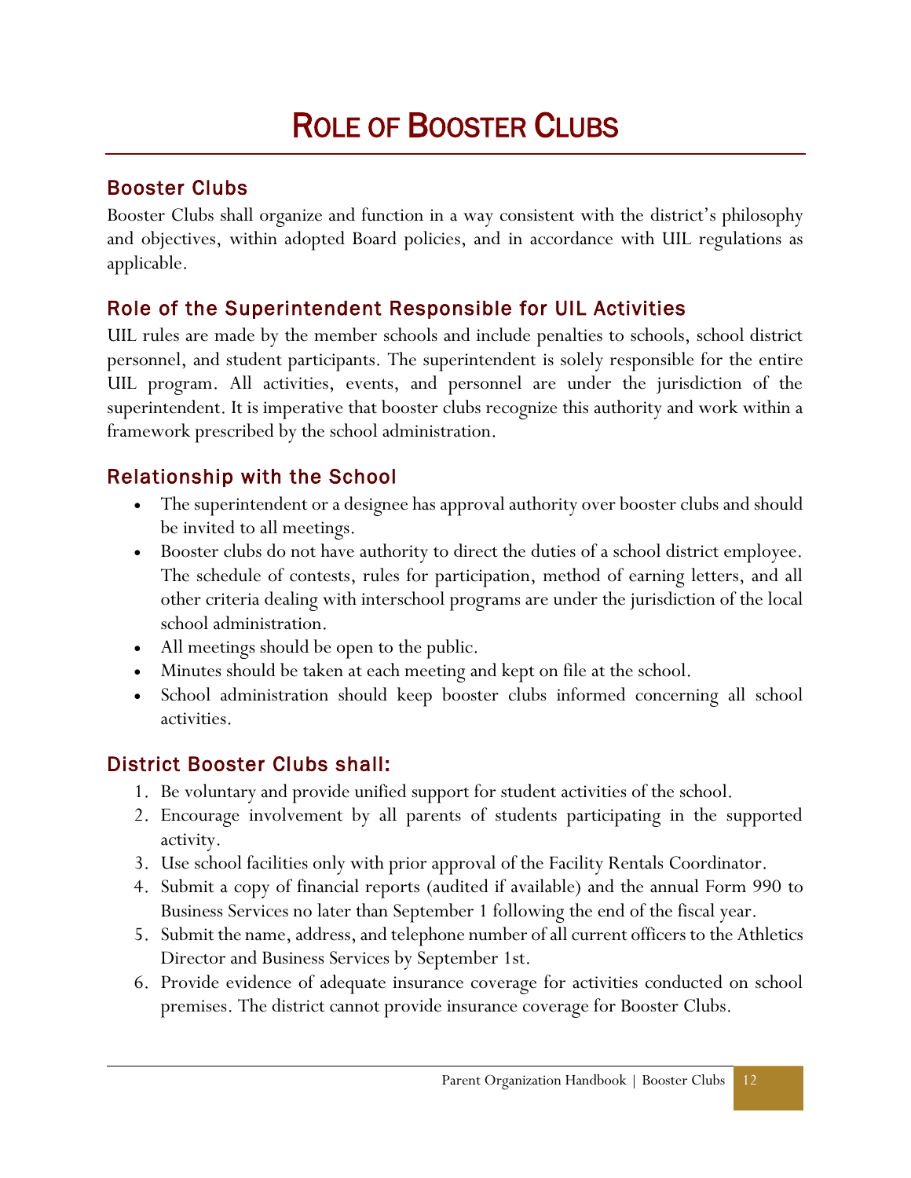# Role of Booster Clubs

## Booster Clubs

Booster Clubs shall organize and function in a way consistent with the district's philosophy and objectives, within adopted Board policies, and in accordance with UIL regulations as applicable.

## Role of the Superintendent Responsible for UIL Activities

UIL rules are made by the member schools and include penalties to schools, school district personnel, and student participants. The superintendent is solely responsible for the entire UIL program. All activities, events, and personnel are under the jurisdiction of the superintendent. It is imperative that booster clubs recognize this authority and work within a framework prescribed by the school administration.

## Relationship with the School

- The superintendent or a designee has approval authority over booster clubs and should be invited to all meetings.
- Booster clubs do not have authority to direct the duties of a school district employee. The schedule of contests, rules for participation, method of earning letters, and all other criteria dealing with interschool programs are under the jurisdiction of the local school administration.
- All meetings should be open to the public.
- Minutes should be taken at each meeting and kept on file at the school.
- School administration should keep booster clubs informed concerning all school activities.

## District Booster Clubs shall:

1. Be voluntary and provide unified support for student activities of the school.
2. Encourage involvement by all parents of students participating in the supported activity.
3. Use school facilities only with prior approval of the Facility Rentals Coordinator.
4. Submit a copy of financial reports (audited if available) and the annual Form 990 to Business Services no later than September 1 following the end of the fiscal year.
5. Submit the name, address, and telephone number of all current officers to the Athletics Director and Business Services by September 1st.
6. Provide evidence of adequate insurance coverage for activities conducted on school premises. The district cannot provide insurance coverage for Booster Clubs.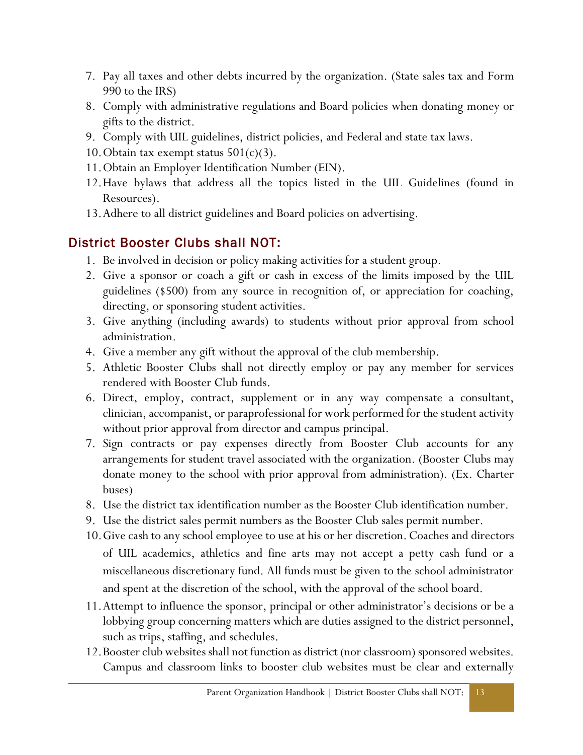7. Pay all taxes and other debts incurred by the organization. (State sales tax and Form 990 to the IRS)
8. Comply with administrative regulations and Board policies when donating money or gifts to the district.
9. Comply with UIL guidelines, district policies, and Federal and state tax laws.
10. Obtain tax exempt status 501(c)(3).
11. Obtain an Employer Identification Number (EIN).
12. Have bylaws that address all the topics listed in the UIL Guidelines (found in Resources).
13. Adhere to all district guidelines and Board policies on advertising.

## District Booster Clubs shall NOT:

1. Be involved in decision or policy making activities for a student group.
2. Give a sponsor or coach a gift or cash in excess of the limits imposed by the UIL guidelines ($500) from any source in recognition of, or appreciation for coaching, directing, or sponsoring student activities.
3. Give anything (including awards) to students without prior approval from school administration.
4. Give a member any gift without the approval of the club membership.
5. Athletic Booster Clubs shall not directly employ or pay any member for services rendered with Booster Club funds.
6. Direct, employ, contract, supplement or in any way compensate a consultant, clinician, accompanist, or paraprofessional for work performed for the student activity without prior approval from director and campus principal.
7. Sign contracts or pay expenses directly from Booster Club accounts for any arrangements for student travel associated with the organization. (Booster Clubs may donate money to the school with prior approval from administration). (Ex. Charter buses)
8. Use the district tax identification number as the Booster Club identification number.
9. Use the district sales permit numbers as the Booster Club sales permit number.
10. Give cash to any school employee to use at his or her discretion. Coaches and directors of UIL academics, athletics and fine arts may not accept a petty cash fund or a miscellaneous discretionary fund. All funds must be given to the school administrator and spent at the discretion of the school, with the approval of the school board.
11. Attempt to influence the sponsor, principal or other administrator's decisions or be a lobbying group concerning matters which are duties assigned to the district personnel, such as trips, staffing, and schedules.
12. Booster club websites shall not function as district (nor classroom) sponsored websites. Campus and classroom links to booster club websites must be clear and externally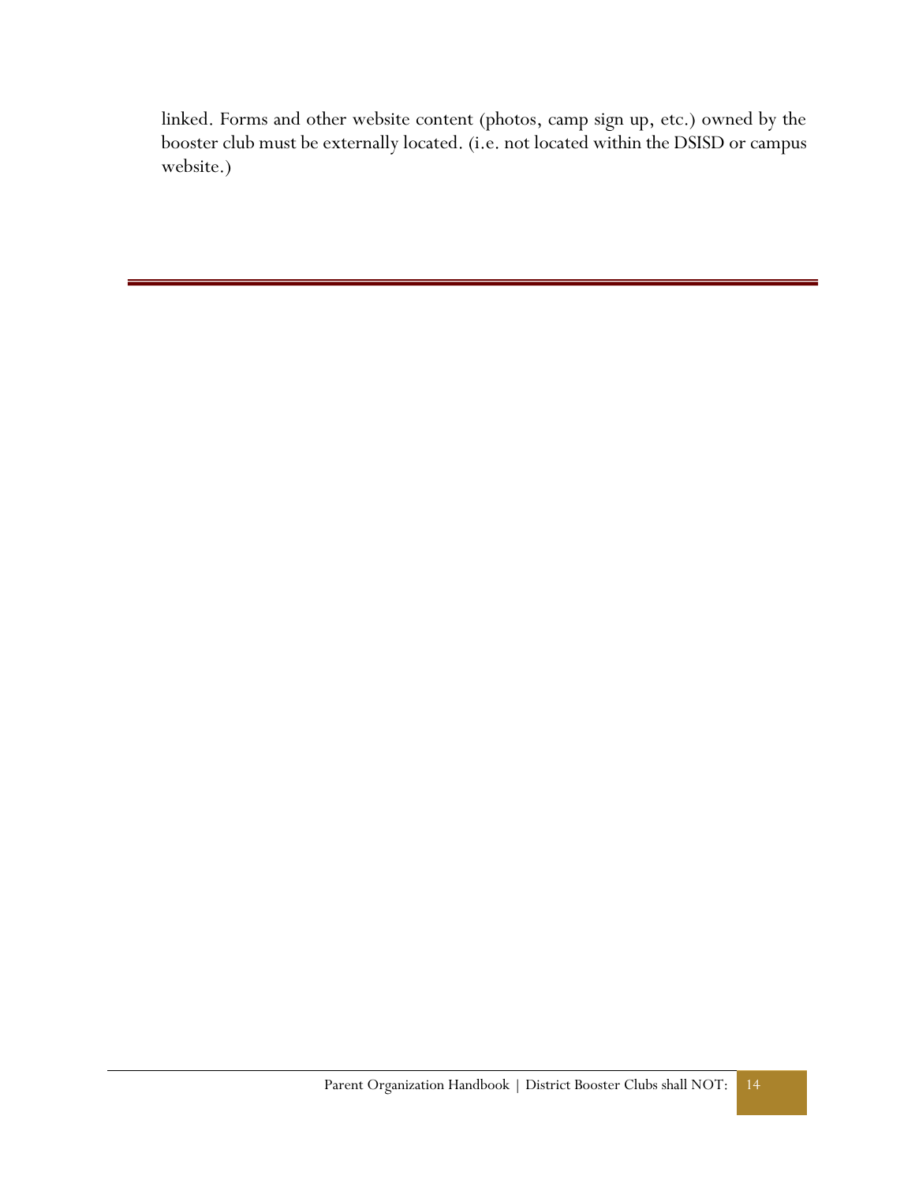linked. Forms and other website content (photos, camp sign up, etc.) owned by the booster club must be externally located. (i.e. not located within the DSISD or campus website.)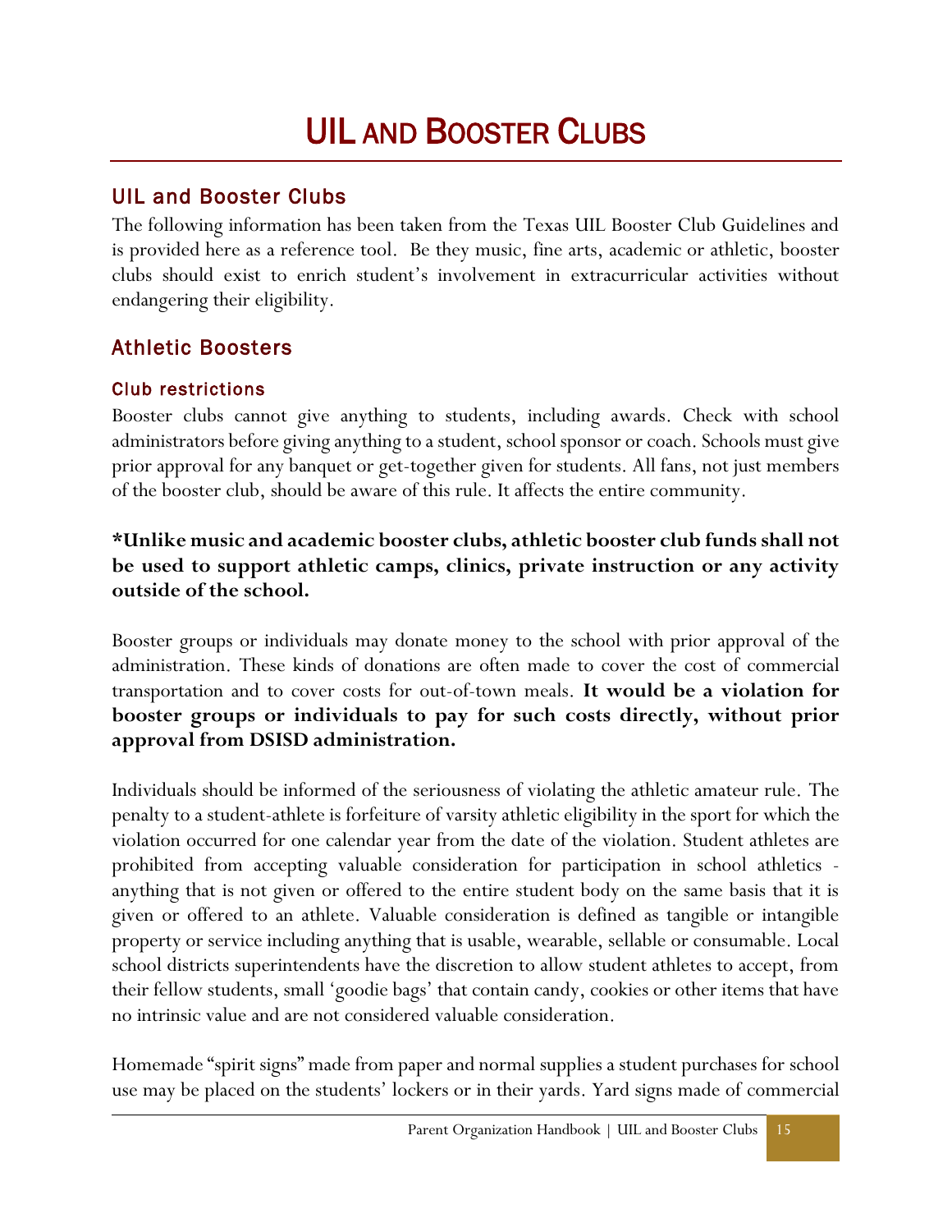# UIL AND BOOSTER CLUBS

## UIL and Booster Clubs

The following information has been taken from the Texas UIL Booster Club Guidelines and is provided here as a reference tool. Be they music, fine arts, academic or athletic, booster clubs should exist to enrich student's involvement in extracurricular activities without endangering their eligibility.

## Athletic Boosters

### Club restrictions

Booster clubs cannot give anything to students, including awards. Check with school administrators before giving anything to a student, school sponsor or coach. Schools must give prior approval for any banquet or get-together given for students. All fans, not just members of the booster club, should be aware of this rule. It affects the entire community.

**\*Unlike music and academic booster clubs, athletic booster club funds shall not be used to support athletic camps, clinics, private instruction or any activity outside of the school.**

Booster groups or individuals may donate money to the school with prior approval of the administration. These kinds of donations are often made to cover the cost of commercial transportation and to cover costs for out-of-town meals. **It would be a violation for booster groups or individuals to pay for such costs directly, without prior approval from DSISD administration.**

Individuals should be informed of the seriousness of violating the athletic amateur rule. The penalty to a student-athlete is forfeiture of varsity athletic eligibility in the sport for which the violation occurred for one calendar year from the date of the violation. Student athletes are prohibited from accepting valuable consideration for participation in school athletics - anything that is not given or offered to the entire student body on the same basis that it is given or offered to an athlete. Valuable consideration is defined as tangible or intangible property or service including anything that is usable, wearable, sellable or consumable. Local school districts superintendents have the discretion to allow student athletes to accept, from their fellow students, small 'goodie bags' that contain candy, cookies or other items that have no intrinsic value and are not considered valuable consideration.

Homemade "spirit signs" made from paper and normal supplies a student purchases for school use may be placed on the students' lockers or in their yards. Yard signs made of commercial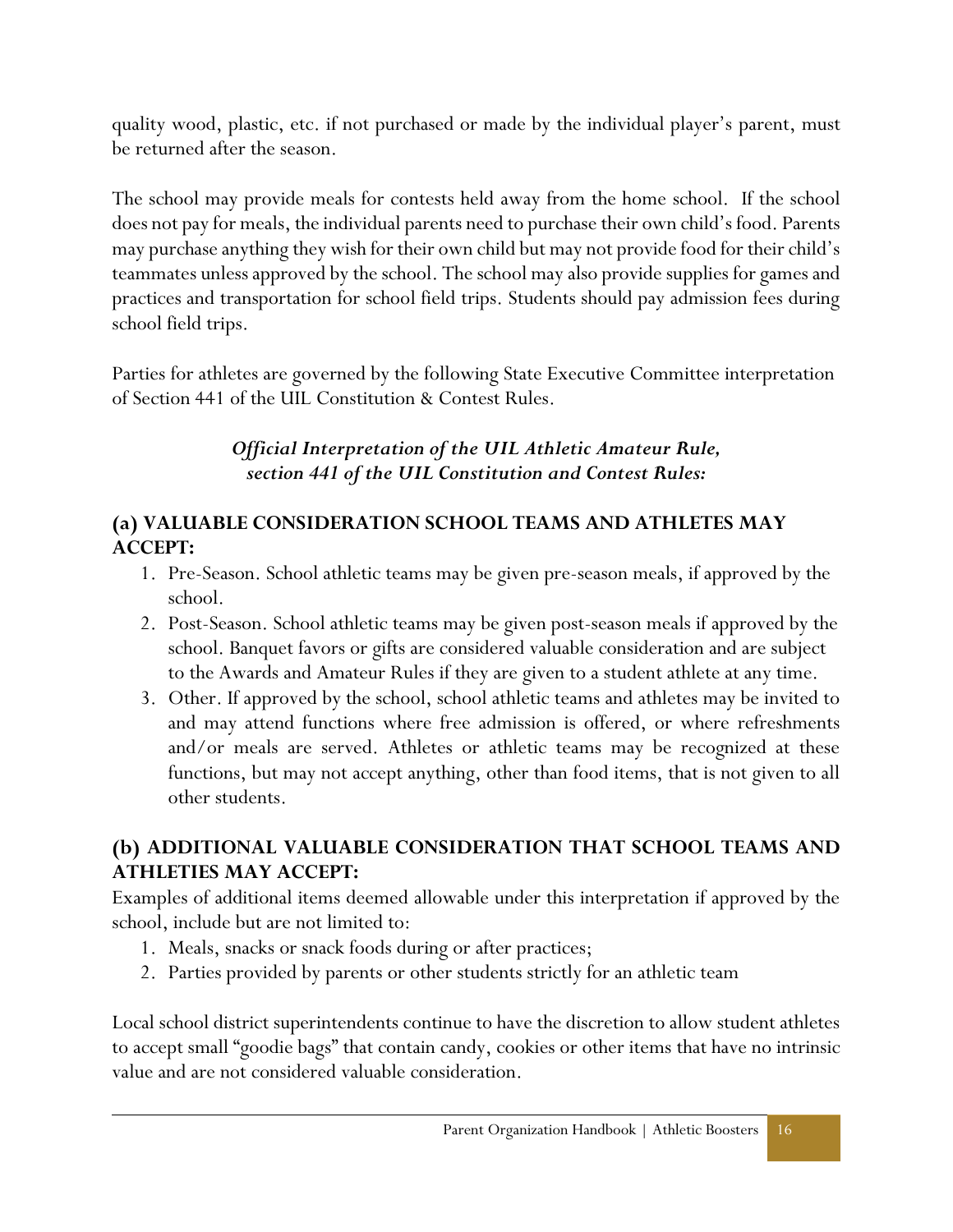quality wood, plastic, etc. if not purchased or made by the individual player's parent, must be returned after the season.

The school may provide meals for contests held away from the home school. If the school does not pay for meals, the individual parents need to purchase their own child's food. Parents may purchase anything they wish for their own child but may not provide food for their child's teammates unless approved by the school. The school may also provide supplies for games and practices and transportation for school field trips. Students should pay admission fees during school field trips.

Parties for athletes are governed by the following State Executive Committee interpretation of Section 441 of the UIL Constitution & Contest Rules.

***Official Interpretation of the UIL Athletic Amateur Rule, section 441 of the UIL Constitution and Contest Rules:***

### (a) VALUABLE CONSIDERATION SCHOOL TEAMS AND ATHLETES MAY ACCEPT:

1. Pre-Season. School athletic teams may be given pre-season meals, if approved by the school.
2. Post-Season. School athletic teams may be given post-season meals if approved by the school. Banquet favors or gifts are considered valuable consideration and are subject to the Awards and Amateur Rules if they are given to a student athlete at any time.
3. Other. If approved by the school, school athletic teams and athletes may be invited to and may attend functions where free admission is offered, or where refreshments and/or meals are served. Athletes or athletic teams may be recognized at these functions, but may not accept anything, other than food items, that is not given to all other students.

### (b) ADDITIONAL VALUABLE CONSIDERATION THAT SCHOOL TEAMS AND ATHLETIES MAY ACCEPT:

Examples of additional items deemed allowable under this interpretation if approved by the school, include but are not limited to:

1. Meals, snacks or snack foods during or after practices;
2. Parties provided by parents or other students strictly for an athletic team

Local school district superintendents continue to have the discretion to allow student athletes to accept small "goodie bags" that contain candy, cookies or other items that have no intrinsic value and are not considered valuable consideration.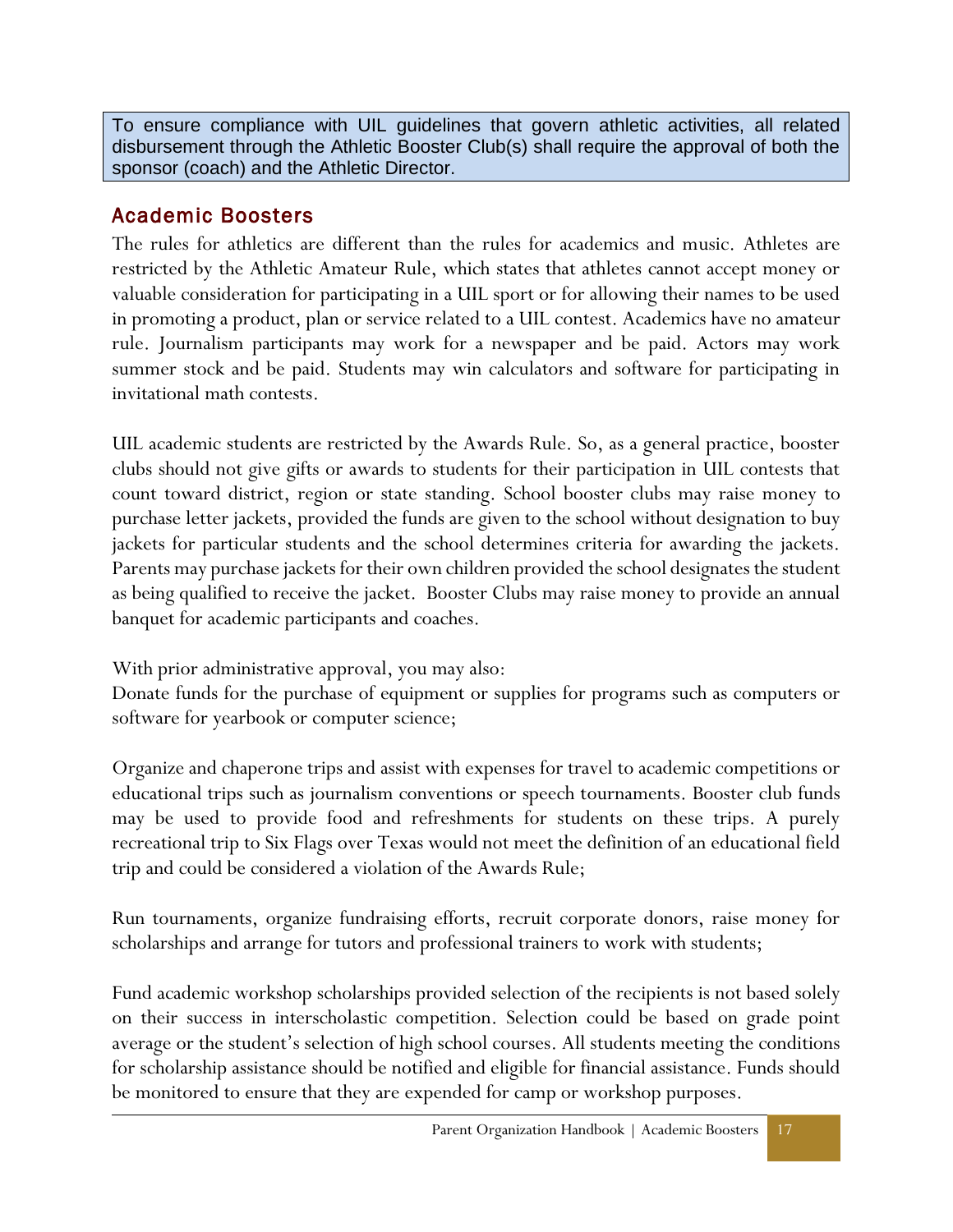> To ensure compliance with UIL guidelines that govern athletic activities, all related disbursement through the Athletic Booster Club(s) shall require the approval of both the sponsor (coach) and the Athletic Director.

## Academic Boosters

The rules for athletics are different than the rules for academics and music. Athletes are restricted by the Athletic Amateur Rule, which states that athletes cannot accept money or valuable consideration for participating in a UIL sport or for allowing their names to be used in promoting a product, plan or service related to a UIL contest. Academics have no amateur rule. Journalism participants may work for a newspaper and be paid. Actors may work summer stock and be paid. Students may win calculators and software for participating in invitational math contests.

UIL academic students are restricted by the Awards Rule. So, as a general practice, booster clubs should not give gifts or awards to students for their participation in UIL contests that count toward district, region or state standing. School booster clubs may raise money to purchase letter jackets, provided the funds are given to the school without designation to buy jackets for particular students and the school determines criteria for awarding the jackets. Parents may purchase jackets for their own children provided the school designates the student as being qualified to receive the jacket. Booster Clubs may raise money to provide an annual banquet for academic participants and coaches.

With prior administrative approval, you may also:
Donate funds for the purchase of equipment or supplies for programs such as computers or software for yearbook or computer science;

Organize and chaperone trips and assist with expenses for travel to academic competitions or educational trips such as journalism conventions or speech tournaments. Booster club funds may be used to provide food and refreshments for students on these trips. A purely recreational trip to Six Flags over Texas would not meet the definition of an educational field trip and could be considered a violation of the Awards Rule;

Run tournaments, organize fundraising efforts, recruit corporate donors, raise money for scholarships and arrange for tutors and professional trainers to work with students;

Fund academic workshop scholarships provided selection of the recipients is not based solely on their success in interscholastic competition. Selection could be based on grade point average or the student's selection of high school courses. All students meeting the conditions for scholarship assistance should be notified and eligible for financial assistance. Funds should be monitored to ensure that they are expended for camp or workshop purposes.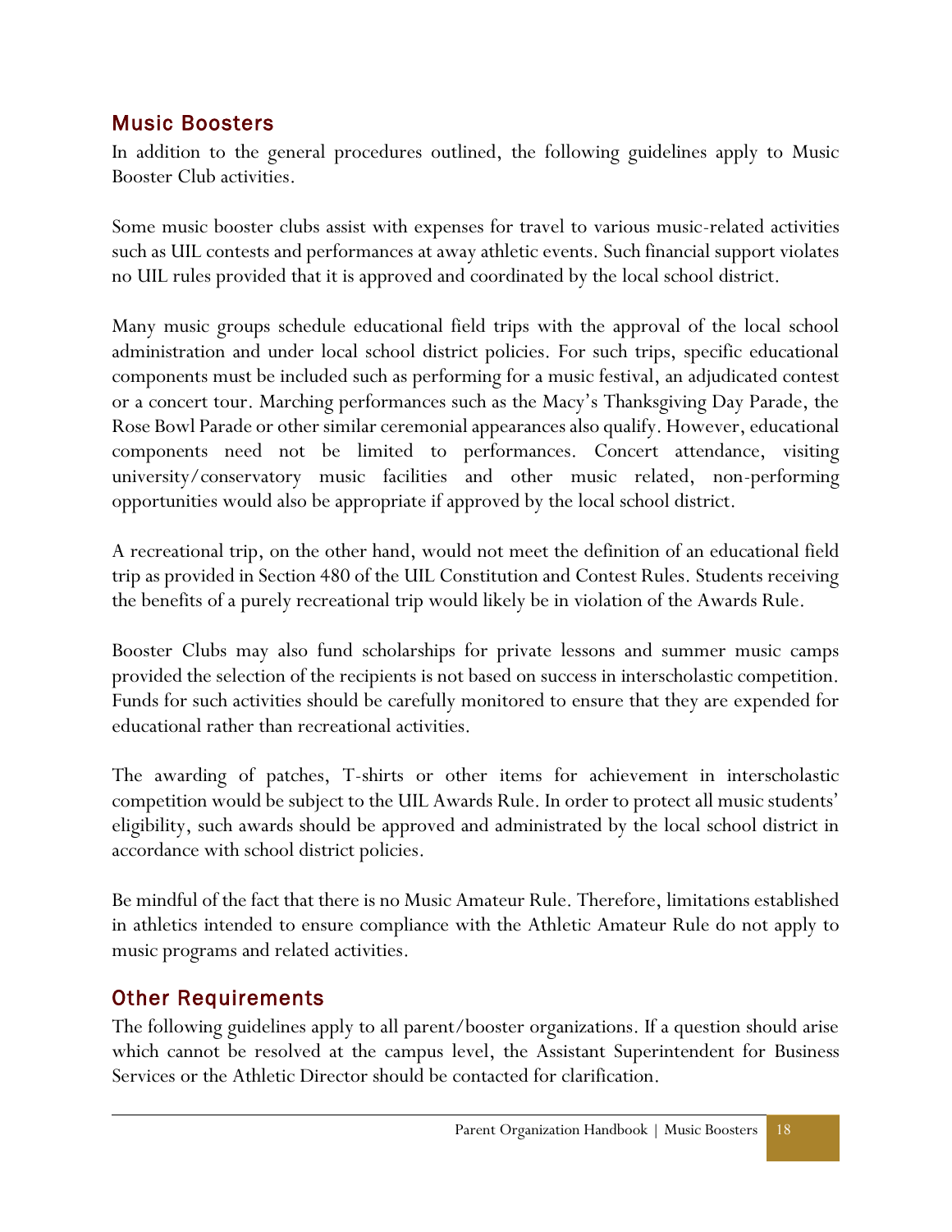## Music Boosters

In addition to the general procedures outlined, the following guidelines apply to Music Booster Club activities.

Some music booster clubs assist with expenses for travel to various music-related activities such as UIL contests and performances at away athletic events. Such financial support violates no UIL rules provided that it is approved and coordinated by the local school district.

Many music groups schedule educational field trips with the approval of the local school administration and under local school district policies. For such trips, specific educational components must be included such as performing for a music festival, an adjudicated contest or a concert tour. Marching performances such as the Macy's Thanksgiving Day Parade, the Rose Bowl Parade or other similar ceremonial appearances also qualify. However, educational components need not be limited to performances. Concert attendance, visiting university/conservatory music facilities and other music related, non-performing opportunities would also be appropriate if approved by the local school district.

A recreational trip, on the other hand, would not meet the definition of an educational field trip as provided in Section 480 of the UIL Constitution and Contest Rules. Students receiving the benefits of a purely recreational trip would likely be in violation of the Awards Rule.

Booster Clubs may also fund scholarships for private lessons and summer music camps provided the selection of the recipients is not based on success in interscholastic competition. Funds for such activities should be carefully monitored to ensure that they are expended for educational rather than recreational activities.

The awarding of patches, T-shirts or other items for achievement in interscholastic competition would be subject to the UIL Awards Rule. In order to protect all music students' eligibility, such awards should be approved and administrated by the local school district in accordance with school district policies.

Be mindful of the fact that there is no Music Amateur Rule. Therefore, limitations established in athletics intended to ensure compliance with the Athletic Amateur Rule do not apply to music programs and related activities.

## Other Requirements

The following guidelines apply to all parent/booster organizations. If a question should arise which cannot be resolved at the campus level, the Assistant Superintendent for Business Services or the Athletic Director should be contacted for clarification.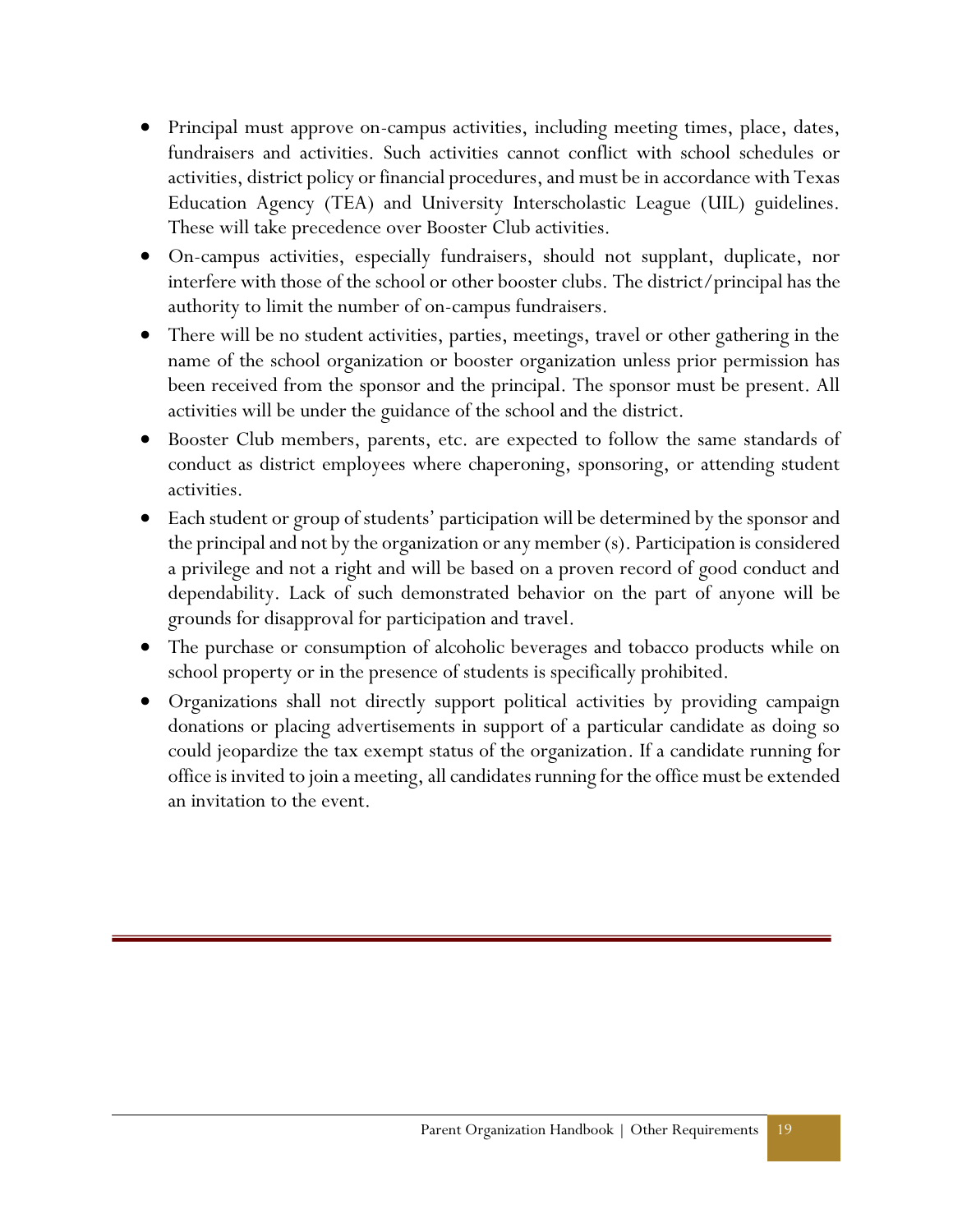- Principal must approve on-campus activities, including meeting times, place, dates, fundraisers and activities. Such activities cannot conflict with school schedules or activities, district policy or financial procedures, and must be in accordance with Texas Education Agency (TEA) and University Interscholastic League (UIL) guidelines. These will take precedence over Booster Club activities.
- On-campus activities, especially fundraisers, should not supplant, duplicate, nor interfere with those of the school or other booster clubs. The district/principal has the authority to limit the number of on-campus fundraisers.
- There will be no student activities, parties, meetings, travel or other gathering in the name of the school organization or booster organization unless prior permission has been received from the sponsor and the principal. The sponsor must be present. All activities will be under the guidance of the school and the district.
- Booster Club members, parents, etc. are expected to follow the same standards of conduct as district employees where chaperoning, sponsoring, or attending student activities.
- Each student or group of students' participation will be determined by the sponsor and the principal and not by the organization or any member (s). Participation is considered a privilege and not a right and will be based on a proven record of good conduct and dependability. Lack of such demonstrated behavior on the part of anyone will be grounds for disapproval for participation and travel.
- The purchase or consumption of alcoholic beverages and tobacco products while on school property or in the presence of students is specifically prohibited.
- Organizations shall not directly support political activities by providing campaign donations or placing advertisements in support of a particular candidate as doing so could jeopardize the tax exempt status of the organization. If a candidate running for office is invited to join a meeting, all candidates running for the office must be extended an invitation to the event.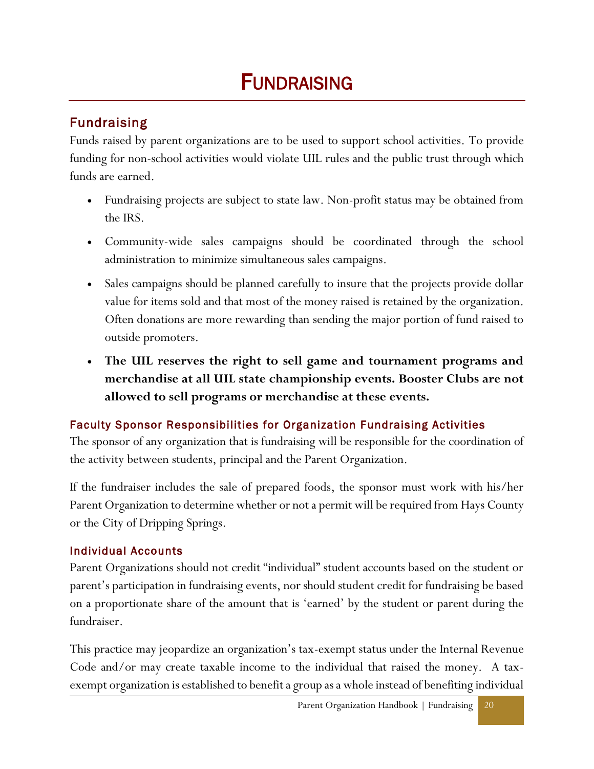# FUNDRAISING

## Fundraising

Funds raised by parent organizations are to be used to support school activities. To provide funding for non-school activities would violate UIL rules and the public trust through which funds are earned.

- Fundraising projects are subject to state law. Non-profit status may be obtained from the IRS.
- Community-wide sales campaigns should be coordinated through the school administration to minimize simultaneous sales campaigns.
- Sales campaigns should be planned carefully to insure that the projects provide dollar value for items sold and that most of the money raised is retained by the organization. Often donations are more rewarding than sending the major portion of fund raised to outside promoters.
- **The UIL reserves the right to sell game and tournament programs and merchandise at all UIL state championship events. Booster Clubs are not allowed to sell programs or merchandise at these events.**

### Faculty Sponsor Responsibilities for Organization Fundraising Activities

The sponsor of any organization that is fundraising will be responsible for the coordination of the activity between students, principal and the Parent Organization.

If the fundraiser includes the sale of prepared foods, the sponsor must work with his/her Parent Organization to determine whether or not a permit will be required from Hays County or the City of Dripping Springs.

### Individual Accounts

Parent Organizations should not credit "individual" student accounts based on the student or parent's participation in fundraising events, nor should student credit for fundraising be based on a proportionate share of the amount that is 'earned' by the student or parent during the fundraiser.

This practice may jeopardize an organization's tax-exempt status under the Internal Revenue Code and/or may create taxable income to the individual that raised the money. A tax-exempt organization is established to benefit a group as a whole instead of benefiting individual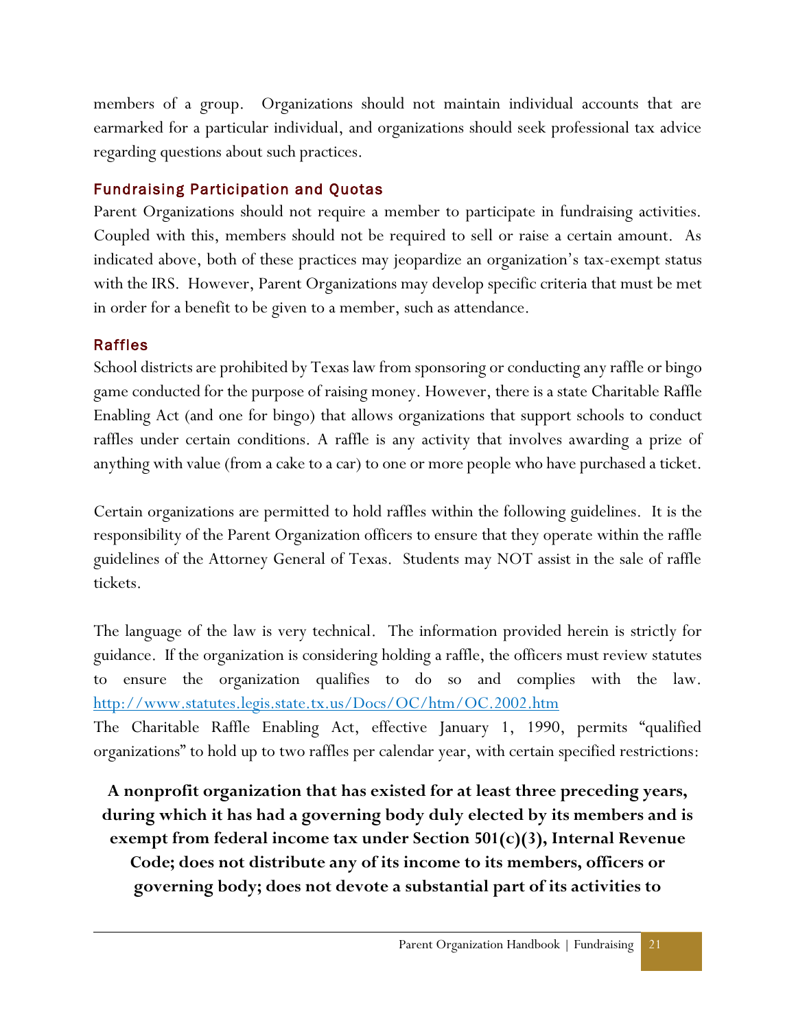members of a group. Organizations should not maintain individual accounts that are earmarked for a particular individual, and organizations should seek professional tax advice regarding questions about such practices.

### Fundraising Participation and Quotas

Parent Organizations should not require a member to participate in fundraising activities. Coupled with this, members should not be required to sell or raise a certain amount. As indicated above, both of these practices may jeopardize an organization's tax-exempt status with the IRS. However, Parent Organizations may develop specific criteria that must be met in order for a benefit to be given to a member, such as attendance.

### Raffles

School districts are prohibited by Texas law from sponsoring or conducting any raffle or bingo game conducted for the purpose of raising money. However, there is a state Charitable Raffle Enabling Act (and one for bingo) that allows organizations that support schools to conduct raffles under certain conditions. A raffle is any activity that involves awarding a prize of anything with value (from a cake to a car) to one or more people who have purchased a ticket.

Certain organizations are permitted to hold raffles within the following guidelines. It is the responsibility of the Parent Organization officers to ensure that they operate within the raffle guidelines of the Attorney General of Texas. Students may NOT assist in the sale of raffle tickets.

The language of the law is very technical. The information provided herein is strictly for guidance. If the organization is considering holding a raffle, the officers must review statutes to ensure the organization qualifies to do so and complies with the law. [http://www.statutes.legis.state.tx.us/Docs/OC/htm/OC.2002.htm](http://www.statutes.legis.state.tx.us/Docs/OC/htm/OC.2002.htm)

The Charitable Raffle Enabling Act, effective January 1, 1990, permits "qualified organizations" to hold up to two raffles per calendar year, with certain specified restrictions:

**A nonprofit organization that has existed for at least three preceding years, during which it has had a governing body duly elected by its members and is exempt from federal income tax under Section 501(c)(3), Internal Revenue Code; does not distribute any of its income to its members, officers or governing body; does not devote a substantial part of its activities to**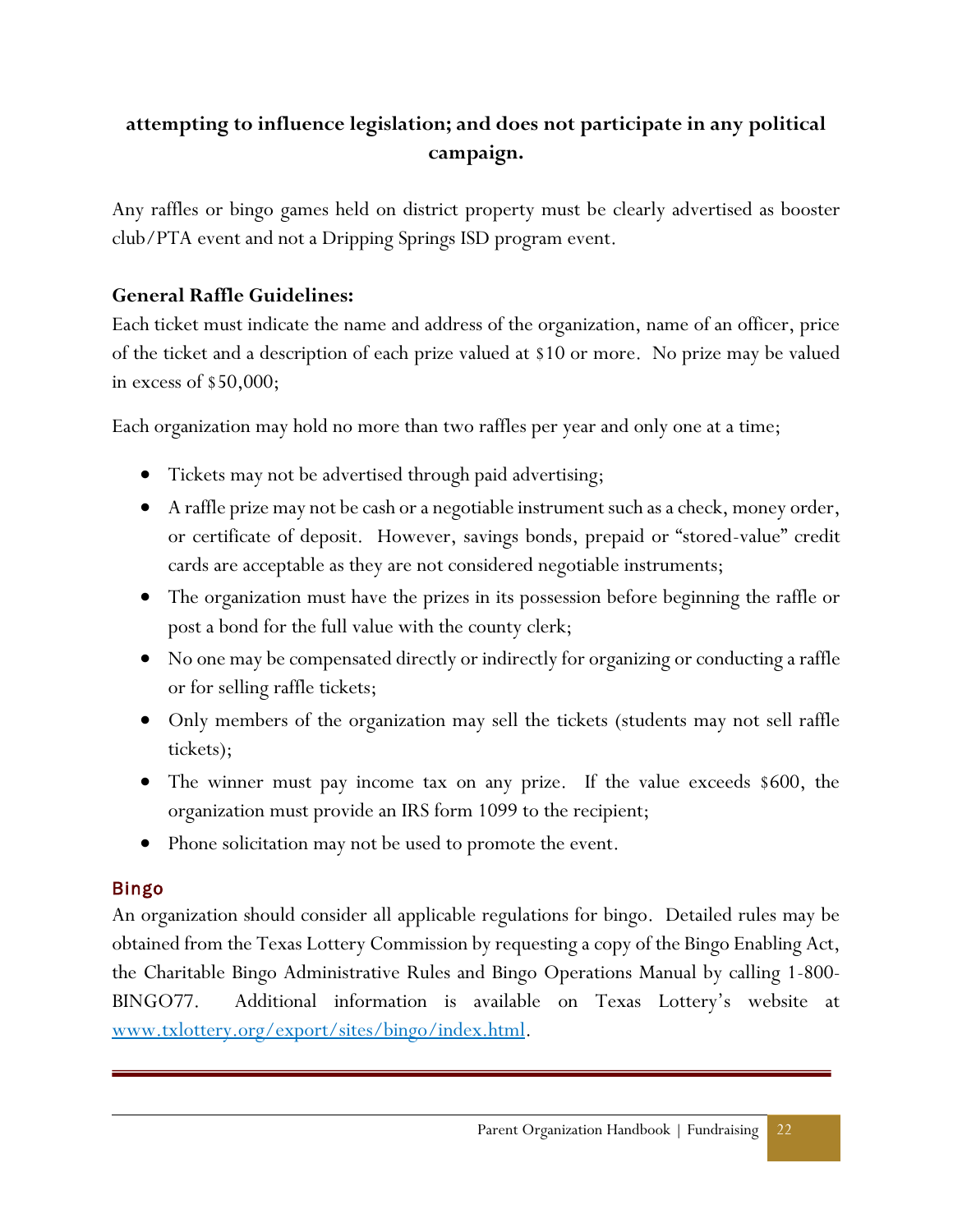**attempting to influence legislation; and does not participate in any political campaign.**

Any raffles or bingo games held on district property must be clearly advertised as booster club/PTA event and not a Dripping Springs ISD program event.

**General Raffle Guidelines:**

Each ticket must indicate the name and address of the organization, name of an officer, price of the ticket and a description of each prize valued at $10 or more. No prize may be valued in excess of $50,000;

Each organization may hold no more than two raffles per year and only one at a time;

- Tickets may not be advertised through paid advertising;
- A raffle prize may not be cash or a negotiable instrument such as a check, money order, or certificate of deposit. However, savings bonds, prepaid or "stored-value" credit cards are acceptable as they are not considered negotiable instruments;
- The organization must have the prizes in its possession before beginning the raffle or post a bond for the full value with the county clerk;
- No one may be compensated directly or indirectly for organizing or conducting a raffle or for selling raffle tickets;
- Only members of the organization may sell the tickets (students may not sell raffle tickets);
- The winner must pay income tax on any prize. If the value exceeds $600, the organization must provide an IRS form 1099 to the recipient;
- Phone solicitation may not be used to promote the event.

## Bingo

An organization should consider all applicable regulations for bingo. Detailed rules may be obtained from the Texas Lottery Commission by requesting a copy of the Bingo Enabling Act, the Charitable Bingo Administrative Rules and Bingo Operations Manual by calling 1-800-BINGO77. Additional information is available on Texas Lottery's website at [www.txlottery.org/export/sites/bingo/index.html](www.txlottery.org/export/sites/bingo/index.html).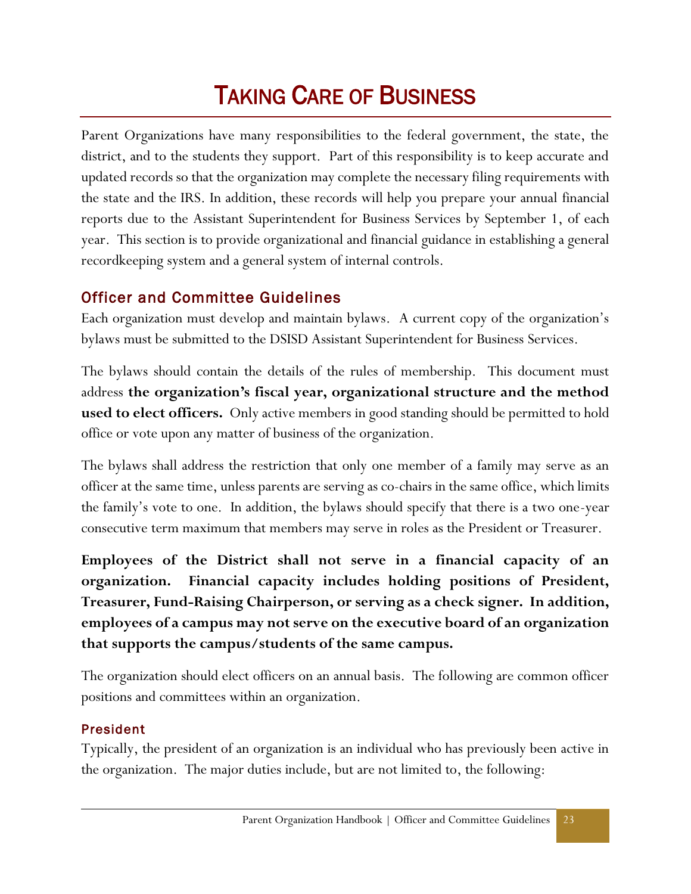# TAKING CARE OF BUSINESS

Parent Organizations have many responsibilities to the federal government, the state, the district, and to the students they support. Part of this responsibility is to keep accurate and updated records so that the organization may complete the necessary filing requirements with the state and the IRS. In addition, these records will help you prepare your annual financial reports due to the Assistant Superintendent for Business Services by September 1, of each year. This section is to provide organizational and financial guidance in establishing a general recordkeeping system and a general system of internal controls.

## Officer and Committee Guidelines

Each organization must develop and maintain bylaws. A current copy of the organization's bylaws must be submitted to the DSISD Assistant Superintendent for Business Services.

The bylaws should contain the details of the rules of membership. This document must address **the organization's fiscal year, organizational structure and the method used to elect officers.** Only active members in good standing should be permitted to hold office or vote upon any matter of business of the organization.

The bylaws shall address the restriction that only one member of a family may serve as an officer at the same time, unless parents are serving as co-chairs in the same office, which limits the family's vote to one. In addition, the bylaws should specify that there is a two one-year consecutive term maximum that members may serve in roles as the President or Treasurer.

**Employees of the District shall not serve in a financial capacity of an organization. Financial capacity includes holding positions of President, Treasurer, Fund-Raising Chairperson, or serving as a check signer. In addition, employees of a campus may not serve on the executive board of an organization that supports the campus/students of the same campus.**

The organization should elect officers on an annual basis. The following are common officer positions and committees within an organization.

### President

Typically, the president of an organization is an individual who has previously been active in the organization. The major duties include, but are not limited to, the following: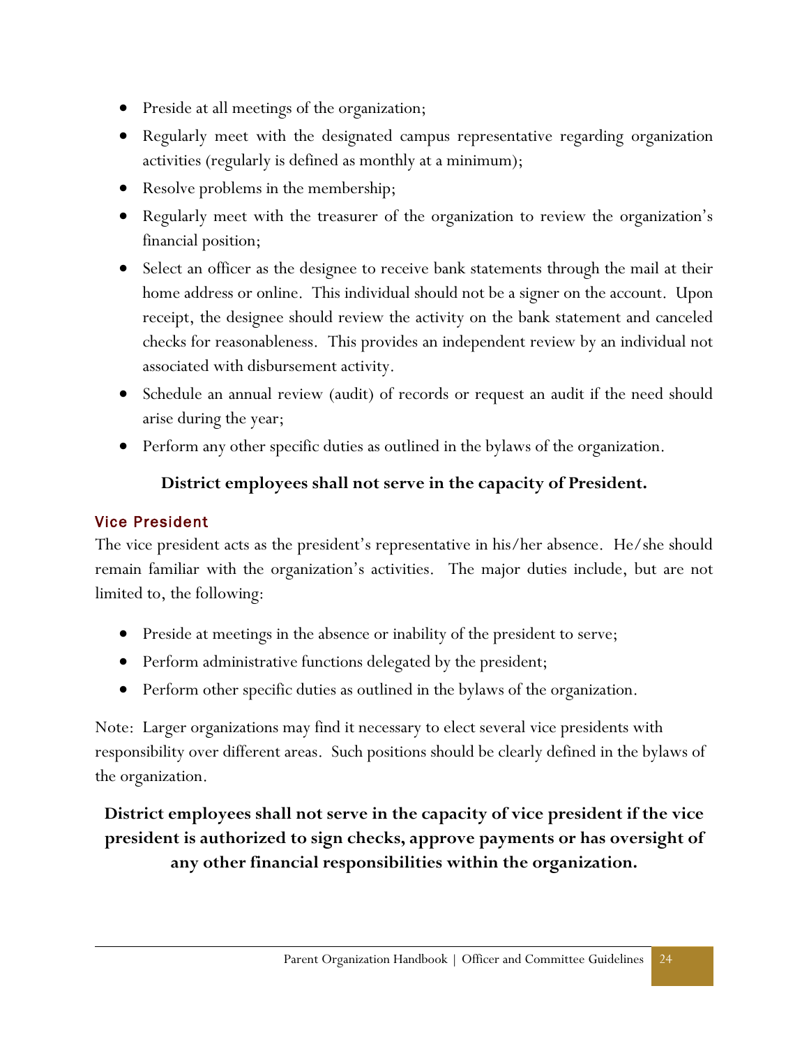- Preside at all meetings of the organization;
- Regularly meet with the designated campus representative regarding organization activities (regularly is defined as monthly at a minimum);
- Resolve problems in the membership;
- Regularly meet with the treasurer of the organization to review the organization's financial position;
- Select an officer as the designee to receive bank statements through the mail at their home address or online. This individual should not be a signer on the account. Upon receipt, the designee should review the activity on the bank statement and canceled checks for reasonableness. This provides an independent review by an individual not associated with disbursement activity.
- Schedule an annual review (audit) of records or request an audit if the need should arise during the year;
- Perform any other specific duties as outlined in the bylaws of the organization.

**District employees shall not serve in the capacity of President.**

### Vice President

The vice president acts as the president's representative in his/her absence. He/she should remain familiar with the organization's activities. The major duties include, but are not limited to, the following:

- Preside at meetings in the absence or inability of the president to serve;
- Perform administrative functions delegated by the president;
- Perform other specific duties as outlined in the bylaws of the organization.

Note: Larger organizations may find it necessary to elect several vice presidents with responsibility over different areas. Such positions should be clearly defined in the bylaws of the organization.

**District employees shall not serve in the capacity of vice president if the vice president is authorized to sign checks, approve payments or has oversight of any other financial responsibilities within the organization.**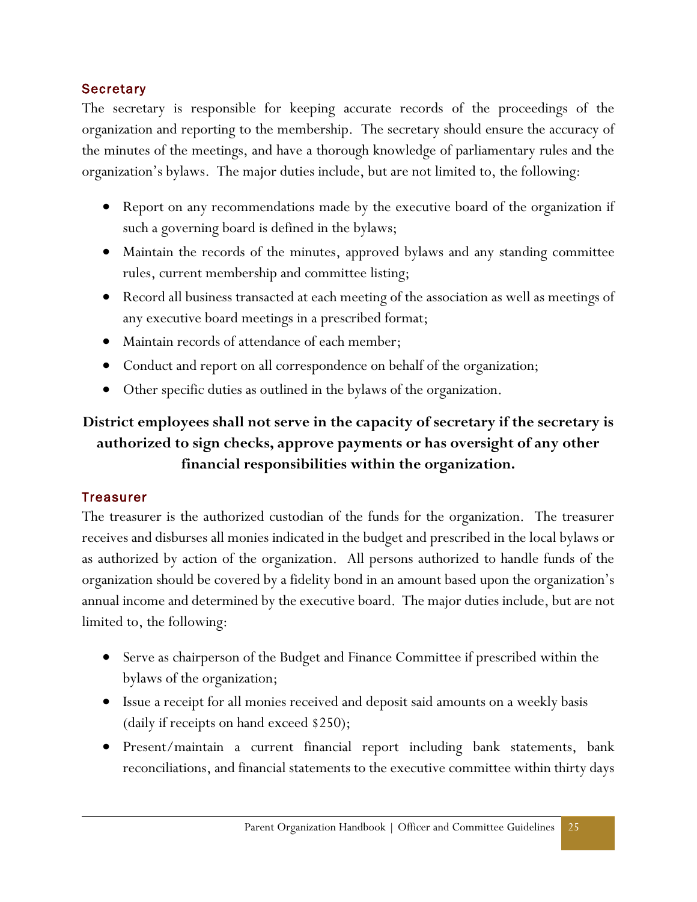### Secretary

The secretary is responsible for keeping accurate records of the proceedings of the organization and reporting to the membership. The secretary should ensure the accuracy of the minutes of the meetings, and have a thorough knowledge of parliamentary rules and the organization's bylaws. The major duties include, but are not limited to, the following:

- Report on any recommendations made by the executive board of the organization if such a governing board is defined in the bylaws;
- Maintain the records of the minutes, approved bylaws and any standing committee rules, current membership and committee listing;
- Record all business transacted at each meeting of the association as well as meetings of any executive board meetings in a prescribed format;
- Maintain records of attendance of each member;
- Conduct and report on all correspondence on behalf of the organization;
- Other specific duties as outlined in the bylaws of the organization.

**District employees shall not serve in the capacity of secretary if the secretary is authorized to sign checks, approve payments or has oversight of any other financial responsibilities within the organization.**

### Treasurer

The treasurer is the authorized custodian of the funds for the organization. The treasurer receives and disburses all monies indicated in the budget and prescribed in the local bylaws or as authorized by action of the organization. All persons authorized to handle funds of the organization should be covered by a fidelity bond in an amount based upon the organization's annual income and determined by the executive board. The major duties include, but are not limited to, the following:

- Serve as chairperson of the Budget and Finance Committee if prescribed within the bylaws of the organization;
- Issue a receipt for all monies received and deposit said amounts on a weekly basis (daily if receipts on hand exceed $250);
- Present/maintain a current financial report including bank statements, bank reconciliations, and financial statements to the executive committee within thirty days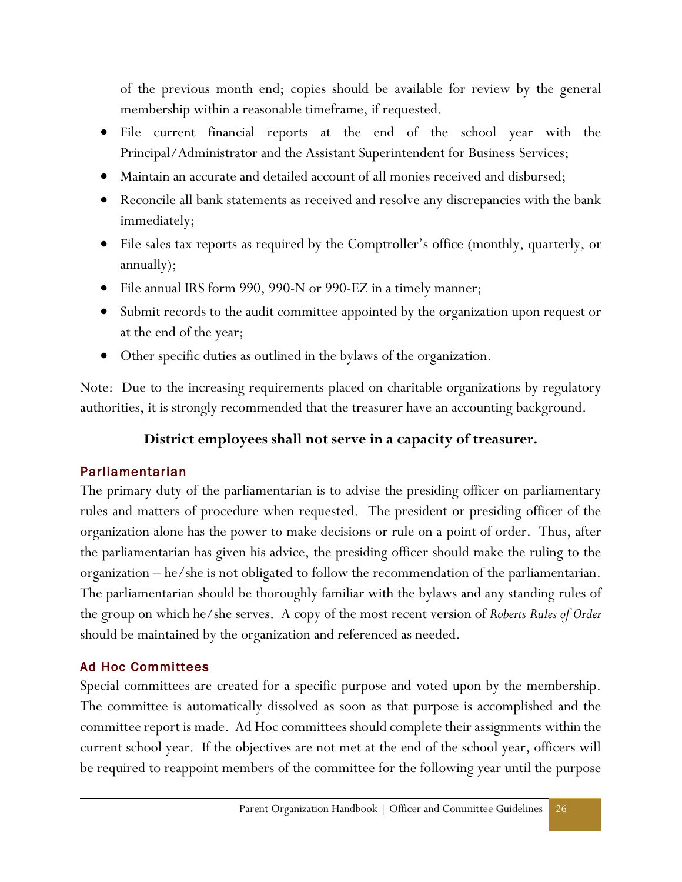of the previous month end; copies should be available for review by the general membership within a reasonable timeframe, if requested.

- File current financial reports at the end of the school year with the Principal/Administrator and the Assistant Superintendent for Business Services;
- Maintain an accurate and detailed account of all monies received and disbursed;
- Reconcile all bank statements as received and resolve any discrepancies with the bank immediately;
- File sales tax reports as required by the Comptroller's office (monthly, quarterly, or annually);
- File annual IRS form 990, 990-N or 990-EZ in a timely manner;
- Submit records to the audit committee appointed by the organization upon request or at the end of the year;
- Other specific duties as outlined in the bylaws of the organization.

Note: Due to the increasing requirements placed on charitable organizations by regulatory authorities, it is strongly recommended that the treasurer have an accounting background.

**District employees shall not serve in a capacity of treasurer.**

### Parliamentarian

The primary duty of the parliamentarian is to advise the presiding officer on parliamentary rules and matters of procedure when requested. The president or presiding officer of the organization alone has the power to make decisions or rule on a point of order. Thus, after the parliamentarian has given his advice, the presiding officer should make the ruling to the organization – he/she is not obligated to follow the recommendation of the parliamentarian. The parliamentarian should be thoroughly familiar with the bylaws and any standing rules of the group on which he/she serves. A copy of the most recent version of *Roberts Rules of Order* should be maintained by the organization and referenced as needed.

### Ad Hoc Committees

Special committees are created for a specific purpose and voted upon by the membership. The committee is automatically dissolved as soon as that purpose is accomplished and the committee report is made. Ad Hoc committees should complete their assignments within the current school year. If the objectives are not met at the end of the school year, officers will be required to reappoint members of the committee for the following year until the purpose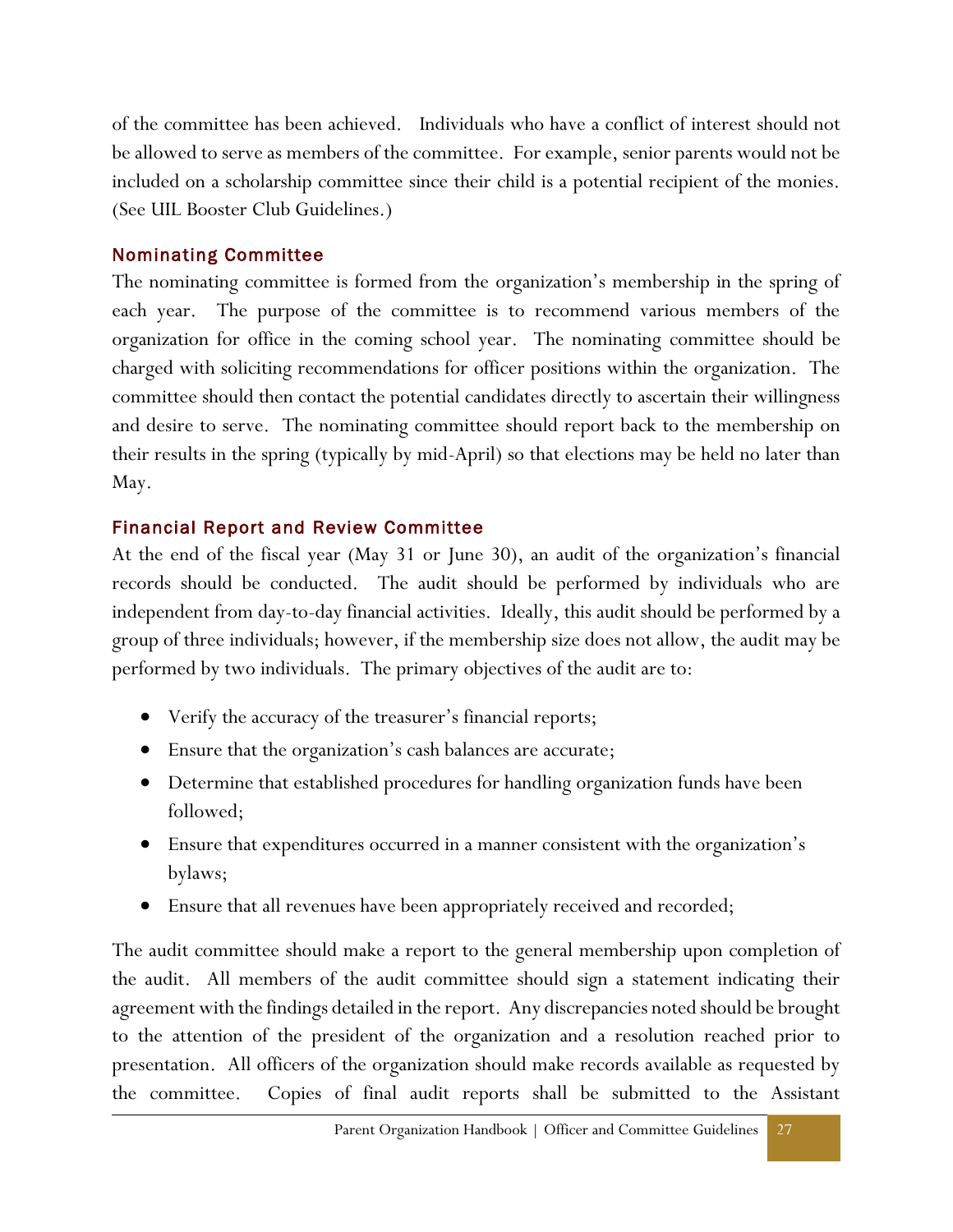of the committee has been achieved. Individuals who have a conflict of interest should not be allowed to serve as members of the committee. For example, senior parents would not be included on a scholarship committee since their child is a potential recipient of the monies. (See UIL Booster Club Guidelines.)

### Nominating Committee

The nominating committee is formed from the organization's membership in the spring of each year. The purpose of the committee is to recommend various members of the organization for office in the coming school year. The nominating committee should be charged with soliciting recommendations for officer positions within the organization. The committee should then contact the potential candidates directly to ascertain their willingness and desire to serve. The nominating committee should report back to the membership on their results in the spring (typically by mid-April) so that elections may be held no later than May.

### Financial Report and Review Committee

At the end of the fiscal year (May 31 or June 30), an audit of the organization's financial records should be conducted. The audit should be performed by individuals who are independent from day-to-day financial activities. Ideally, this audit should be performed by a group of three individuals; however, if the membership size does not allow, the audit may be performed by two individuals. The primary objectives of the audit are to:

- Verify the accuracy of the treasurer's financial reports;
- Ensure that the organization's cash balances are accurate;
- Determine that established procedures for handling organization funds have been followed;
- Ensure that expenditures occurred in a manner consistent with the organization's bylaws;
- Ensure that all revenues have been appropriately received and recorded;

The audit committee should make a report to the general membership upon completion of the audit. All members of the audit committee should sign a statement indicating their agreement with the findings detailed in the report. Any discrepancies noted should be brought to the attention of the president of the organization and a resolution reached prior to presentation. All officers of the organization should make records available as requested by the committee. Copies of final audit reports shall be submitted to the Assistant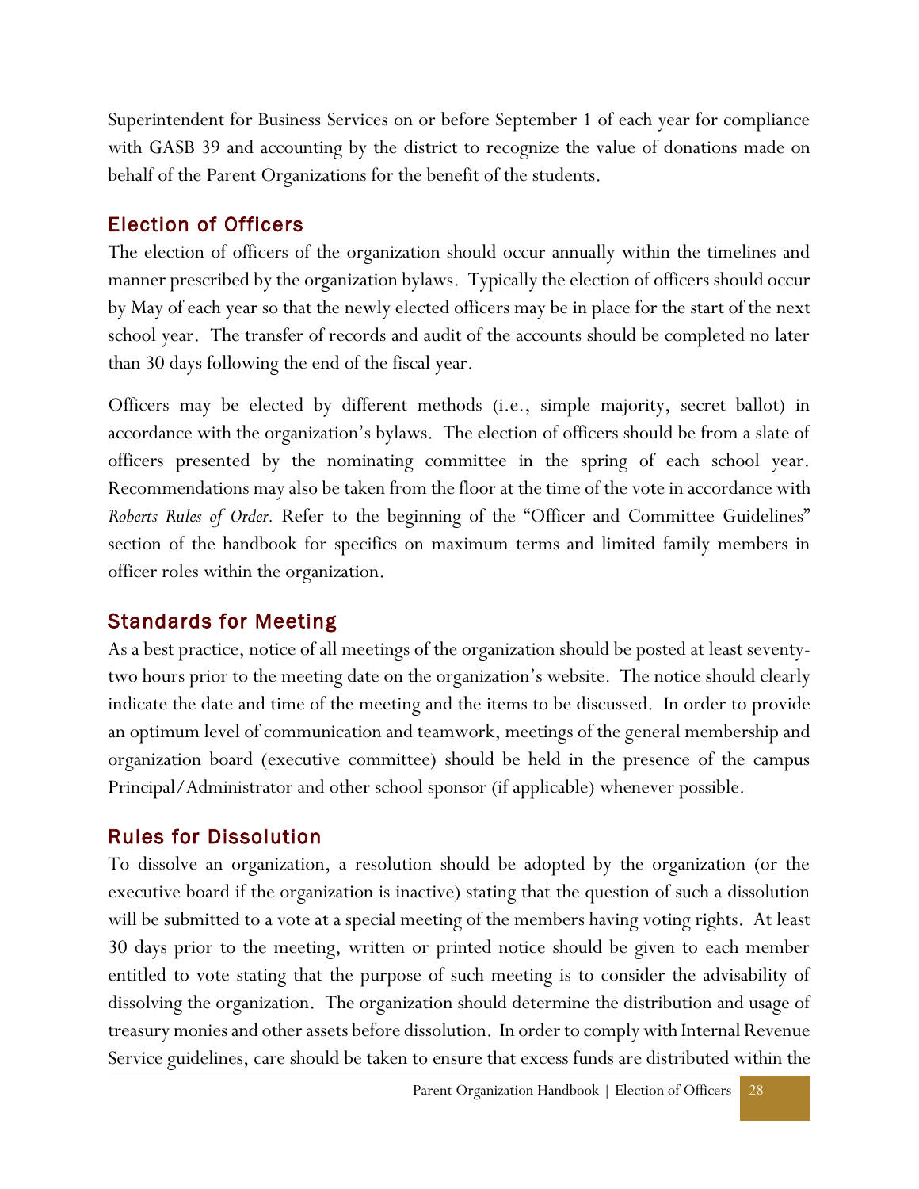Superintendent for Business Services on or before September 1 of each year for compliance with GASB 39 and accounting by the district to recognize the value of donations made on behalf of the Parent Organizations for the benefit of the students.

## Election of Officers

The election of officers of the organization should occur annually within the timelines and manner prescribed by the organization bylaws. Typically the election of officers should occur by May of each year so that the newly elected officers may be in place for the start of the next school year. The transfer of records and audit of the accounts should be completed no later than 30 days following the end of the fiscal year.

Officers may be elected by different methods (i.e., simple majority, secret ballot) in accordance with the organization's bylaws. The election of officers should be from a slate of officers presented by the nominating committee in the spring of each school year. Recommendations may also be taken from the floor at the time of the vote in accordance with *Roberts Rules of Order.* Refer to the beginning of the "Officer and Committee Guidelines" section of the handbook for specifics on maximum terms and limited family members in officer roles within the organization.

## Standards for Meeting

As a best practice, notice of all meetings of the organization should be posted at least seventy-two hours prior to the meeting date on the organization's website. The notice should clearly indicate the date and time of the meeting and the items to be discussed. In order to provide an optimum level of communication and teamwork, meetings of the general membership and organization board (executive committee) should be held in the presence of the campus Principal/Administrator and other school sponsor (if applicable) whenever possible.

## Rules for Dissolution

To dissolve an organization, a resolution should be adopted by the organization (or the executive board if the organization is inactive) stating that the question of such a dissolution will be submitted to a vote at a special meeting of the members having voting rights. At least 30 days prior to the meeting, written or printed notice should be given to each member entitled to vote stating that the purpose of such meeting is to consider the advisability of dissolving the organization. The organization should determine the distribution and usage of treasury monies and other assets before dissolution. In order to comply with Internal Revenue Service guidelines, care should be taken to ensure that excess funds are distributed within the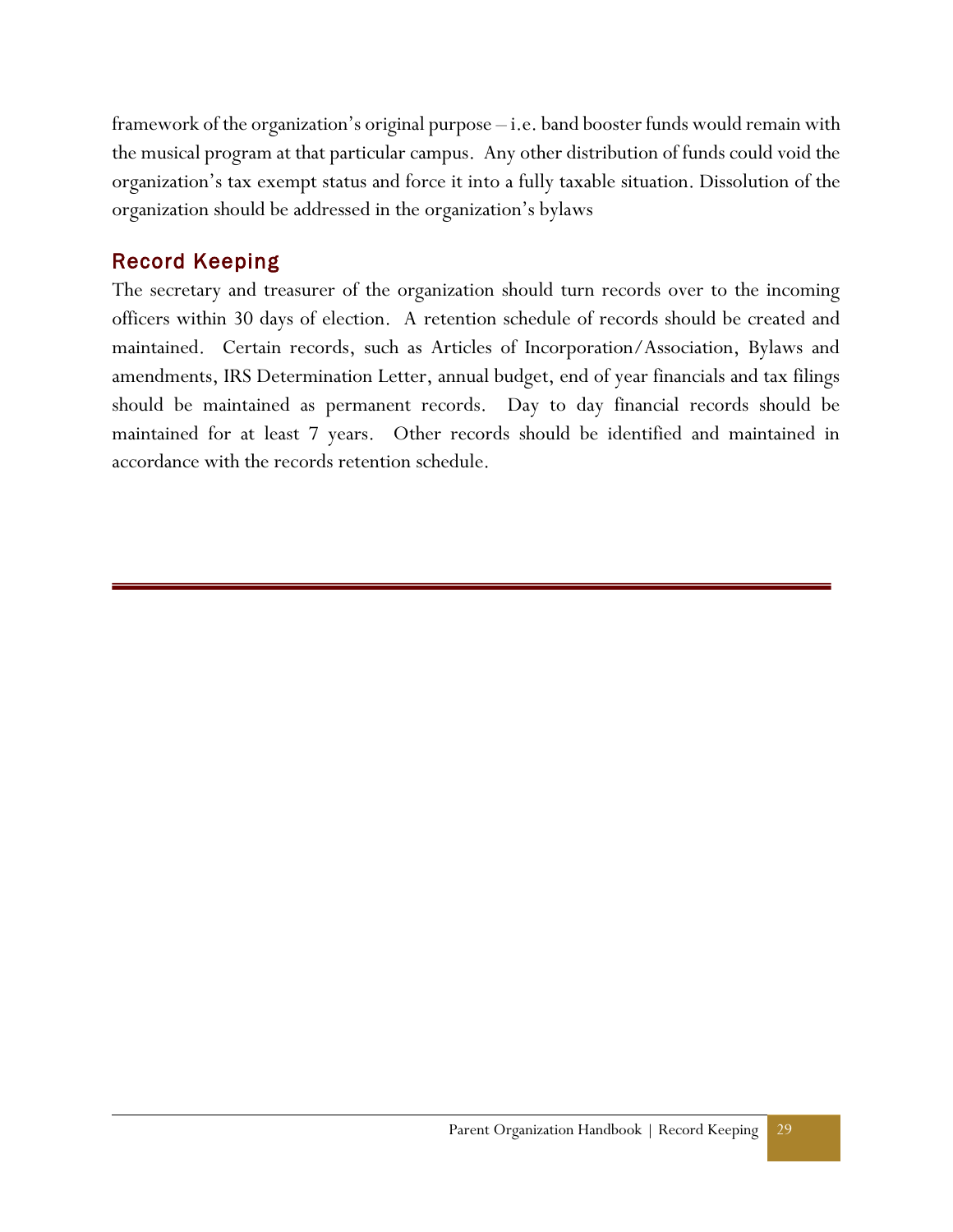framework of the organization's original purpose – i.e. band booster funds would remain with the musical program at that particular campus. Any other distribution of funds could void the organization's tax exempt status and force it into a fully taxable situation. Dissolution of the organization should be addressed in the organization's bylaws

## Record Keeping

The secretary and treasurer of the organization should turn records over to the incoming officers within 30 days of election. A retention schedule of records should be created and maintained. Certain records, such as Articles of Incorporation/Association, Bylaws and amendments, IRS Determination Letter, annual budget, end of year financials and tax filings should be maintained as permanent records. Day to day financial records should be maintained for at least 7 years. Other records should be identified and maintained in accordance with the records retention schedule.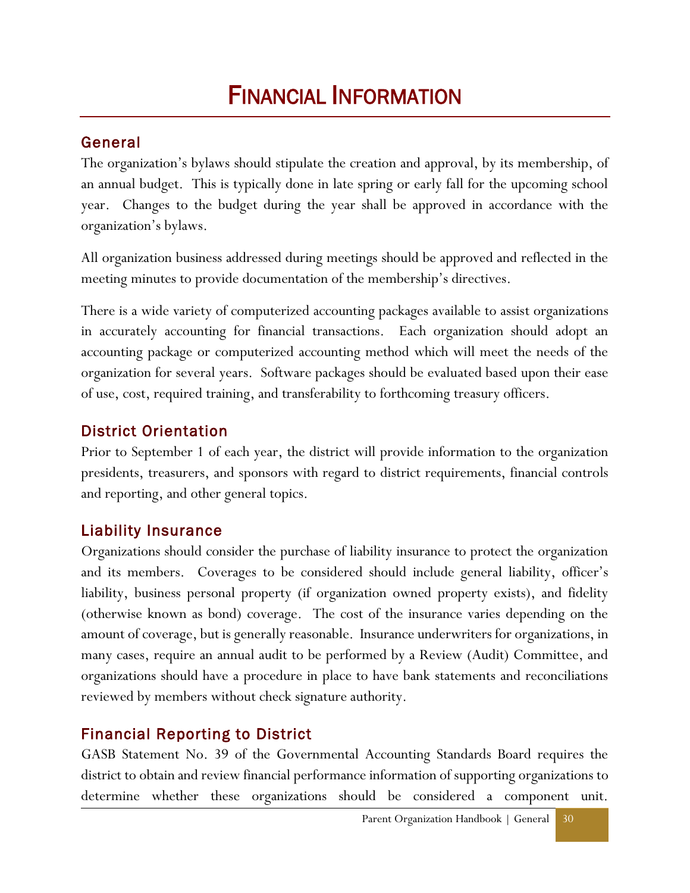# FINANCIAL INFORMATION

## General

The organization's bylaws should stipulate the creation and approval, by its membership, of an annual budget. This is typically done in late spring or early fall for the upcoming school year. Changes to the budget during the year shall be approved in accordance with the organization's bylaws.

All organization business addressed during meetings should be approved and reflected in the meeting minutes to provide documentation of the membership's directives.

There is a wide variety of computerized accounting packages available to assist organizations in accurately accounting for financial transactions. Each organization should adopt an accounting package or computerized accounting method which will meet the needs of the organization for several years. Software packages should be evaluated based upon their ease of use, cost, required training, and transferability to forthcoming treasury officers.

## District Orientation

Prior to September 1 of each year, the district will provide information to the organization presidents, treasurers, and sponsors with regard to district requirements, financial controls and reporting, and other general topics.

## Liability Insurance

Organizations should consider the purchase of liability insurance to protect the organization and its members. Coverages to be considered should include general liability, officer's liability, business personal property (if organization owned property exists), and fidelity (otherwise known as bond) coverage. The cost of the insurance varies depending on the amount of coverage, but is generally reasonable. Insurance underwriters for organizations, in many cases, require an annual audit to be performed by a Review (Audit) Committee, and organizations should have a procedure in place to have bank statements and reconciliations reviewed by members without check signature authority.

## Financial Reporting to District

GASB Statement No. 39 of the Governmental Accounting Standards Board requires the district to obtain and review financial performance information of supporting organizations to determine whether these organizations should be considered a component unit.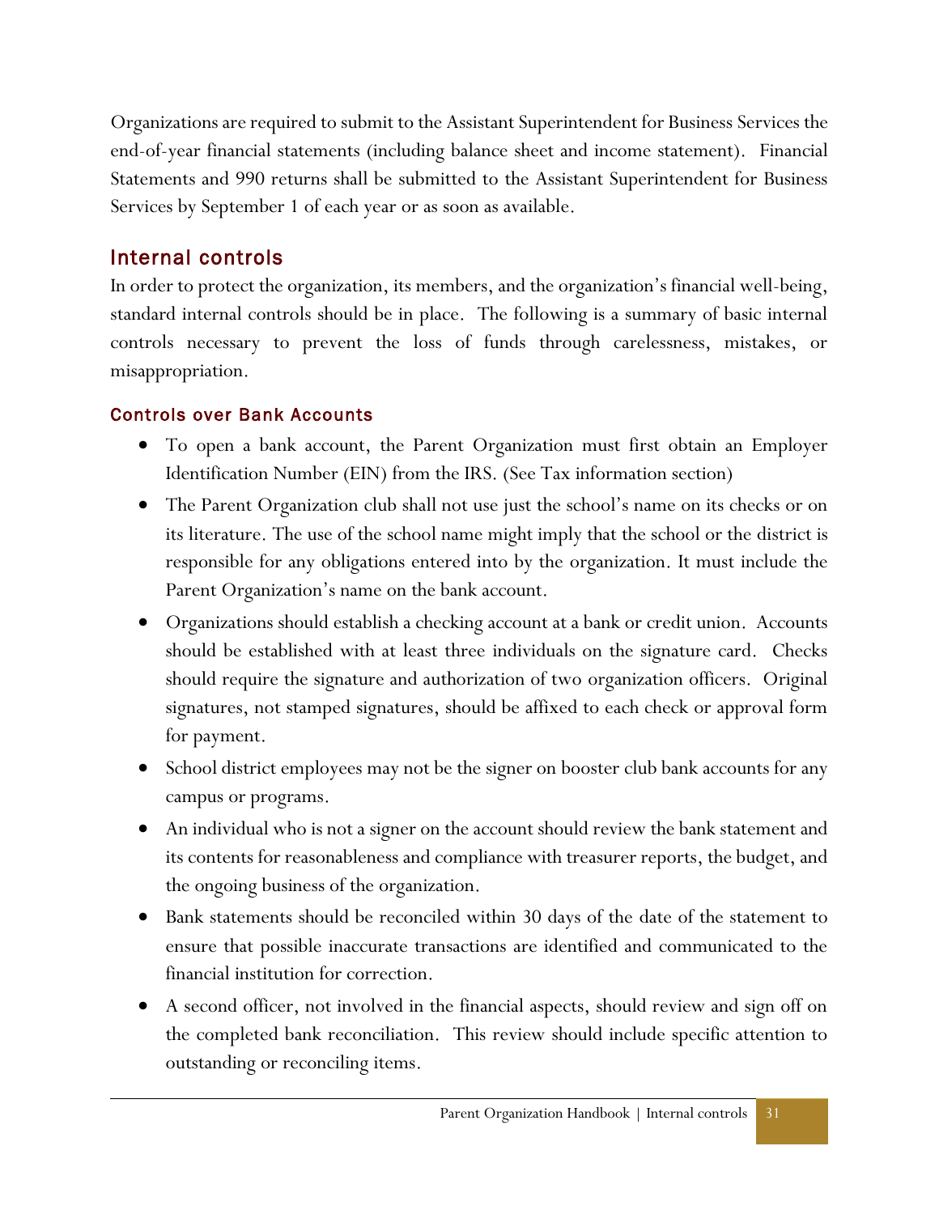Organizations are required to submit to the Assistant Superintendent for Business Services the end-of-year financial statements (including balance sheet and income statement). Financial Statements and 990 returns shall be submitted to the Assistant Superintendent for Business Services by September 1 of each year or as soon as available.

## Internal controls

In order to protect the organization, its members, and the organization's financial well-being, standard internal controls should be in place. The following is a summary of basic internal controls necessary to prevent the loss of funds through carelessness, mistakes, or misappropriation.

### Controls over Bank Accounts

- To open a bank account, the Parent Organization must first obtain an Employer Identification Number (EIN) from the IRS. (See Tax information section)
- The Parent Organization club shall not use just the school's name on its checks or on its literature. The use of the school name might imply that the school or the district is responsible for any obligations entered into by the organization. It must include the Parent Organization's name on the bank account.
- Organizations should establish a checking account at a bank or credit union. Accounts should be established with at least three individuals on the signature card. Checks should require the signature and authorization of two organization officers. Original signatures, not stamped signatures, should be affixed to each check or approval form for payment.
- School district employees may not be the signer on booster club bank accounts for any campus or programs.
- An individual who is not a signer on the account should review the bank statement and its contents for reasonableness and compliance with treasurer reports, the budget, and the ongoing business of the organization.
- Bank statements should be reconciled within 30 days of the date of the statement to ensure that possible inaccurate transactions are identified and communicated to the financial institution for correction.
- A second officer, not involved in the financial aspects, should review and sign off on the completed bank reconciliation. This review should include specific attention to outstanding or reconciling items.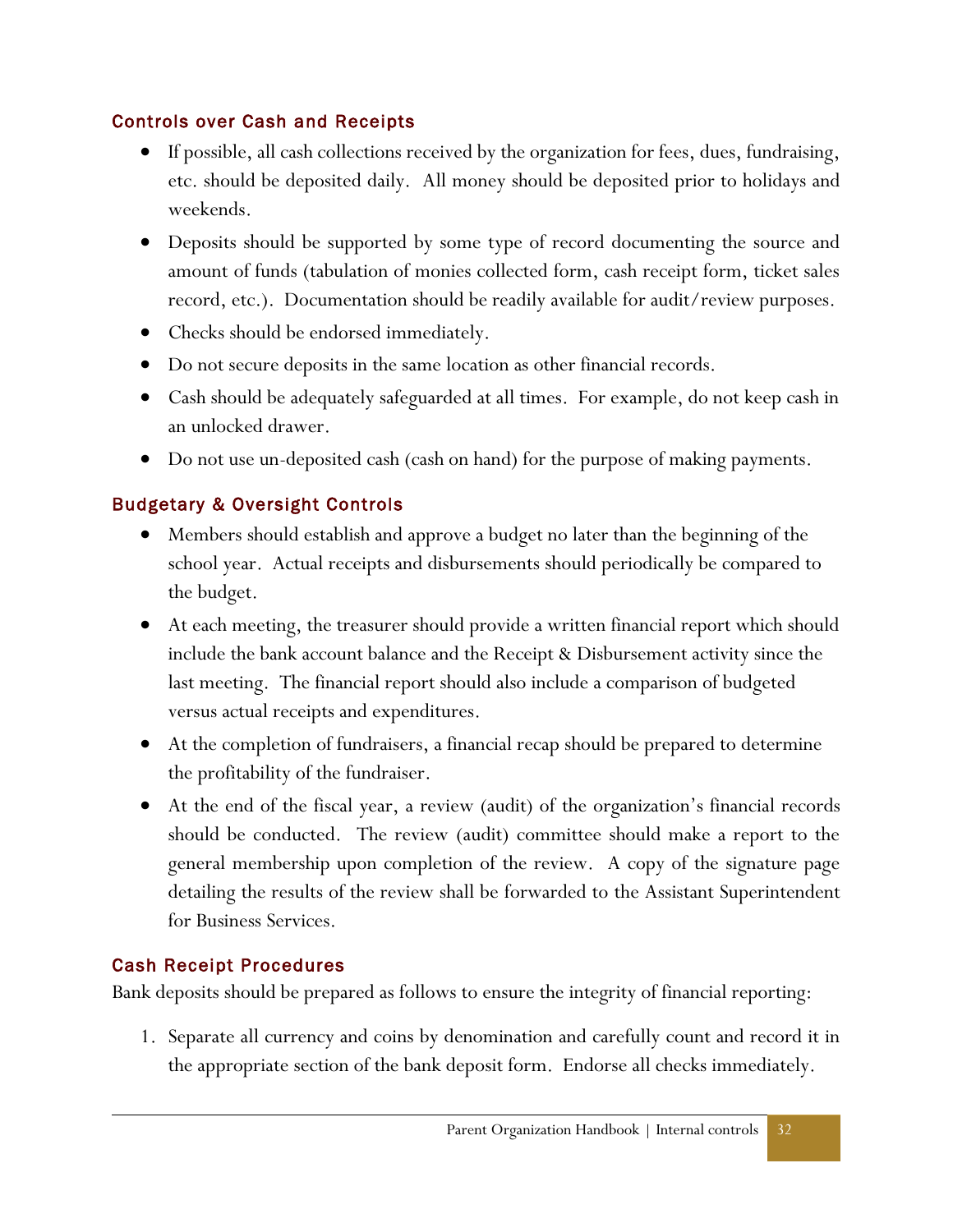### Controls over Cash and Receipts

- If possible, all cash collections received by the organization for fees, dues, fundraising, etc. should be deposited daily. All money should be deposited prior to holidays and weekends.
- Deposits should be supported by some type of record documenting the source and amount of funds (tabulation of monies collected form, cash receipt form, ticket sales record, etc.). Documentation should be readily available for audit/review purposes.
- Checks should be endorsed immediately.
- Do not secure deposits in the same location as other financial records.
- Cash should be adequately safeguarded at all times. For example, do not keep cash in an unlocked drawer.
- Do not use un-deposited cash (cash on hand) for the purpose of making payments.

### Budgetary & Oversight Controls

- Members should establish and approve a budget no later than the beginning of the school year. Actual receipts and disbursements should periodically be compared to the budget.
- At each meeting, the treasurer should provide a written financial report which should include the bank account balance and the Receipt & Disbursement activity since the last meeting. The financial report should also include a comparison of budgeted versus actual receipts and expenditures.
- At the completion of fundraisers, a financial recap should be prepared to determine the profitability of the fundraiser.
- At the end of the fiscal year, a review (audit) of the organization's financial records should be conducted. The review (audit) committee should make a report to the general membership upon completion of the review. A copy of the signature page detailing the results of the review shall be forwarded to the Assistant Superintendent for Business Services.

### Cash Receipt Procedures

Bank deposits should be prepared as follows to ensure the integrity of financial reporting:

1. Separate all currency and coins by denomination and carefully count and record it in the appropriate section of the bank deposit form. Endorse all checks immediately.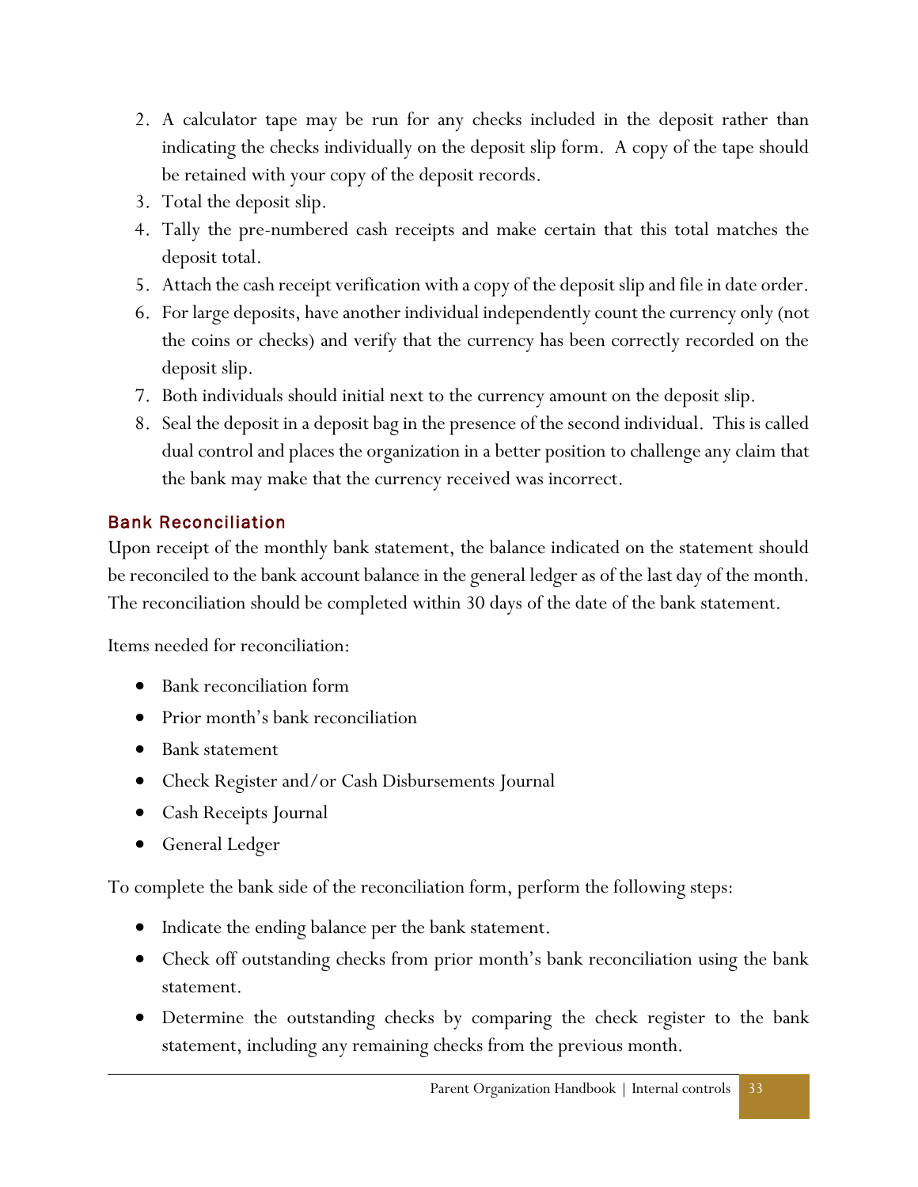2. A calculator tape may be run for any checks included in the deposit rather than indicating the checks individually on the deposit slip form. A copy of the tape should be retained with your copy of the deposit records.
3. Total the deposit slip.
4. Tally the pre-numbered cash receipts and make certain that this total matches the deposit total.
5. Attach the cash receipt verification with a copy of the deposit slip and file in date order.
6. For large deposits, have another individual independently count the currency only (not the coins or checks) and verify that the currency has been correctly recorded on the deposit slip.
7. Both individuals should initial next to the currency amount on the deposit slip.
8. Seal the deposit in a deposit bag in the presence of the second individual. This is called dual control and places the organization in a better position to challenge any claim that the bank may make that the currency received was incorrect.

### Bank Reconciliation

Upon receipt of the monthly bank statement, the balance indicated on the statement should be reconciled to the bank account balance in the general ledger as of the last day of the month. The reconciliation should be completed within 30 days of the date of the bank statement.

Items needed for reconciliation:

- Bank reconciliation form
- Prior month's bank reconciliation
- Bank statement
- Check Register and/or Cash Disbursements Journal
- Cash Receipts Journal
- General Ledger

To complete the bank side of the reconciliation form, perform the following steps:

- Indicate the ending balance per the bank statement.
- Check off outstanding checks from prior month's bank reconciliation using the bank statement.
- Determine the outstanding checks by comparing the check register to the bank statement, including any remaining checks from the previous month.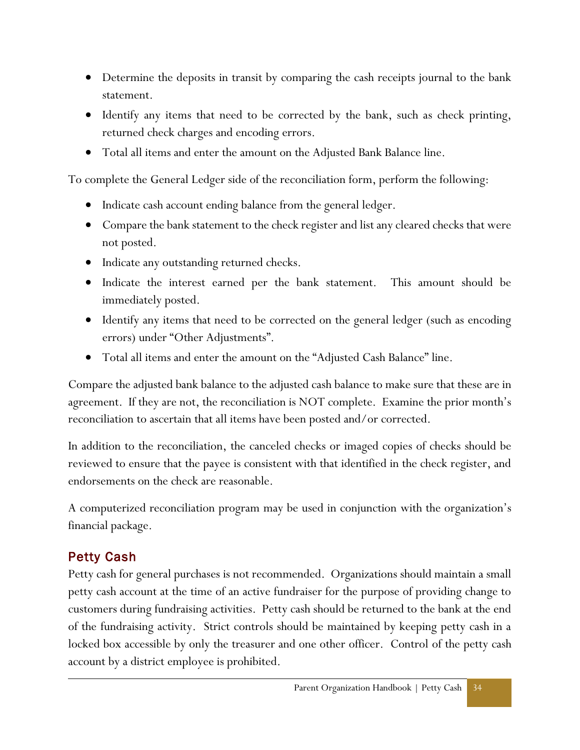- Determine the deposits in transit by comparing the cash receipts journal to the bank statement.
- Identify any items that need to be corrected by the bank, such as check printing, returned check charges and encoding errors.
- Total all items and enter the amount on the Adjusted Bank Balance line.

To complete the General Ledger side of the reconciliation form, perform the following:

- Indicate cash account ending balance from the general ledger.
- Compare the bank statement to the check register and list any cleared checks that were not posted.
- Indicate any outstanding returned checks.
- Indicate the interest earned per the bank statement. This amount should be immediately posted.
- Identify any items that need to be corrected on the general ledger (such as encoding errors) under "Other Adjustments".
- Total all items and enter the amount on the "Adjusted Cash Balance" line.

Compare the adjusted bank balance to the adjusted cash balance to make sure that these are in agreement. If they are not, the reconciliation is NOT complete. Examine the prior month's reconciliation to ascertain that all items have been posted and/or corrected.

In addition to the reconciliation, the canceled checks or imaged copies of checks should be reviewed to ensure that the payee is consistent with that identified in the check register, and endorsements on the check are reasonable.

A computerized reconciliation program may be used in conjunction with the organization's financial package.

## Petty Cash

Petty cash for general purchases is not recommended. Organizations should maintain a small petty cash account at the time of an active fundraiser for the purpose of providing change to customers during fundraising activities. Petty cash should be returned to the bank at the end of the fundraising activity. Strict controls should be maintained by keeping petty cash in a locked box accessible by only the treasurer and one other officer. Control of the petty cash account by a district employee is prohibited.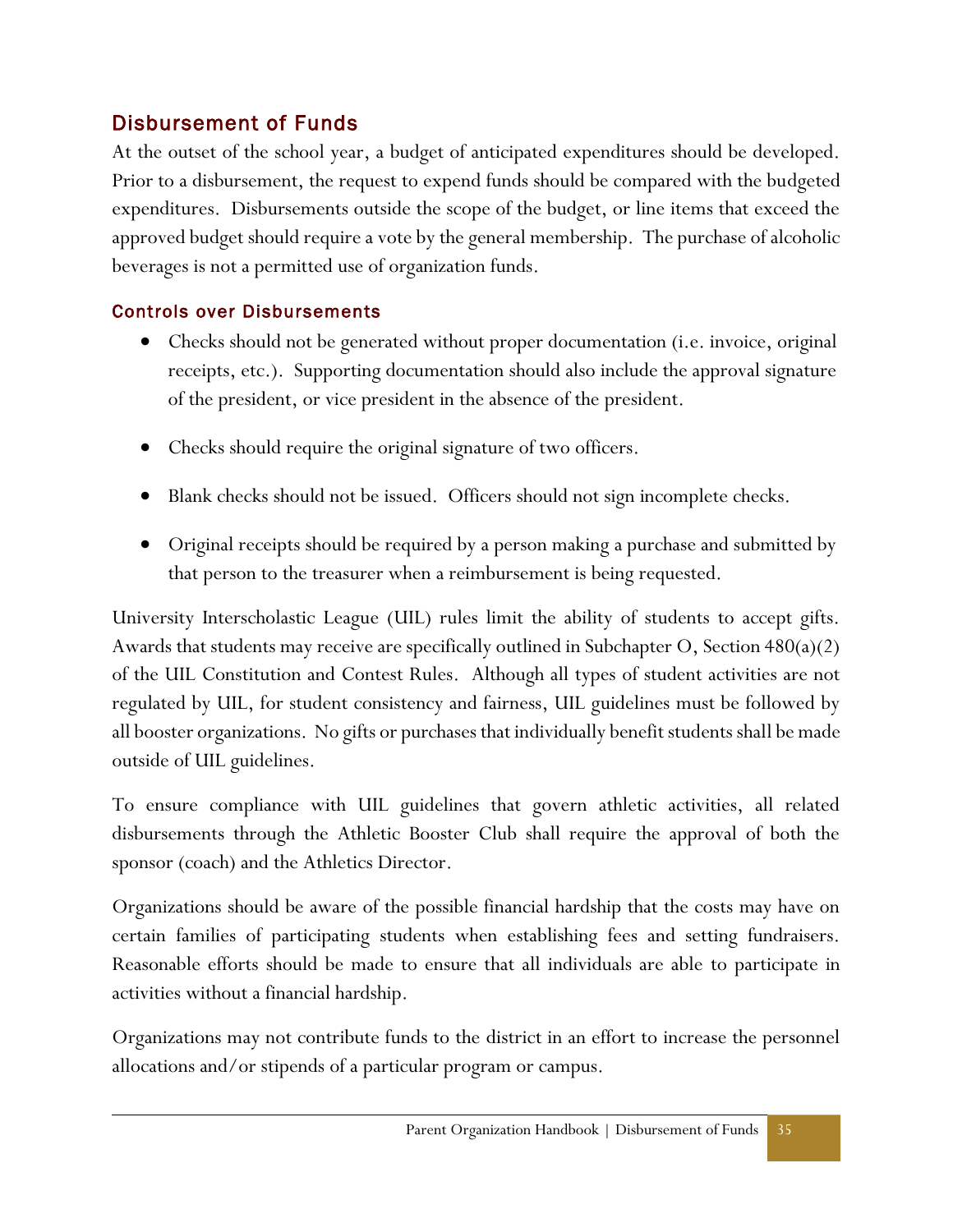## Disbursement of Funds

At the outset of the school year, a budget of anticipated expenditures should be developed. Prior to a disbursement, the request to expend funds should be compared with the budgeted expenditures. Disbursements outside the scope of the budget, or line items that exceed the approved budget should require a vote by the general membership. The purchase of alcoholic beverages is not a permitted use of organization funds.

### Controls over Disbursements

- Checks should not be generated without proper documentation (i.e. invoice, original receipts, etc.). Supporting documentation should also include the approval signature of the president, or vice president in the absence of the president.
- Checks should require the original signature of two officers.
- Blank checks should not be issued. Officers should not sign incomplete checks.
- Original receipts should be required by a person making a purchase and submitted by that person to the treasurer when a reimbursement is being requested.

University Interscholastic League (UIL) rules limit the ability of students to accept gifts. Awards that students may receive are specifically outlined in Subchapter O, Section 480(a)(2) of the UIL Constitution and Contest Rules. Although all types of student activities are not regulated by UIL, for student consistency and fairness, UIL guidelines must be followed by all booster organizations. No gifts or purchases that individually benefit students shall be made outside of UIL guidelines.

To ensure compliance with UIL guidelines that govern athletic activities, all related disbursements through the Athletic Booster Club shall require the approval of both the sponsor (coach) and the Athletics Director.

Organizations should be aware of the possible financial hardship that the costs may have on certain families of participating students when establishing fees and setting fundraisers. Reasonable efforts should be made to ensure that all individuals are able to participate in activities without a financial hardship.

Organizations may not contribute funds to the district in an effort to increase the personnel allocations and/or stipends of a particular program or campus.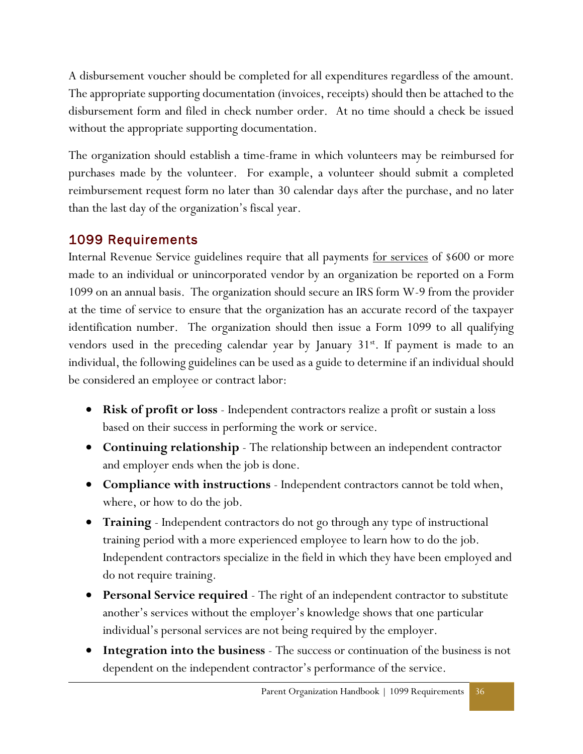A disbursement voucher should be completed for all expenditures regardless of the amount. The appropriate supporting documentation (invoices, receipts) should then be attached to the disbursement form and filed in check number order. At no time should a check be issued without the appropriate supporting documentation.

The organization should establish a time-frame in which volunteers may be reimbursed for purchases made by the volunteer. For example, a volunteer should submit a completed reimbursement request form no later than 30 calendar days after the purchase, and no later than the last day of the organization's fiscal year.

## 1099 Requirements

Internal Revenue Service guidelines require that all payments <u>for services</u> of $600 or more made to an individual or unincorporated vendor by an organization be reported on a Form 1099 on an annual basis. The organization should secure an IRS form W-9 from the provider at the time of service to ensure that the organization has an accurate record of the taxpayer identification number. The organization should then issue a Form 1099 to all qualifying vendors used in the preceding calendar year by January 31st. If payment is made to an individual, the following guidelines can be used as a guide to determine if an individual should be considered an employee or contract labor:

- **Risk of profit or loss** - Independent contractors realize a profit or sustain a loss based on their success in performing the work or service.
- **Continuing relationship** - The relationship between an independent contractor and employer ends when the job is done.
- **Compliance with instructions** - Independent contractors cannot be told when, where, or how to do the job.
- **Training** - Independent contractors do not go through any type of instructional training period with a more experienced employee to learn how to do the job. Independent contractors specialize in the field in which they have been employed and do not require training.
- **Personal Service required** - The right of an independent contractor to substitute another's services without the employer's knowledge shows that one particular individual's personal services are not being required by the employer.
- **Integration into the business** - The success or continuation of the business is not dependent on the independent contractor's performance of the service.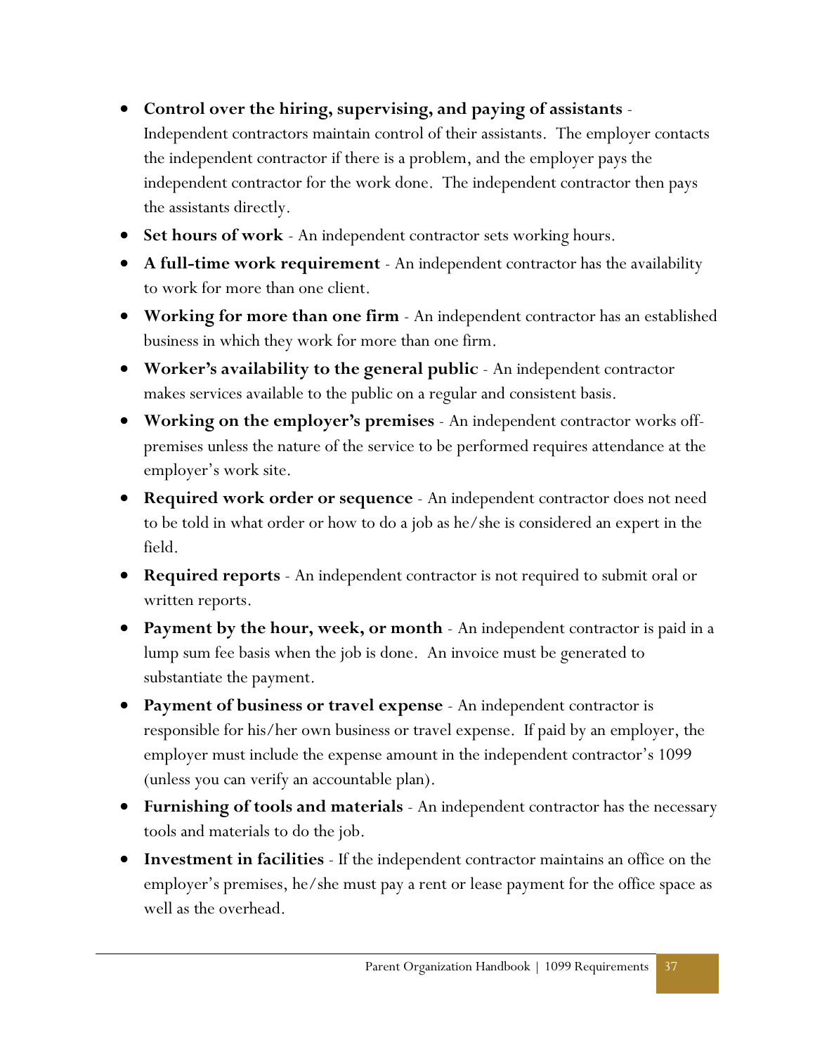- **Control over the hiring, supervising, and paying of assistants** - Independent contractors maintain control of their assistants. The employer contacts the independent contractor if there is a problem, and the employer pays the independent contractor for the work done. The independent contractor then pays the assistants directly.
- **Set hours of work** - An independent contractor sets working hours.
- **A full-time work requirement** - An independent contractor has the availability to work for more than one client.
- **Working for more than one firm** - An independent contractor has an established business in which they work for more than one firm.
- **Worker's availability to the general public** - An independent contractor makes services available to the public on a regular and consistent basis.
- **Working on the employer's premises** - An independent contractor works off-premises unless the nature of the service to be performed requires attendance at the employer's work site.
- **Required work order or sequence** - An independent contractor does not need to be told in what order or how to do a job as he/she is considered an expert in the field.
- **Required reports** - An independent contractor is not required to submit oral or written reports.
- **Payment by the hour, week, or month** - An independent contractor is paid in a lump sum fee basis when the job is done. An invoice must be generated to substantiate the payment.
- **Payment of business or travel expense** - An independent contractor is responsible for his/her own business or travel expense. If paid by an employer, the employer must include the expense amount in the independent contractor's 1099 (unless you can verify an accountable plan).
- **Furnishing of tools and materials** - An independent contractor has the necessary tools and materials to do the job.
- **Investment in facilities** - If the independent contractor maintains an office on the employer's premises, he/she must pay a rent or lease payment for the office space as well as the overhead.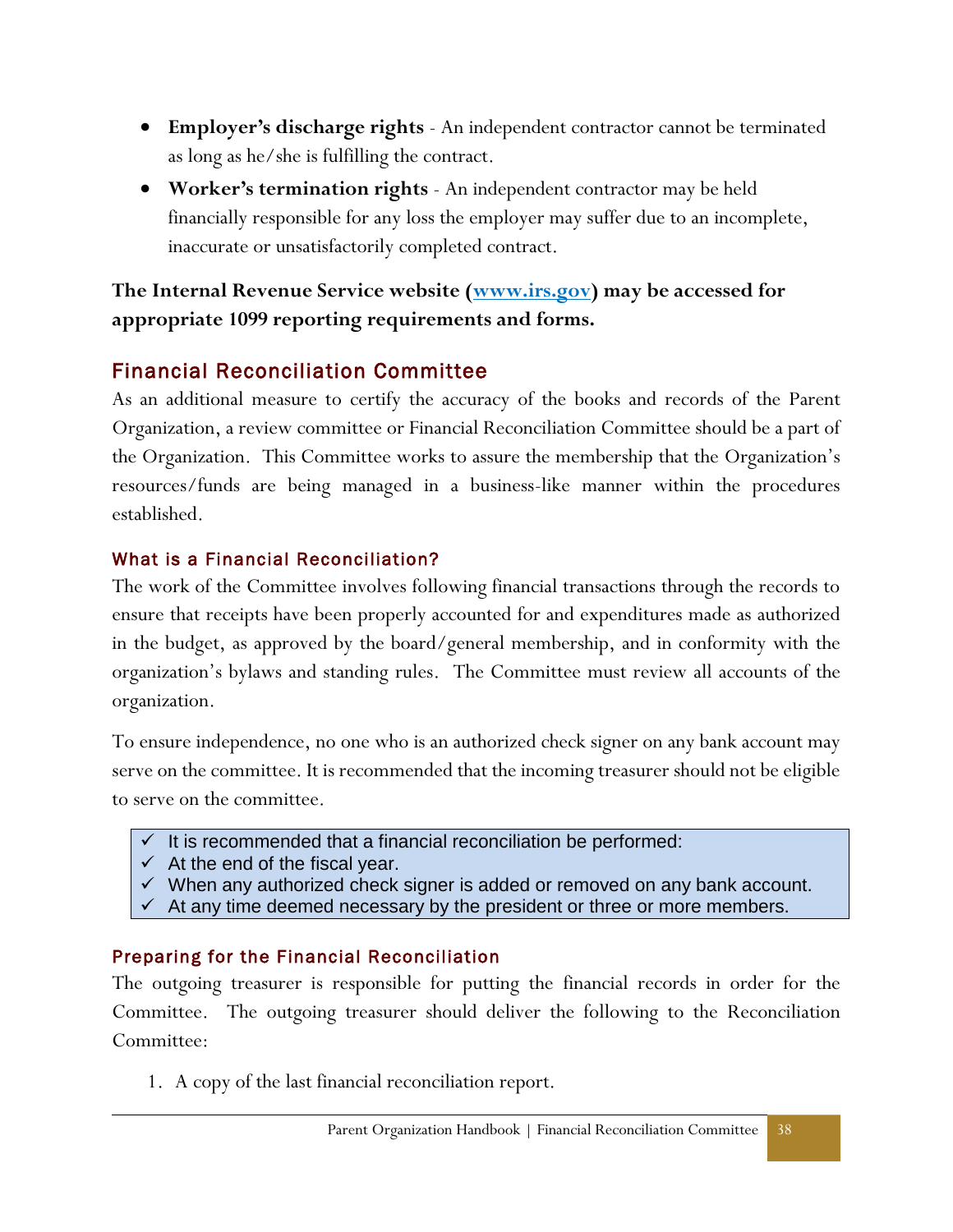- **Employer's discharge rights** - An independent contractor cannot be terminated as long as he/she is fulfilling the contract.
- **Worker's termination rights** - An independent contractor may be held financially responsible for any loss the employer may suffer due to an incomplete, inaccurate or unsatisfactorily completed contract.

**The Internal Revenue Service website ([www.irs.gov](http://www.irs.gov)) may be accessed for appropriate 1099 reporting requirements and forms.**

## Financial Reconciliation Committee

As an additional measure to certify the accuracy of the books and records of the Parent Organization, a review committee or Financial Reconciliation Committee should be a part of the Organization. This Committee works to assure the membership that the Organization's resources/funds are being managed in a business-like manner within the procedures established.

### What is a Financial Reconciliation?

The work of the Committee involves following financial transactions through the records to ensure that receipts have been properly accounted for and expenditures made as authorized in the budget, as approved by the board/general membership, and in conformity with the organization's bylaws and standing rules. The Committee must review all accounts of the organization.

To ensure independence, no one who is an authorized check signer on any bank account may serve on the committee. It is recommended that the incoming treasurer should not be eligible to serve on the committee.

- ✓ It is recommended that a financial reconciliation be performed:
- ✓ At the end of the fiscal year.
- ✓ When any authorized check signer is added or removed on any bank account.
- ✓ At any time deemed necessary by the president or three or more members.

### Preparing for the Financial Reconciliation

The outgoing treasurer is responsible for putting the financial records in order for the Committee. The outgoing treasurer should deliver the following to the Reconciliation Committee:

1. A copy of the last financial reconciliation report.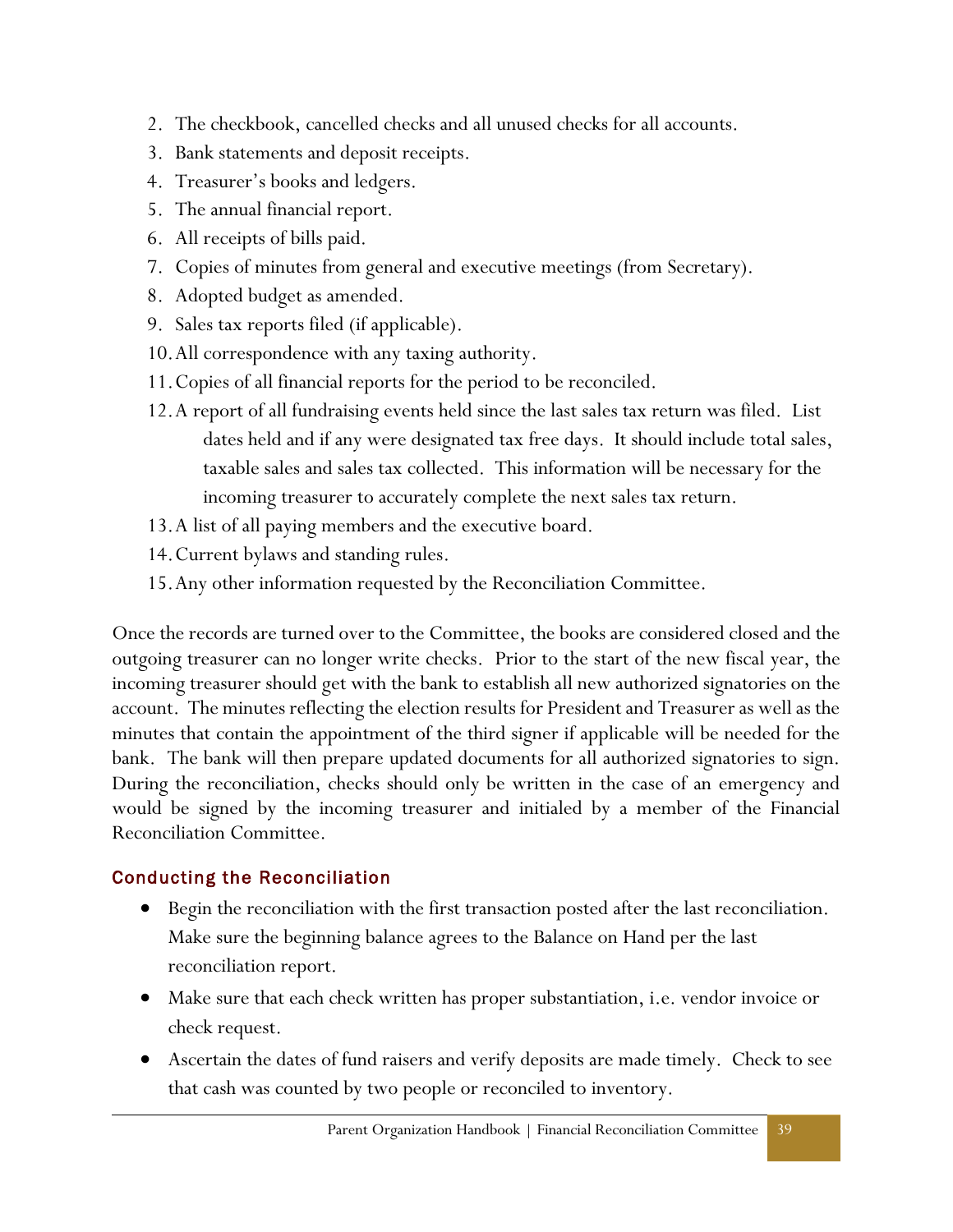2. The checkbook, cancelled checks and all unused checks for all accounts.
3. Bank statements and deposit receipts.
4. Treasurer's books and ledgers.
5. The annual financial report.
6. All receipts of bills paid.
7. Copies of minutes from general and executive meetings (from Secretary).
8. Adopted budget as amended.
9. Sales tax reports filed (if applicable).
10. All correspondence with any taxing authority.
11. Copies of all financial reports for the period to be reconciled.
12. A report of all fundraising events held since the last sales tax return was filed. List dates held and if any were designated tax free days. It should include total sales, taxable sales and sales tax collected. This information will be necessary for the incoming treasurer to accurately complete the next sales tax return.
13. A list of all paying members and the executive board.
14. Current bylaws and standing rules.
15. Any other information requested by the Reconciliation Committee.

Once the records are turned over to the Committee, the books are considered closed and the outgoing treasurer can no longer write checks. Prior to the start of the new fiscal year, the incoming treasurer should get with the bank to establish all new authorized signatories on the account. The minutes reflecting the election results for President and Treasurer as well as the minutes that contain the appointment of the third signer if applicable will be needed for the bank. The bank will then prepare updated documents for all authorized signatories to sign. During the reconciliation, checks should only be written in the case of an emergency and would be signed by the incoming treasurer and initialed by a member of the Financial Reconciliation Committee.

### Conducting the Reconciliation

- Begin the reconciliation with the first transaction posted after the last reconciliation. Make sure the beginning balance agrees to the Balance on Hand per the last reconciliation report.
- Make sure that each check written has proper substantiation, i.e. vendor invoice or check request.
- Ascertain the dates of fund raisers and verify deposits are made timely. Check to see that cash was counted by two people or reconciled to inventory.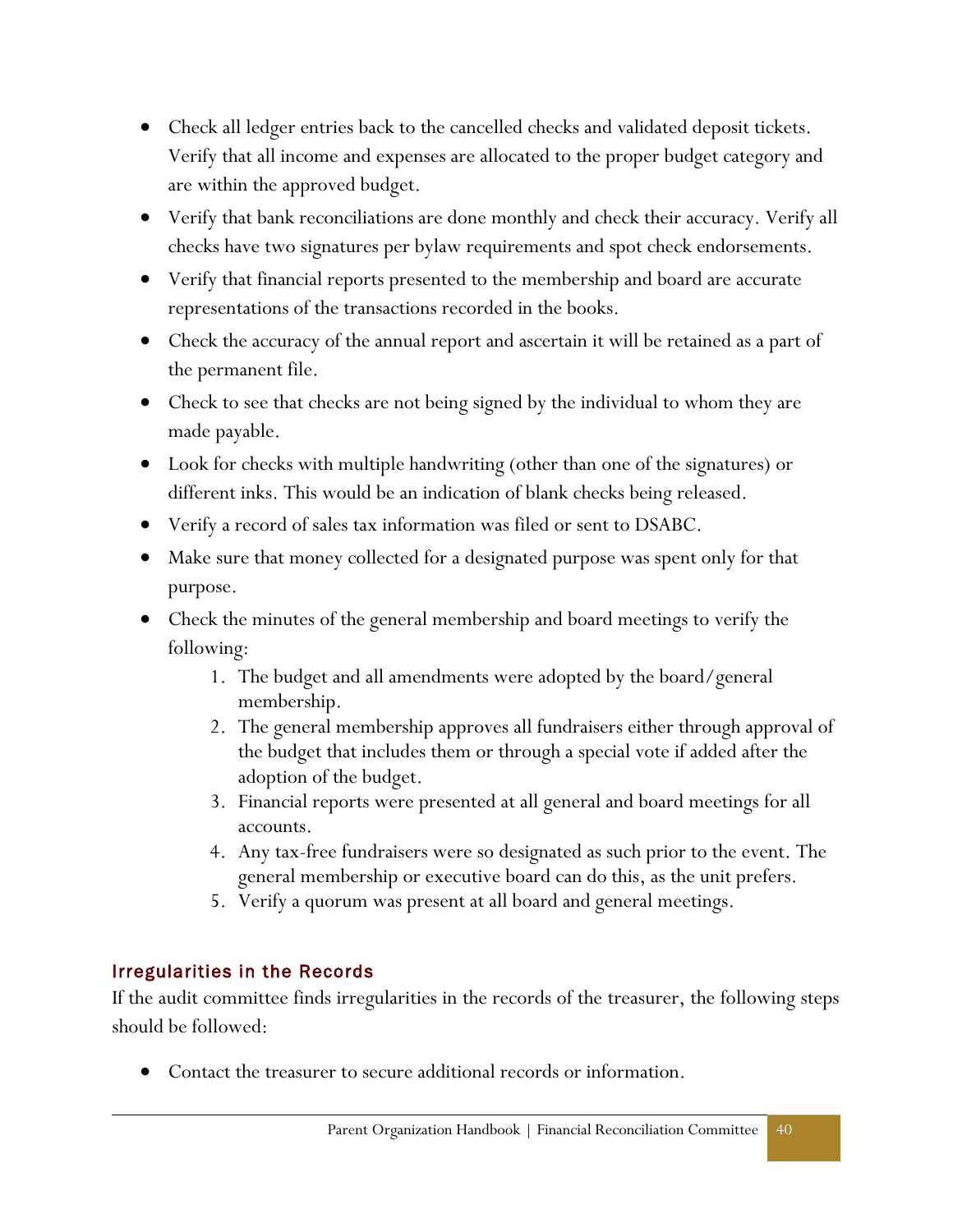- Check all ledger entries back to the cancelled checks and validated deposit tickets. Verify that all income and expenses are allocated to the proper budget category and are within the approved budget.
- Verify that bank reconciliations are done monthly and check their accuracy. Verify all checks have two signatures per bylaw requirements and spot check endorsements.
- Verify that financial reports presented to the membership and board are accurate representations of the transactions recorded in the books.
- Check the accuracy of the annual report and ascertain it will be retained as a part of the permanent file.
- Check to see that checks are not being signed by the individual to whom they are made payable.
- Look for checks with multiple handwriting (other than one of the signatures) or different inks. This would be an indication of blank checks being released.
- Verify a record of sales tax information was filed or sent to DSABC.
- Make sure that money collected for a designated purpose was spent only for that purpose.
- Check the minutes of the general membership and board meetings to verify the following:
    1. The budget and all amendments were adopted by the board/general membership.
    2. The general membership approves all fundraisers either through approval of the budget that includes them or through a special vote if added after the adoption of the budget.
    3. Financial reports were presented at all general and board meetings for all accounts.
    4. Any tax-free fundraisers were so designated as such prior to the event. The general membership or executive board can do this, as the unit prefers.
    5. Verify a quorum was present at all board and general meetings.

### Irregularities in the Records

If the audit committee finds irregularities in the records of the treasurer, the following steps should be followed:

- Contact the treasurer to secure additional records or information.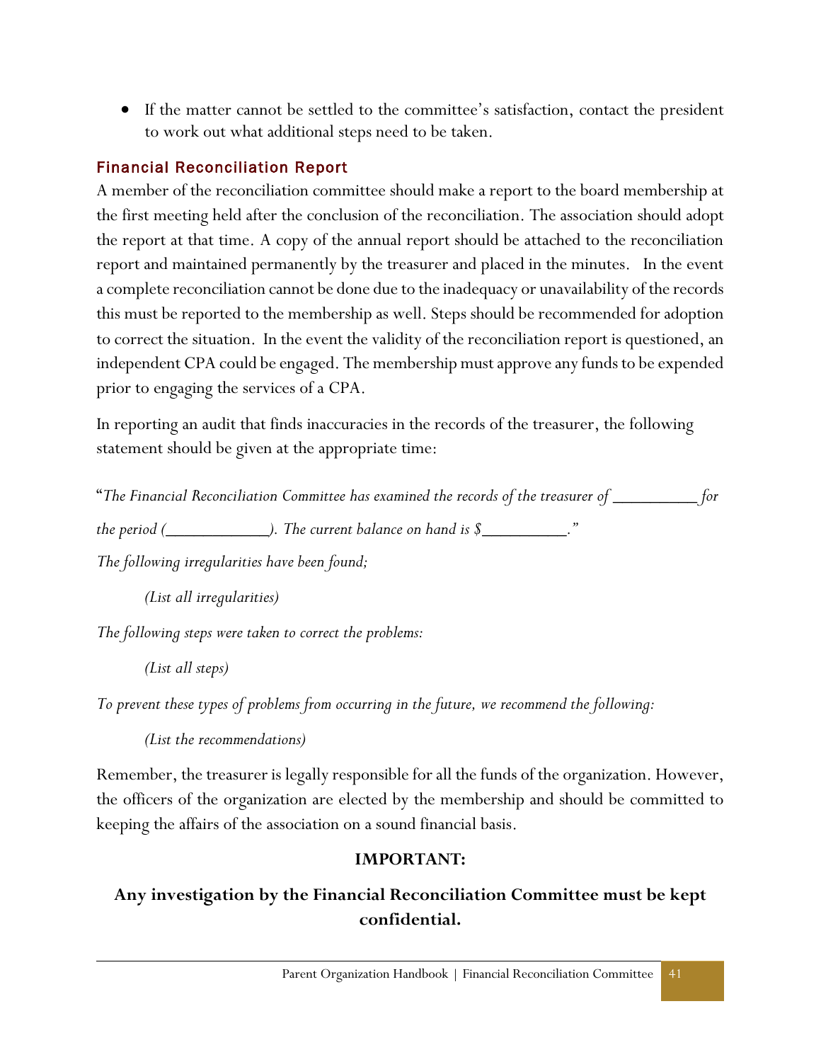- If the matter cannot be settled to the committee's satisfaction, contact the president to work out what additional steps need to be taken.

### Financial Reconciliation Report

A member of the reconciliation committee should make a report to the board membership at the first meeting held after the conclusion of the reconciliation. The association should adopt the report at that time. A copy of the annual report should be attached to the reconciliation report and maintained permanently by the treasurer and placed in the minutes. In the event a complete reconciliation cannot be done due to the inadequacy or unavailability of the records this must be reported to the membership as well. Steps should be recommended for adoption to correct the situation. In the event the validity of the reconciliation report is questioned, an independent CPA could be engaged. The membership must approve any funds to be expended prior to engaging the services of a CPA.

In reporting an audit that finds inaccuracies in the records of the treasurer, the following statement should be given at the appropriate time:

"*The Financial Reconciliation Committee has examined the records of the treasurer of __________ for the period (_____________). The current balance on hand is $__________.*"

*The following irregularities have been found;*

> *(List all irregularities)*

*The following steps were taken to correct the problems:*

> *(List all steps)*

*To prevent these types of problems from occurring in the future, we recommend the following:*

> *(List the recommendations)*

Remember, the treasurer is legally responsible for all the funds of the organization. However, the officers of the organization are elected by the membership and should be committed to keeping the affairs of the association on a sound financial basis.

**IMPORTANT:**

**Any investigation by the Financial Reconciliation Committee must be kept confidential.**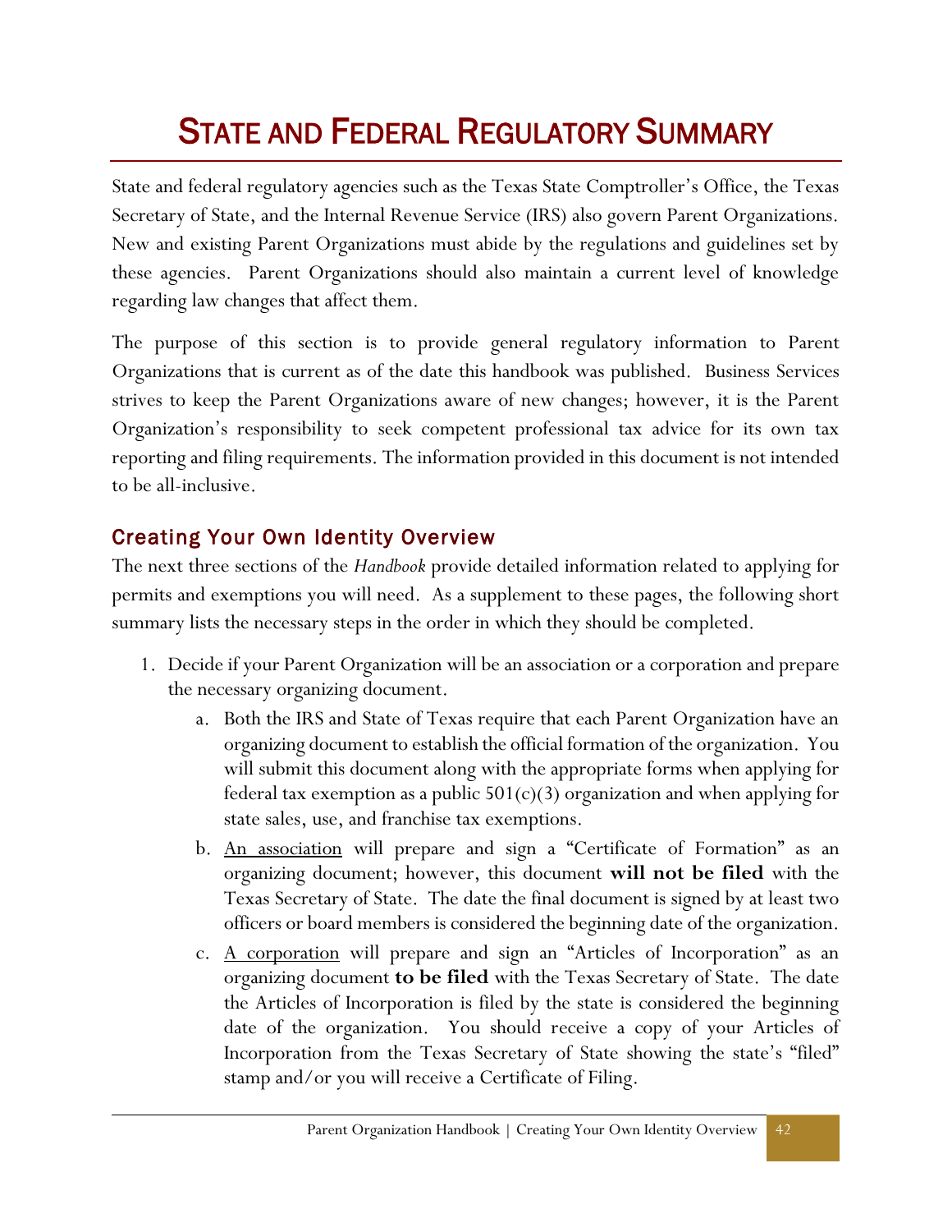# STATE AND FEDERAL REGULATORY SUMMARY

State and federal regulatory agencies such as the Texas State Comptroller's Office, the Texas Secretary of State, and the Internal Revenue Service (IRS) also govern Parent Organizations. New and existing Parent Organizations must abide by the regulations and guidelines set by these agencies. Parent Organizations should also maintain a current level of knowledge regarding law changes that affect them.

The purpose of this section is to provide general regulatory information to Parent Organizations that is current as of the date this handbook was published. Business Services strives to keep the Parent Organizations aware of new changes; however, it is the Parent Organization's responsibility to seek competent professional tax advice for its own tax reporting and filing requirements. The information provided in this document is not intended to be all-inclusive.

## Creating Your Own Identity Overview

The next three sections of the *Handbook* provide detailed information related to applying for permits and exemptions you will need. As a supplement to these pages, the following short summary lists the necessary steps in the order in which they should be completed.

1. Decide if your Parent Organization will be an association or a corporation and prepare the necessary organizing document.
   a. Both the IRS and State of Texas require that each Parent Organization have an organizing document to establish the official formation of the organization. You will submit this document along with the appropriate forms when applying for federal tax exemption as a public 501(c)(3) organization and when applying for state sales, use, and franchise tax exemptions.
   b. <u>An association</u> will prepare and sign a "Certificate of Formation" as an organizing document; however, this document **will not be filed** with the Texas Secretary of State. The date the final document is signed by at least two officers or board members is considered the beginning date of the organization.
   c. <u>A corporation</u> will prepare and sign an "Articles of Incorporation" as an organizing document **to be filed** with the Texas Secretary of State. The date the Articles of Incorporation is filed by the state is considered the beginning date of the organization. You should receive a copy of your Articles of Incorporation from the Texas Secretary of State showing the state's "filed" stamp and/or you will receive a Certificate of Filing.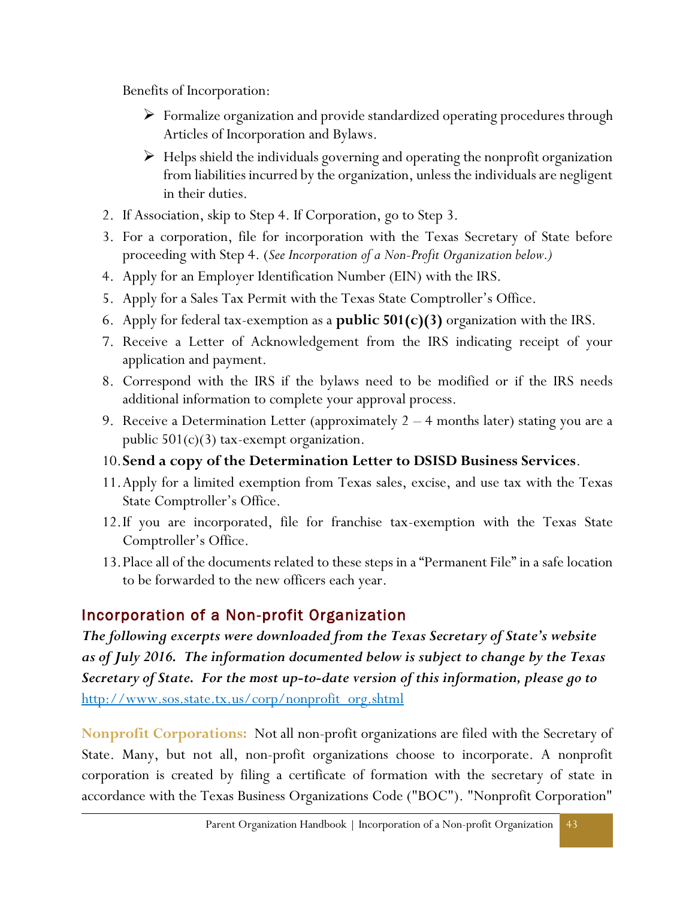Benefits of Incorporation:

- Formalize organization and provide standardized operating procedures through Articles of Incorporation and Bylaws.
- Helps shield the individuals governing and operating the nonprofit organization from liabilities incurred by the organization, unless the individuals are negligent in their duties.

2. If Association, skip to Step 4. If Corporation, go to Step 3.
3. For a corporation, file for incorporation with the Texas Secretary of State before proceeding with Step 4. (*See Incorporation of a Non-Profit Organization below.)*
4. Apply for an Employer Identification Number (EIN) with the IRS.
5. Apply for a Sales Tax Permit with the Texas State Comptroller's Office.
6. Apply for federal tax-exemption as a **public 501(c)(3)** organization with the IRS.
7. Receive a Letter of Acknowledgement from the IRS indicating receipt of your application and payment.
8. Correspond with the IRS if the bylaws need to be modified or if the IRS needs additional information to complete your approval process.
9. Receive a Determination Letter (approximately 2 – 4 months later) stating you are a public 501(c)(3) tax-exempt organization.
10. **Send a copy of the Determination Letter to DSISD Business Services**.
11. Apply for a limited exemption from Texas sales, excise, and use tax with the Texas State Comptroller's Office.
12. If you are incorporated, file for franchise tax-exemption with the Texas State Comptroller's Office.
13. Place all of the documents related to these steps in a "Permanent File" in a safe location to be forwarded to the new officers each year.

## Incorporation of a Non-profit Organization

***The following excerpts were downloaded from the Texas Secretary of State's website as of July 2016. The information documented below is subject to change by the Texas Secretary of State. For the most up-to-date version of this information, please go to*** http://www.sos.state.tx.us/corp/nonprofit_org.shtml

**Nonprofit Corporations:** Not all non-profit organizations are filed with the Secretary of State. Many, but not all, non-profit organizations choose to incorporate. A nonprofit corporation is created by filing a certificate of formation with the secretary of state in accordance with the Texas Business Organizations Code ("BOC"). "Nonprofit Corporation"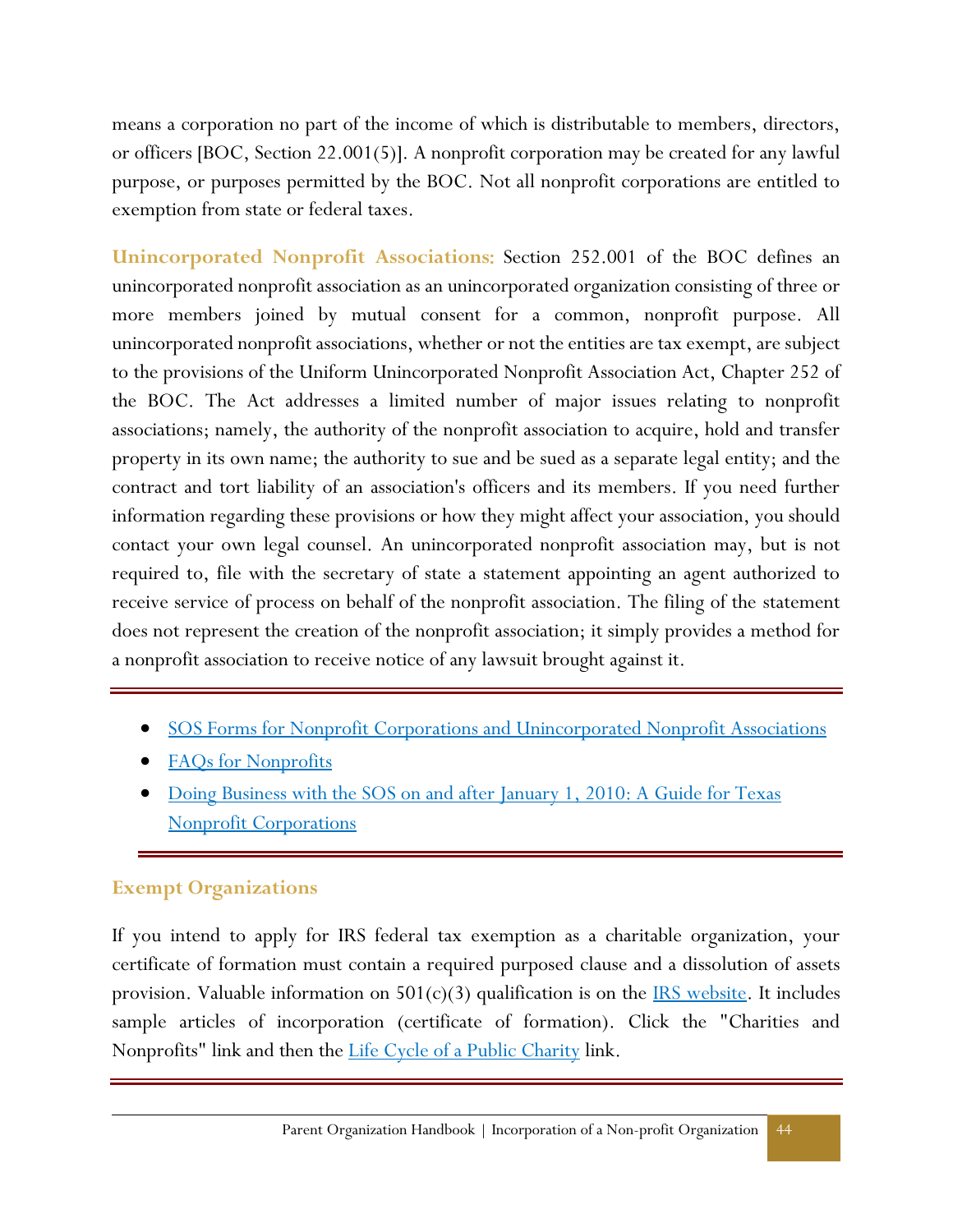means a corporation no part of the income of which is distributable to members, directors, or officers [BOC, Section 22.001(5)]. A nonprofit corporation may be created for any lawful purpose, or purposes permitted by the BOC. Not all nonprofit corporations are entitled to exemption from state or federal taxes.

**Unincorporated Nonprofit Associations:** Section 252.001 of the BOC defines an unincorporated nonprofit association as an unincorporated organization consisting of three or more members joined by mutual consent for a common, nonprofit purpose. All unincorporated nonprofit associations, whether or not the entities are tax exempt, are subject to the provisions of the Uniform Unincorporated Nonprofit Association Act, Chapter 252 of the BOC. The Act addresses a limited number of major issues relating to nonprofit associations; namely, the authority of the nonprofit association to acquire, hold and transfer property in its own name; the authority to sue and be sued as a separate legal entity; and the contract and tort liability of an association's officers and its members. If you need further information regarding these provisions or how they might affect your association, you should contact your own legal counsel. An unincorporated nonprofit association may, but is not required to, file with the secretary of state a statement appointing an agent authorized to receive service of process on behalf of the nonprofit association. The filing of the statement does not represent the creation of the nonprofit association; it simply provides a method for a nonprofit association to receive notice of any lawsuit brought against it.

- SOS Forms for Nonprofit Corporations and Unincorporated Nonprofit Associations
- FAQs for Nonprofits
- Doing Business with the SOS on and after January 1, 2010: A Guide for Texas Nonprofit Corporations

## Exempt Organizations

If you intend to apply for IRS federal tax exemption as a charitable organization, your certificate of formation must contain a required purposed clause and a dissolution of assets provision. Valuable information on 501(c)(3) qualification is on the IRS website. It includes sample articles of incorporation (certificate of formation). Click the "Charities and Nonprofits" link and then the Life Cycle of a Public Charity link.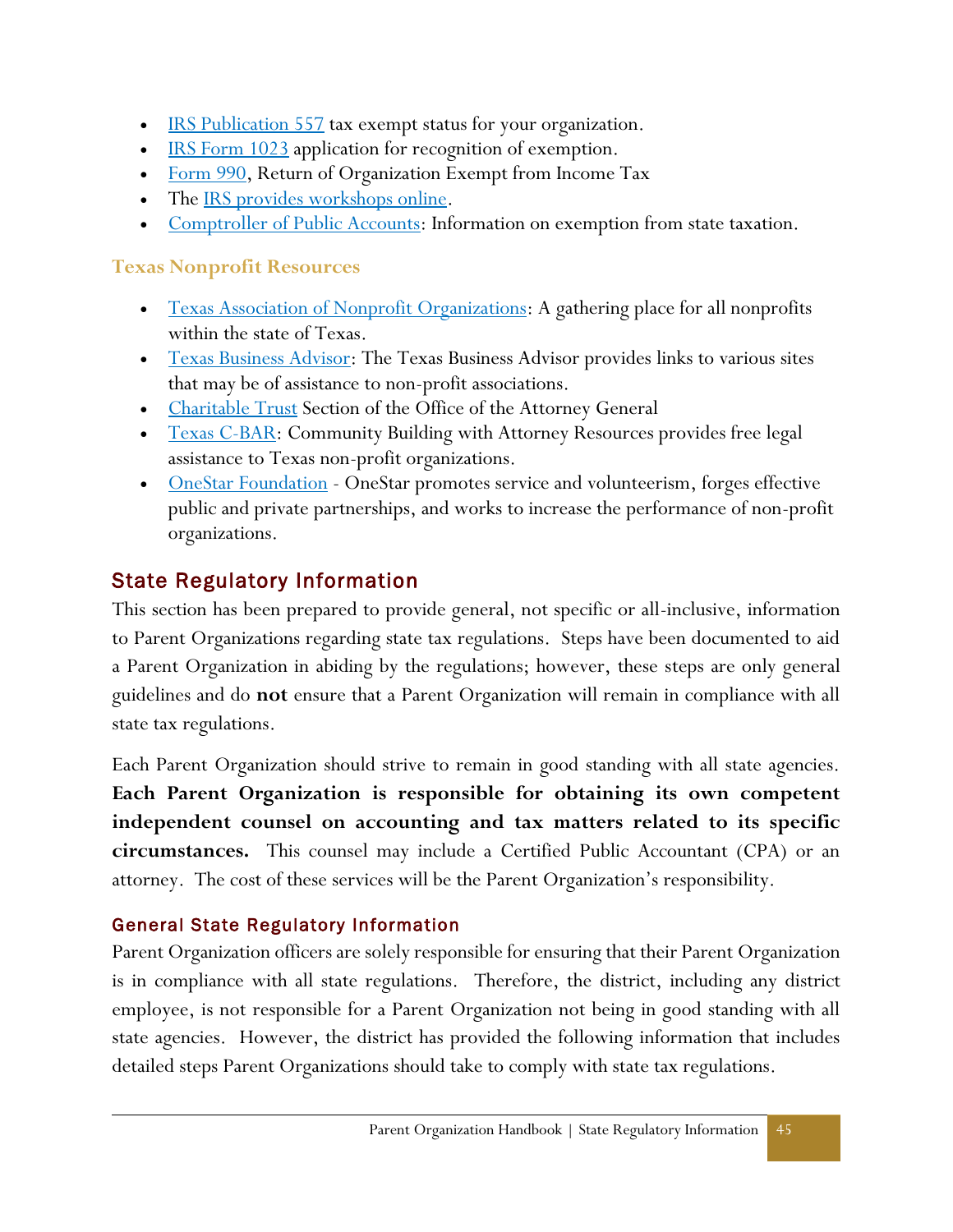- IRS Publication 557 tax exempt status for your organization.
- IRS Form 1023 application for recognition of exemption.
- Form 990, Return of Organization Exempt from Income Tax
- The IRS provides workshops online.
- Comptroller of Public Accounts: Information on exemption from state taxation.

### Texas Nonprofit Resources

- Texas Association of Nonprofit Organizations: A gathering place for all nonprofits within the state of Texas.
- Texas Business Advisor: The Texas Business Advisor provides links to various sites that may be of assistance to non-profit associations.
- Charitable Trust Section of the Office of the Attorney General
- Texas C-BAR: Community Building with Attorney Resources provides free legal assistance to Texas non-profit organizations.
- OneStar Foundation - OneStar promotes service and volunteerism, forges effective public and private partnerships, and works to increase the performance of non-profit organizations.

## State Regulatory Information

This section has been prepared to provide general, not specific or all-inclusive, information to Parent Organizations regarding state tax regulations. Steps have been documented to aid a Parent Organization in abiding by the regulations; however, these steps are only general guidelines and do **not** ensure that a Parent Organization will remain in compliance with all state tax regulations.

Each Parent Organization should strive to remain in good standing with all state agencies. **Each Parent Organization is responsible for obtaining its own competent independent counsel on accounting and tax matters related to its specific circumstances.** This counsel may include a Certified Public Accountant (CPA) or an attorney. The cost of these services will be the Parent Organization's responsibility.

### General State Regulatory Information

Parent Organization officers are solely responsible for ensuring that their Parent Organization is in compliance with all state regulations. Therefore, the district, including any district employee, is not responsible for a Parent Organization not being in good standing with all state agencies. However, the district has provided the following information that includes detailed steps Parent Organizations should take to comply with state tax regulations.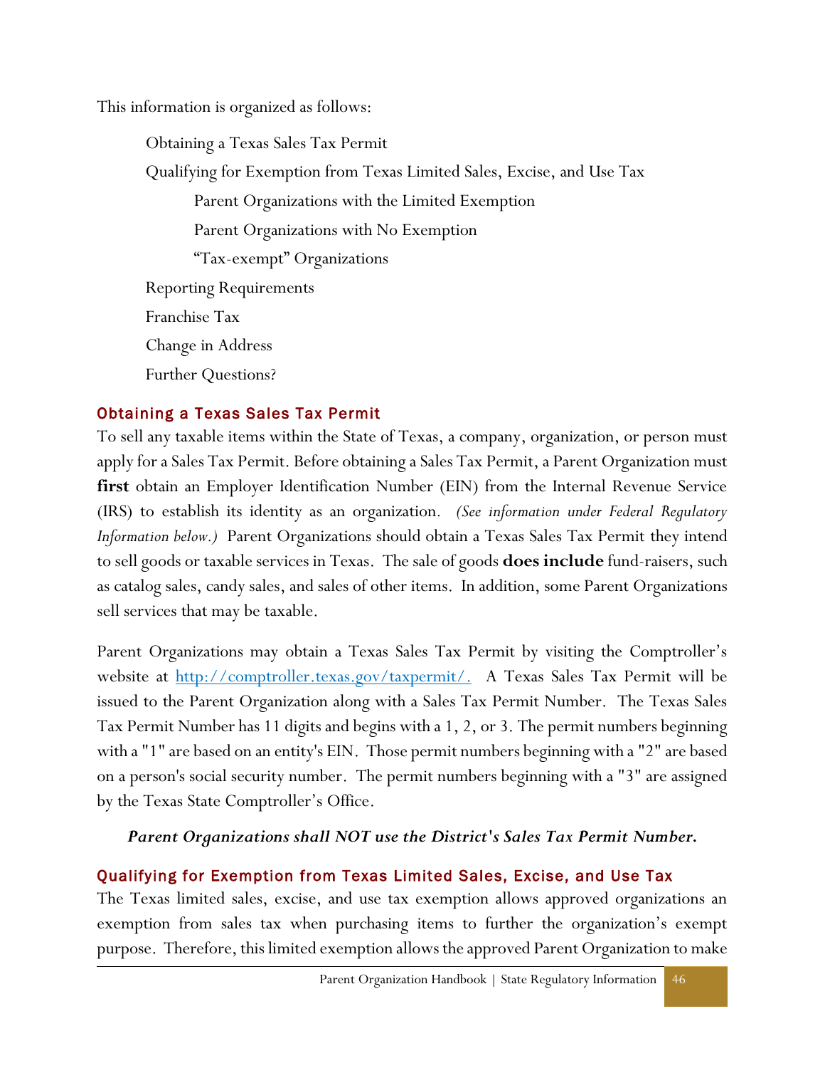This information is organized as follows:

- Obtaining a Texas Sales Tax Permit
- Qualifying for Exemption from Texas Limited Sales, Excise, and Use Tax
  - Parent Organizations with the Limited Exemption
  - Parent Organizations with No Exemption
  - "Tax-exempt" Organizations
- Reporting Requirements
- Franchise Tax
- Change in Address
- Further Questions?

## Obtaining a Texas Sales Tax Permit

To sell any taxable items within the State of Texas, a company, organization, or person must apply for a Sales Tax Permit. Before obtaining a Sales Tax Permit, a Parent Organization must **first** obtain an Employer Identification Number (EIN) from the Internal Revenue Service (IRS) to establish its identity as an organization. *(See information under Federal Regulatory Information below.)* Parent Organizations should obtain a Texas Sales Tax Permit they intend to sell goods or taxable services in Texas. The sale of goods **does include** fund-raisers, such as catalog sales, candy sales, and sales of other items. In addition, some Parent Organizations sell services that may be taxable.

Parent Organizations may obtain a Texas Sales Tax Permit by visiting the Comptroller's website at [http://comptroller.texas.gov/taxpermit/.](http://comptroller.texas.gov/taxpermit/) A Texas Sales Tax Permit will be issued to the Parent Organization along with a Sales Tax Permit Number. The Texas Sales Tax Permit Number has 11 digits and begins with a 1, 2, or 3. The permit numbers beginning with a "1" are based on an entity's EIN. Those permit numbers beginning with a "2" are based on a person's social security number. The permit numbers beginning with a "3" are assigned by the Texas State Comptroller's Office.

***Parent Organizations shall NOT use the District's Sales Tax Permit Number.***

## Qualifying for Exemption from Texas Limited Sales, Excise, and Use Tax

The Texas limited sales, excise, and use tax exemption allows approved organizations an exemption from sales tax when purchasing items to further the organization's exempt purpose. Therefore, this limited exemption allows the approved Parent Organization to make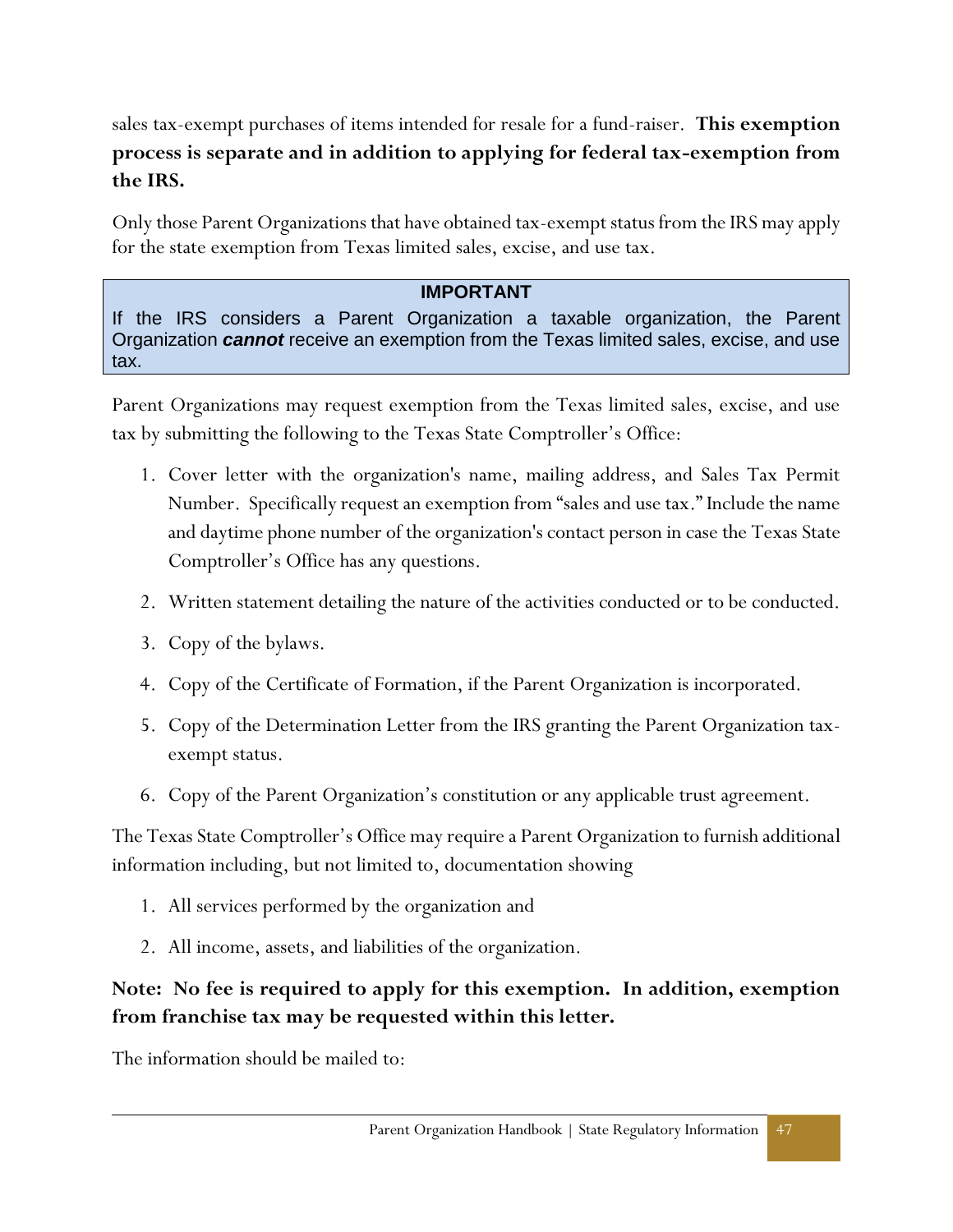sales tax-exempt purchases of items intended for resale for a fund-raiser. **This exemption process is separate and in addition to applying for federal tax-exemption from the IRS.**

Only those Parent Organizations that have obtained tax-exempt status from the IRS may apply for the state exemption from Texas limited sales, excise, and use tax.

> **IMPORTANT**
>
> If the IRS considers a Parent Organization a taxable organization, the Parent Organization ***cannot*** receive an exemption from the Texas limited sales, excise, and use tax.

Parent Organizations may request exemption from the Texas limited sales, excise, and use tax by submitting the following to the Texas State Comptroller's Office:

1. Cover letter with the organization's name, mailing address, and Sales Tax Permit Number. Specifically request an exemption from "sales and use tax." Include the name and daytime phone number of the organization's contact person in case the Texas State Comptroller's Office has any questions.
2. Written statement detailing the nature of the activities conducted or to be conducted.
3. Copy of the bylaws.
4. Copy of the Certificate of Formation, if the Parent Organization is incorporated.
5. Copy of the Determination Letter from the IRS granting the Parent Organization tax-exempt status.
6. Copy of the Parent Organization's constitution or any applicable trust agreement.

The Texas State Comptroller's Office may require a Parent Organization to furnish additional information including, but not limited to, documentation showing

1. All services performed by the organization and
2. All income, assets, and liabilities of the organization.

**Note: No fee is required to apply for this exemption. In addition, exemption from franchise tax may be requested within this letter.**

The information should be mailed to: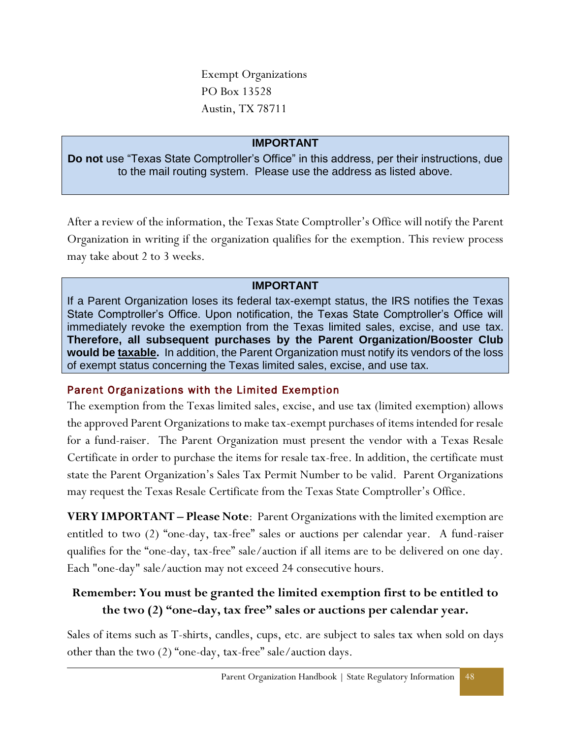Exempt Organizations
PO Box 13528
Austin, TX 78711

**IMPORTANT**

**Do not** use "Texas State Comptroller's Office" in this address, per their instructions, due to the mail routing system. Please use the address as listed above.

After a review of the information, the Texas State Comptroller's Office will notify the Parent Organization in writing if the organization qualifies for the exemption. This review process may take about 2 to 3 weeks.

**IMPORTANT**

If a Parent Organization loses its federal tax-exempt status, the IRS notifies the Texas State Comptroller's Office. Upon notification, the Texas State Comptroller's Office will immediately revoke the exemption from the Texas limited sales, excise, and use tax. **Therefore, all subsequent purchases by the Parent Organization/Booster Club would be taxable.** In addition, the Parent Organization must notify its vendors of the loss of exempt status concerning the Texas limited sales, excise, and use tax.

### Parent Organizations with the Limited Exemption

The exemption from the Texas limited sales, excise, and use tax (limited exemption) allows the approved Parent Organizations to make tax-exempt purchases of items intended for resale for a fund-raiser. The Parent Organization must present the vendor with a Texas Resale Certificate in order to purchase the items for resale tax-free. In addition, the certificate must state the Parent Organization's Sales Tax Permit Number to be valid. Parent Organizations may request the Texas Resale Certificate from the Texas State Comptroller's Office.

**VERY IMPORTANT – Please Note**: Parent Organizations with the limited exemption are entitled to two (2) "one-day, tax-free" sales or auctions per calendar year. A fund-raiser qualifies for the "one-day, tax-free" sale/auction if all items are to be delivered on one day. Each "one-day" sale/auction may not exceed 24 consecutive hours.

**Remember: You must be granted the limited exemption first to be entitled to the two (2) "one-day, tax free" sales or auctions per calendar year.**

Sales of items such as T-shirts, candles, cups, etc. are subject to sales tax when sold on days other than the two (2) "one-day, tax-free" sale/auction days.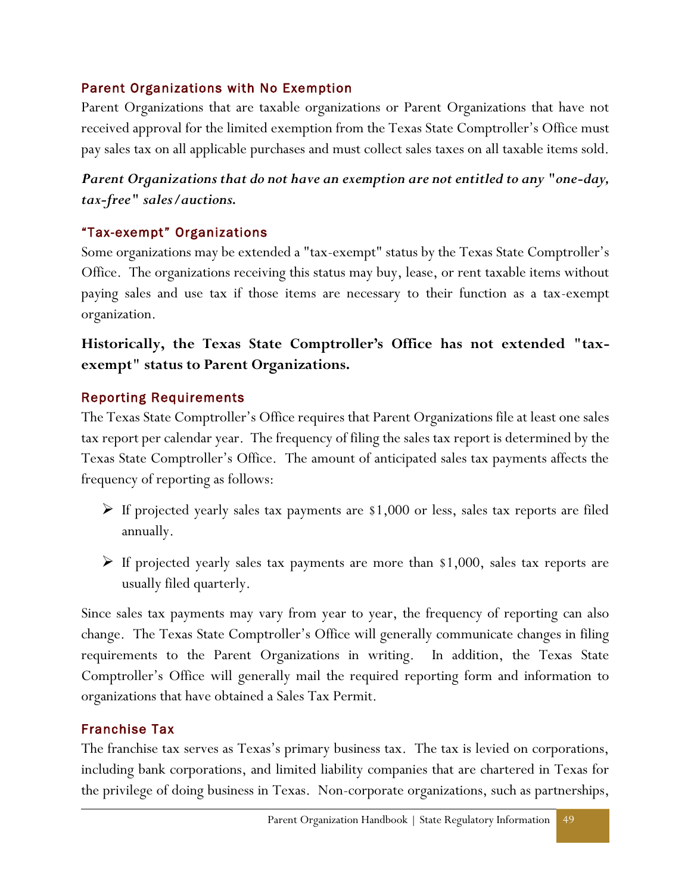### Parent Organizations with No Exemption

Parent Organizations that are taxable organizations or Parent Organizations that have not received approval for the limited exemption from the Texas State Comptroller's Office must pay sales tax on all applicable purchases and must collect sales taxes on all taxable items sold.

***Parent Organizations that do not have an exemption are not entitled to any "one-day, tax-free" sales/auctions.***

### "Tax-exempt" Organizations

Some organizations may be extended a "tax-exempt" status by the Texas State Comptroller's Office. The organizations receiving this status may buy, lease, or rent taxable items without paying sales and use tax if those items are necessary to their function as a tax-exempt organization.

**Historically, the Texas State Comptroller's Office has not extended "tax-exempt" status to Parent Organizations.**

### Reporting Requirements

The Texas State Comptroller's Office requires that Parent Organizations file at least one sales tax report per calendar year. The frequency of filing the sales tax report is determined by the Texas State Comptroller's Office. The amount of anticipated sales tax payments affects the frequency of reporting as follows:

- If projected yearly sales tax payments are $1,000 or less, sales tax reports are filed annually.
- If projected yearly sales tax payments are more than $1,000, sales tax reports are usually filed quarterly.

Since sales tax payments may vary from year to year, the frequency of reporting can also change. The Texas State Comptroller's Office will generally communicate changes in filing requirements to the Parent Organizations in writing. In addition, the Texas State Comptroller's Office will generally mail the required reporting form and information to organizations that have obtained a Sales Tax Permit.

### Franchise Tax

The franchise tax serves as Texas's primary business tax. The tax is levied on corporations, including bank corporations, and limited liability companies that are chartered in Texas for the privilege of doing business in Texas. Non-corporate organizations, such as partnerships,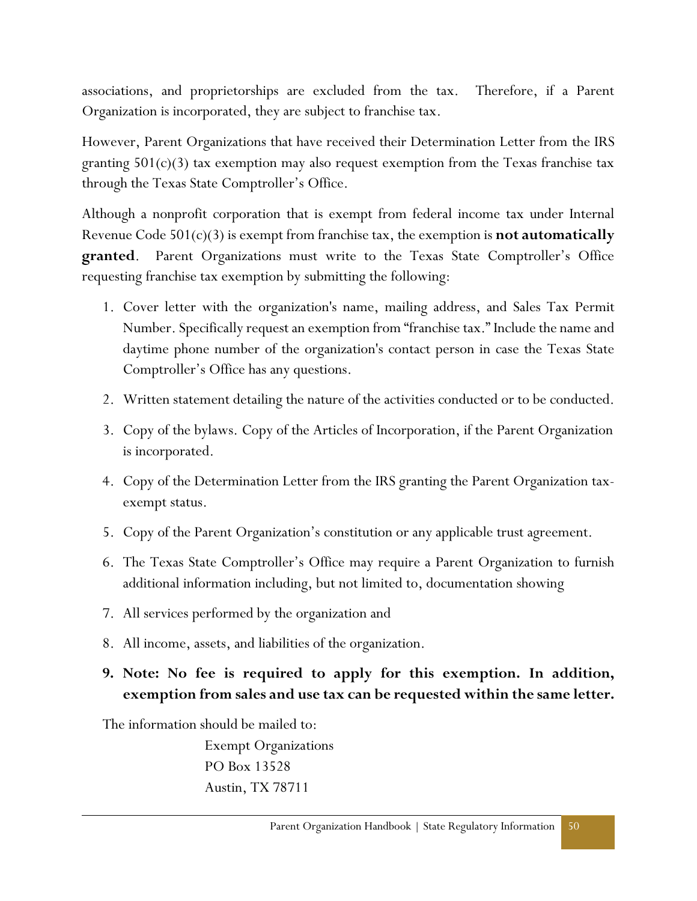associations, and proprietorships are excluded from the tax. Therefore, if a Parent Organization is incorporated, they are subject to franchise tax.

However, Parent Organizations that have received their Determination Letter from the IRS granting 501(c)(3) tax exemption may also request exemption from the Texas franchise tax through the Texas State Comptroller's Office.

Although a nonprofit corporation that is exempt from federal income tax under Internal Revenue Code 501(c)(3) is exempt from franchise tax, the exemption is **not automatically granted**. Parent Organizations must write to the Texas State Comptroller's Office requesting franchise tax exemption by submitting the following:

1. Cover letter with the organization's name, mailing address, and Sales Tax Permit Number. Specifically request an exemption from "franchise tax." Include the name and daytime phone number of the organization's contact person in case the Texas State Comptroller's Office has any questions.
2. Written statement detailing the nature of the activities conducted or to be conducted.
3. Copy of the bylaws. Copy of the Articles of Incorporation, if the Parent Organization is incorporated.
4. Copy of the Determination Letter from the IRS granting the Parent Organization tax-exempt status.
5. Copy of the Parent Organization's constitution or any applicable trust agreement.
6. The Texas State Comptroller's Office may require a Parent Organization to furnish additional information including, but not limited to, documentation showing
7. All services performed by the organization and
8. All income, assets, and liabilities of the organization.
9. **Note: No fee is required to apply for this exemption. In addition, exemption from sales and use tax can be requested within the same letter.**

The information should be mailed to:

Exempt Organizations
PO Box 13528
Austin, TX 78711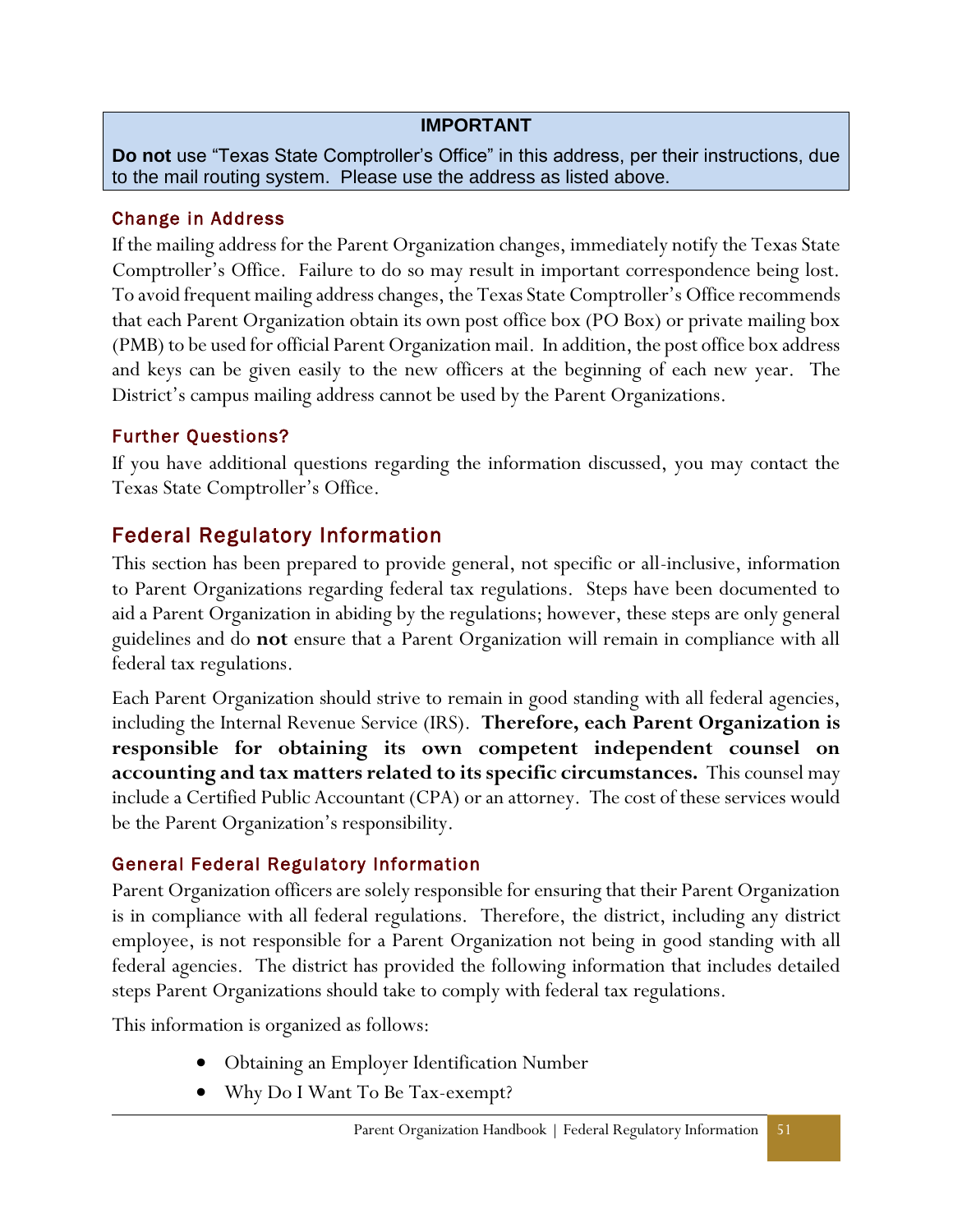**IMPORTANT**

**Do not** use “Texas State Comptroller’s Office” in this address, per their instructions, due to the mail routing system. Please use the address as listed above.

### Change in Address

If the mailing address for the Parent Organization changes, immediately notify the Texas State Comptroller’s Office. Failure to do so may result in important correspondence being lost. To avoid frequent mailing address changes, the Texas State Comptroller’s Office recommends that each Parent Organization obtain its own post office box (PO Box) or private mailing box (PMB) to be used for official Parent Organization mail. In addition, the post office box address and keys can be given easily to the new officers at the beginning of each new year. The District’s campus mailing address cannot be used by the Parent Organizations.

### Further Questions?

If you have additional questions regarding the information discussed, you may contact the Texas State Comptroller’s Office.

## Federal Regulatory Information

This section has been prepared to provide general, not specific or all-inclusive, information to Parent Organizations regarding federal tax regulations. Steps have been documented to aid a Parent Organization in abiding by the regulations; however, these steps are only general guidelines and do **not** ensure that a Parent Organization will remain in compliance with all federal tax regulations.

Each Parent Organization should strive to remain in good standing with all federal agencies, including the Internal Revenue Service (IRS). **Therefore, each Parent Organization is responsible for obtaining its own competent independent counsel on accounting and tax matters related to its specific circumstances.** This counsel may include a Certified Public Accountant (CPA) or an attorney. The cost of these services would be the Parent Organization’s responsibility.

### General Federal Regulatory Information

Parent Organization officers are solely responsible for ensuring that their Parent Organization is in compliance with all federal regulations. Therefore, the district, including any district employee, is not responsible for a Parent Organization not being in good standing with all federal agencies. The district has provided the following information that includes detailed steps Parent Organizations should take to comply with federal tax regulations.

This information is organized as follows:

- Obtaining an Employer Identification Number
- Why Do I Want To Be Tax-exempt?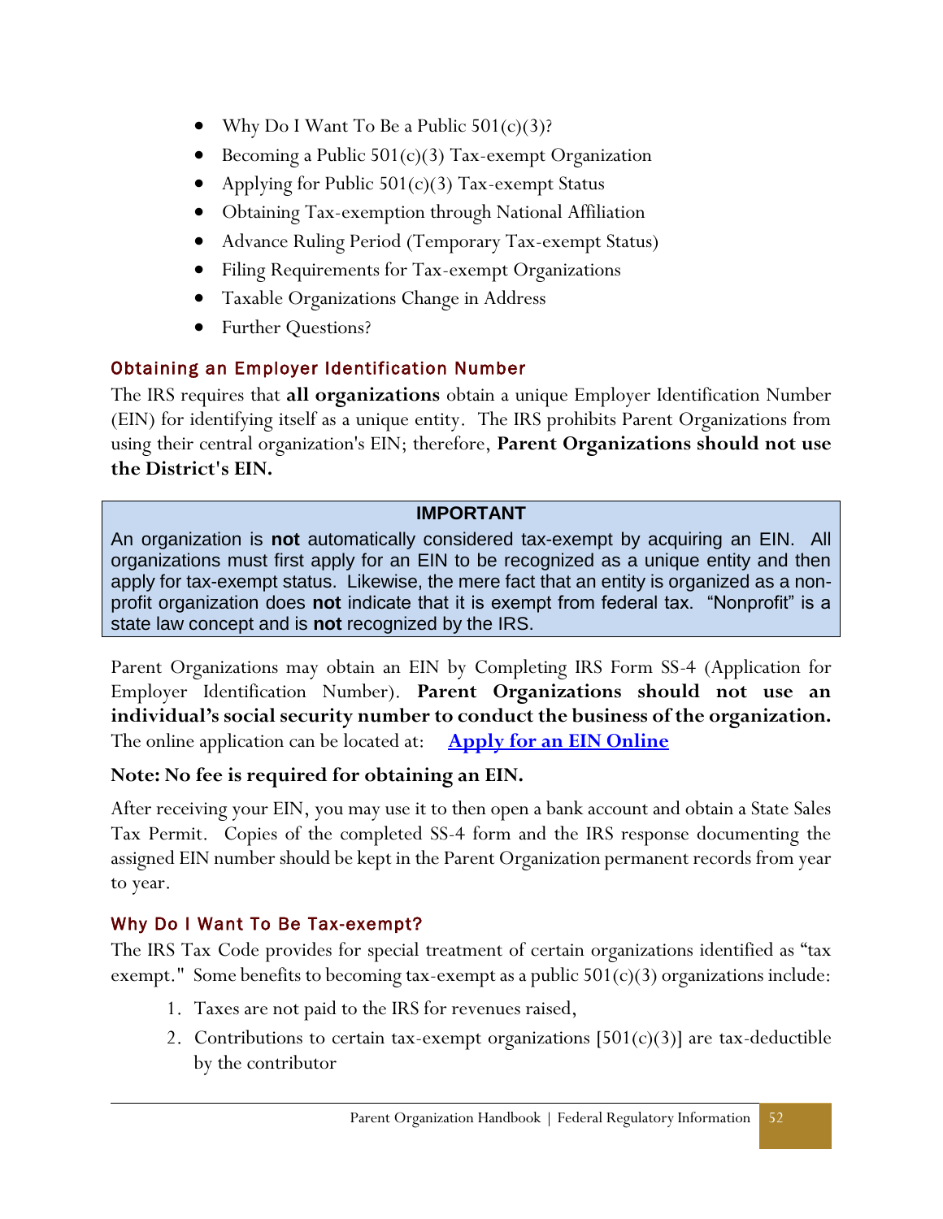- Why Do I Want To Be a Public 501(c)(3)?
- Becoming a Public 501(c)(3) Tax-exempt Organization
- Applying for Public 501(c)(3) Tax-exempt Status
- Obtaining Tax-exemption through National Affiliation
- Advance Ruling Period (Temporary Tax-exempt Status)
- Filing Requirements for Tax-exempt Organizations
- Taxable Organizations Change in Address
- Further Questions?

## Obtaining an Employer Identification Number

The IRS requires that **all organizations** obtain a unique Employer Identification Number (EIN) for identifying itself as a unique entity. The IRS prohibits Parent Organizations from using their central organization's EIN; therefore, **Parent Organizations should not use the District's EIN.**

> **IMPORTANT**
>
> An organization is **not** automatically considered tax-exempt by acquiring an EIN. All organizations must first apply for an EIN to be recognized as a unique entity and then apply for tax-exempt status. Likewise, the mere fact that an entity is organized as a non-profit organization does **not** indicate that it is exempt from federal tax. "Nonprofit" is a state law concept and is **not** recognized by the IRS.

Parent Organizations may obtain an EIN by Completing IRS Form SS-4 (Application for Employer Identification Number). **Parent Organizations should not use an individual's social security number to conduct the business of the organization.** The online application can be located at: **Apply for an EIN Online**

**Note: No fee is required for obtaining an EIN.**

After receiving your EIN, you may use it to then open a bank account and obtain a State Sales Tax Permit. Copies of the completed SS-4 form and the IRS response documenting the assigned EIN number should be kept in the Parent Organization permanent records from year to year.

## Why Do I Want To Be Tax-exempt?

The IRS Tax Code provides for special treatment of certain organizations identified as "tax exempt." Some benefits to becoming tax-exempt as a public 501(c)(3) organizations include:

1. Taxes are not paid to the IRS for revenues raised,
2. Contributions to certain tax-exempt organizations [501(c)(3)] are tax-deductible by the contributor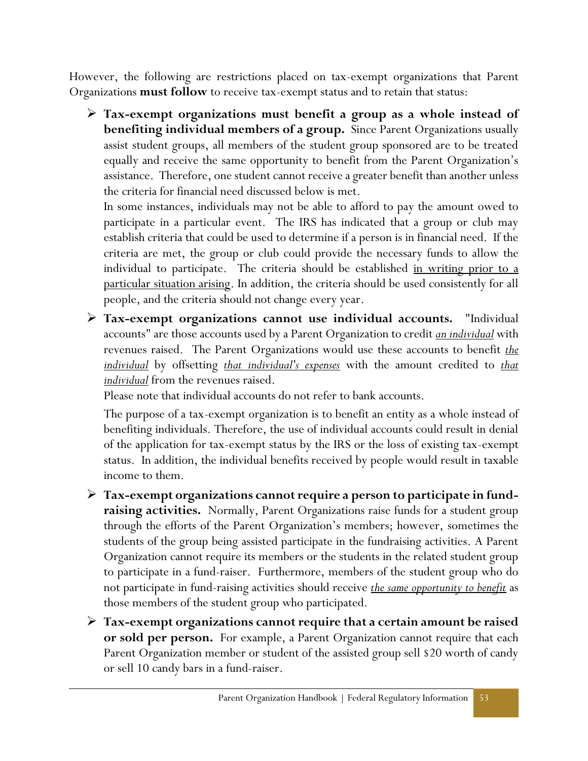However, the following are restrictions placed on tax-exempt organizations that Parent Organizations **must follow** to receive tax-exempt status and to retain that status:

- **Tax-exempt organizations must benefit a group as a whole instead of benefiting individual members of a group.** Since Parent Organizations usually assist student groups, all members of the student group sponsored are to be treated equally and receive the same opportunity to benefit from the Parent Organization's assistance. Therefore, one student cannot receive a greater benefit than another unless the criteria for financial need discussed below is met.

  In some instances, individuals may not be able to afford to pay the amount owed to participate in a particular event. The IRS has indicated that a group or club may establish criteria that could be used to determine if a person is in financial need. If the criteria are met, the group or club could provide the necessary funds to allow the individual to participate. The criteria should be established <u>in writing prior to a particular situation arising</u>. In addition, the criteria should be used consistently for all people, and the criteria should not change every year.

- **Tax-exempt organizations cannot use individual accounts.** "Individual accounts" are those accounts used by a Parent Organization to credit <u>*an individual*</u> with revenues raised. The Parent Organizations would use these accounts to benefit <u>*the individual*</u> by offsetting <u>*that individual's expenses*</u> with the amount credited to <u>*that individual*</u> from the revenues raised.

  Please note that individual accounts do not refer to bank accounts.

  The purpose of a tax-exempt organization is to benefit an entity as a whole instead of benefiting individuals. Therefore, the use of individual accounts could result in denial of the application for tax-exempt status by the IRS or the loss of existing tax-exempt status. In addition, the individual benefits received by people would result in taxable income to them.

- **Tax-exempt organizations cannot require a person to participate in fund-raising activities.** Normally, Parent Organizations raise funds for a student group through the efforts of the Parent Organization's members; however, sometimes the students of the group being assisted participate in the fundraising activities. A Parent Organization cannot require its members or the students in the related student group to participate in a fund-raiser. Furthermore, members of the student group who do not participate in fund-raising activities should receive <u>*the same opportunity to benefit*</u> as those members of the student group who participated.

- **Tax-exempt organizations cannot require that a certain amount be raised or sold per person.** For example, a Parent Organization cannot require that each Parent Organization member or student of the assisted group sell $20 worth of candy or sell 10 candy bars in a fund-raiser.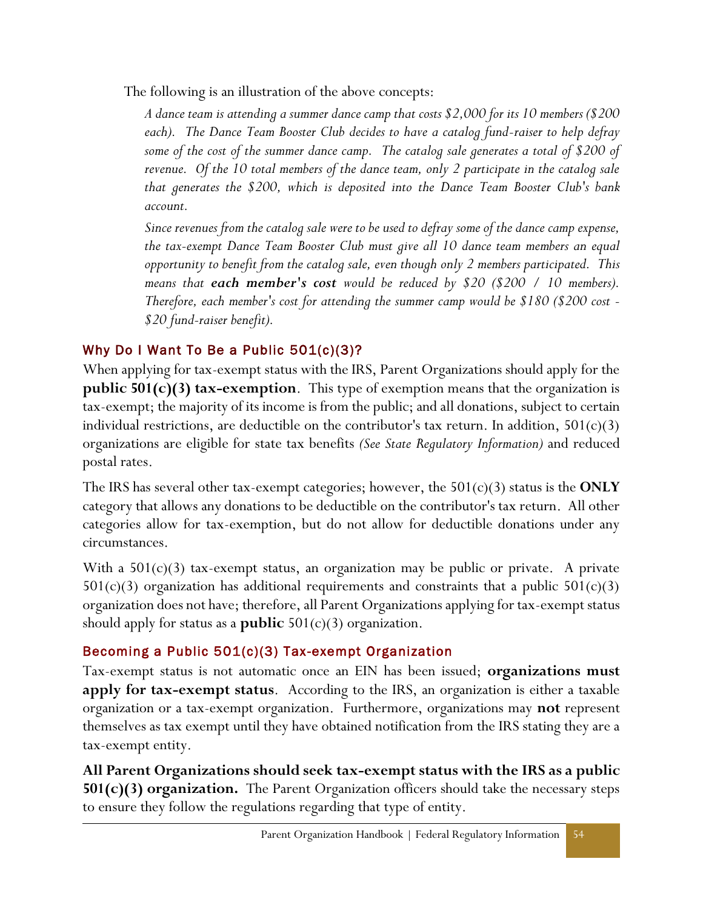The following is an illustration of the above concepts:

> *A dance team is attending a summer dance camp that costs $2,000 for its 10 members ($200 each). The Dance Team Booster Club decides to have a catalog fund-raiser to help defray some of the cost of the summer dance camp. The catalog sale generates a total of $200 of revenue. Of the 10 total members of the dance team, only 2 participate in the catalog sale that generates the $200, which is deposited into the Dance Team Booster Club's bank account.*
>
> *Since revenues from the catalog sale were to be used to defray some of the dance camp expense, the tax-exempt Dance Team Booster Club must give all 10 dance team members an equal opportunity to benefit from the catalog sale, even though only 2 members participated. This means that **each member's cost** would be reduced by $20 ($200 / 10 members). Therefore, each member's cost for attending the summer camp would be $180 ($200 cost - $20 fund-raiser benefit).*

## Why Do I Want To Be a Public 501(c)(3)?

When applying for tax-exempt status with the IRS, Parent Organizations should apply for the **public 501(c)(3) tax-exemption**. This type of exemption means that the organization is tax-exempt; the majority of its income is from the public; and all donations, subject to certain individual restrictions, are deductible on the contributor's tax return. In addition, 501(c)(3) organizations are eligible for state tax benefits *(See State Regulatory Information)* and reduced postal rates.

The IRS has several other tax-exempt categories; however, the 501(c)(3) status is the **ONLY** category that allows any donations to be deductible on the contributor's tax return. All other categories allow for tax-exemption, but do not allow for deductible donations under any circumstances.

With a 501(c)(3) tax-exempt status, an organization may be public or private. A private 501(c)(3) organization has additional requirements and constraints that a public 501(c)(3) organization does not have; therefore, all Parent Organizations applying for tax-exempt status should apply for status as a **public** 501(c)(3) organization.

## Becoming a Public 501(c)(3) Tax-exempt Organization

Tax-exempt status is not automatic once an EIN has been issued; **organizations must apply for tax-exempt status**. According to the IRS, an organization is either a taxable organization or a tax-exempt organization. Furthermore, organizations may **not** represent themselves as tax exempt until they have obtained notification from the IRS stating they are a tax-exempt entity.

**All Parent Organizations should seek tax-exempt status with the IRS as a public 501(c)(3) organization.** The Parent Organization officers should take the necessary steps to ensure they follow the regulations regarding that type of entity.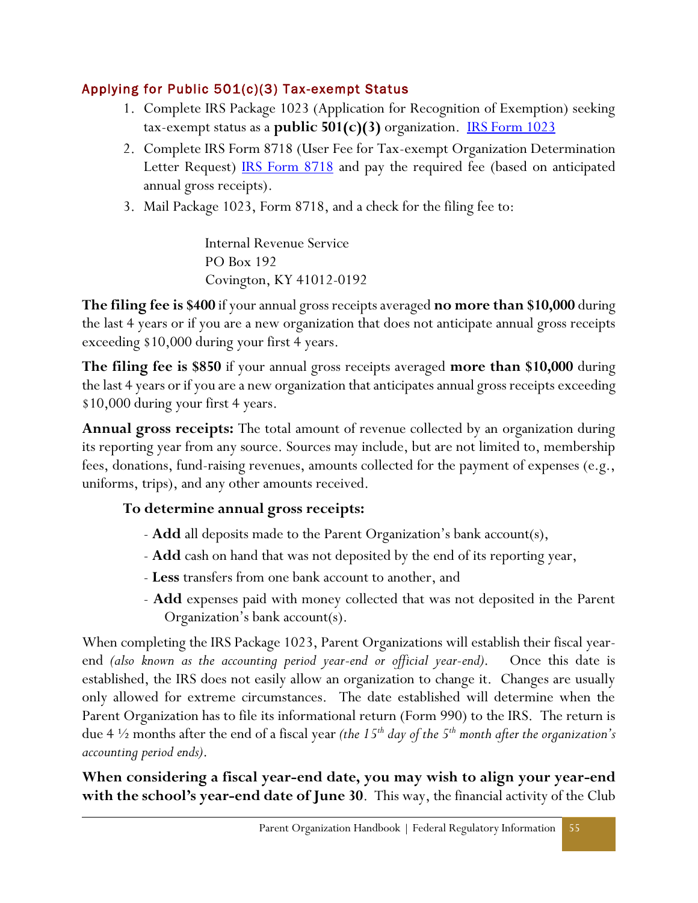### Applying for Public 501(c)(3) Tax-exempt Status

1. Complete IRS Package 1023 (Application for Recognition of Exemption) seeking tax-exempt status as a **public 501(c)(3)** organization. [IRS Form 1023]
2. Complete IRS Form 8718 (User Fee for Tax-exempt Organization Determination Letter Request) [IRS Form 8718] and pay the required fee (based on anticipated annual gross receipts).
3. Mail Package 1023, Form 8718, and a check for the filing fee to:

   Internal Revenue Service
   PO Box 192
   Covington, KY 41012-0192

**The filing fee is $400** if your annual gross receipts averaged **no more than $10,000** during the last 4 years or if you are a new organization that does not anticipate annual gross receipts exceeding $10,000 during your first 4 years.

**The filing fee is $850** if your annual gross receipts averaged **more than $10,000** during the last 4 years or if you are a new organization that anticipates annual gross receipts exceeding $10,000 during your first 4 years.

**Annual gross receipts:** The total amount of revenue collected by an organization during its reporting year from any source. Sources may include, but are not limited to, membership fees, donations, fund-raising revenues, amounts collected for the payment of expenses (e.g., uniforms, trips), and any other amounts received.

**To determine annual gross receipts:**

- **Add** all deposits made to the Parent Organization's bank account(s),
- **Add** cash on hand that was not deposited by the end of its reporting year,
- **Less** transfers from one bank account to another, and
- **Add** expenses paid with money collected that was not deposited in the Parent Organization's bank account(s).

When completing the IRS Package 1023, Parent Organizations will establish their fiscal year-end *(also known as the accounting period year-end or official year-end)*. Once this date is established, the IRS does not easily allow an organization to change it. Changes are usually only allowed for extreme circumstances. The date established will determine when the Parent Organization has to file its informational return (Form 990) to the IRS. The return is due 4 ½ months after the end of a fiscal year *(the 15th day of the 5th month after the organization's accounting period ends)*.

**When considering a fiscal year-end date, you may wish to align your year-end with the school's year-end date of June 30**. This way, the financial activity of the Club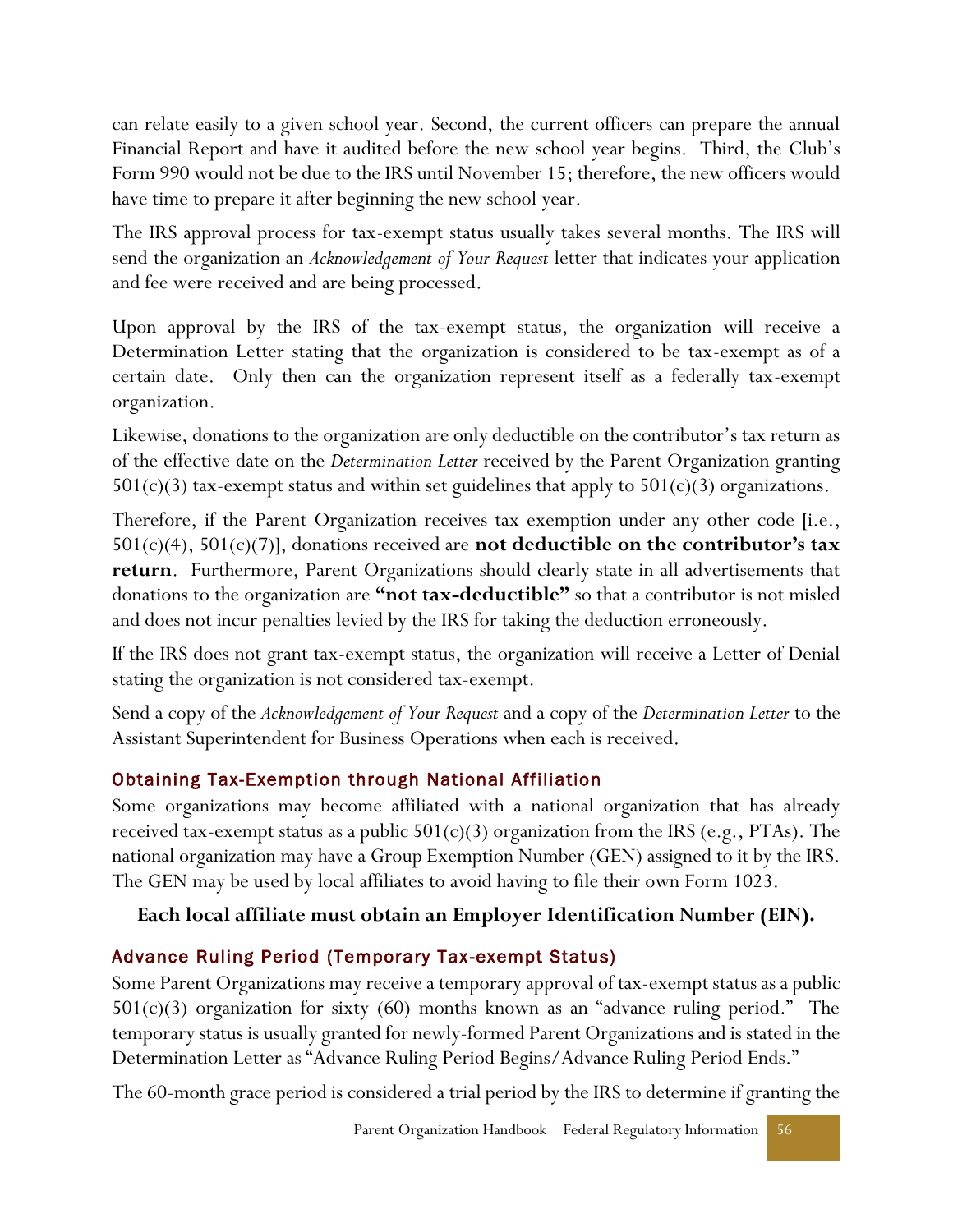can relate easily to a given school year. Second, the current officers can prepare the annual Financial Report and have it audited before the new school year begins. Third, the Club's Form 990 would not be due to the IRS until November 15; therefore, the new officers would have time to prepare it after beginning the new school year.

The IRS approval process for tax-exempt status usually takes several months. The IRS will send the organization an *Acknowledgement of Your Request* letter that indicates your application and fee were received and are being processed.

Upon approval by the IRS of the tax-exempt status, the organization will receive a Determination Letter stating that the organization is considered to be tax-exempt as of a certain date. Only then can the organization represent itself as a federally tax-exempt organization.

Likewise, donations to the organization are only deductible on the contributor's tax return as of the effective date on the *Determination Letter* received by the Parent Organization granting 501(c)(3) tax-exempt status and within set guidelines that apply to 501(c)(3) organizations.

Therefore, if the Parent Organization receives tax exemption under any other code [i.e., 501(c)(4), 501(c)(7)], donations received are **not deductible on the contributor's tax return**. Furthermore, Parent Organizations should clearly state in all advertisements that donations to the organization are **"not tax-deductible"** so that a contributor is not misled and does not incur penalties levied by the IRS for taking the deduction erroneously.

If the IRS does not grant tax-exempt status, the organization will receive a Letter of Denial stating the organization is not considered tax-exempt.

Send a copy of the *Acknowledgement of Your Request* and a copy of the *Determination Letter* to the Assistant Superintendent for Business Operations when each is received.

### Obtaining Tax-Exemption through National Affiliation

Some organizations may become affiliated with a national organization that has already received tax-exempt status as a public 501(c)(3) organization from the IRS (e.g., PTAs). The national organization may have a Group Exemption Number (GEN) assigned to it by the IRS. The GEN may be used by local affiliates to avoid having to file their own Form 1023.

**Each local affiliate must obtain an Employer Identification Number (EIN).**

### Advance Ruling Period (Temporary Tax-exempt Status)

Some Parent Organizations may receive a temporary approval of tax-exempt status as a public 501(c)(3) organization for sixty (60) months known as an "advance ruling period." The temporary status is usually granted for newly-formed Parent Organizations and is stated in the Determination Letter as "Advance Ruling Period Begins/Advance Ruling Period Ends."

The 60-month grace period is considered a trial period by the IRS to determine if granting the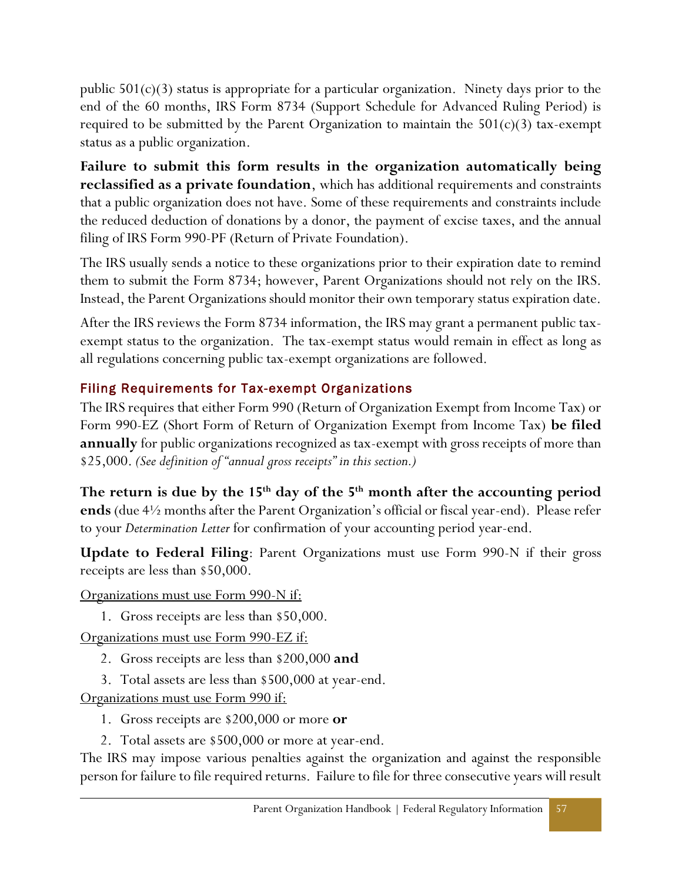public 501(c)(3) status is appropriate for a particular organization. Ninety days prior to the end of the 60 months, IRS Form 8734 (Support Schedule for Advanced Ruling Period) is required to be submitted by the Parent Organization to maintain the 501(c)(3) tax-exempt status as a public organization.

**Failure to submit this form results in the organization automatically being reclassified as a private foundation**, which has additional requirements and constraints that a public organization does not have. Some of these requirements and constraints include the reduced deduction of donations by a donor, the payment of excise taxes, and the annual filing of IRS Form 990-PF (Return of Private Foundation).

The IRS usually sends a notice to these organizations prior to their expiration date to remind them to submit the Form 8734; however, Parent Organizations should not rely on the IRS. Instead, the Parent Organizations should monitor their own temporary status expiration date.

After the IRS reviews the Form 8734 information, the IRS may grant a permanent public tax-exempt status to the organization. The tax-exempt status would remain in effect as long as all regulations concerning public tax-exempt organizations are followed.

### Filing Requirements for Tax-exempt Organizations

The IRS requires that either Form 990 (Return of Organization Exempt from Income Tax) or Form 990-EZ (Short Form of Return of Organization Exempt from Income Tax) **be filed annually** for public organizations recognized as tax-exempt with gross receipts of more than $25,000. *(See definition of "annual gross receipts" in this section.)*

**The return is due by the 15th day of the 5th month after the accounting period ends** (due 4½ months after the Parent Organization's official or fiscal year-end). Please refer to your *Determination Letter* for confirmation of your accounting period year-end.

**Update to Federal Filing**: Parent Organizations must use Form 990-N if their gross receipts are less than $50,000.

<u>Organizations must use Form 990-N if:</u>

1. Gross receipts are less than $50,000.

<u>Organizations must use Form 990-EZ if:</u>

2. Gross receipts are less than $200,000 **and**
3. Total assets are less than $500,000 at year-end.

<u>Organizations must use Form 990 if:</u>

1. Gross receipts are $200,000 or more **or**
2. Total assets are $500,000 or more at year-end.

The IRS may impose various penalties against the organization and against the responsible person for failure to file required returns. Failure to file for three consecutive years will result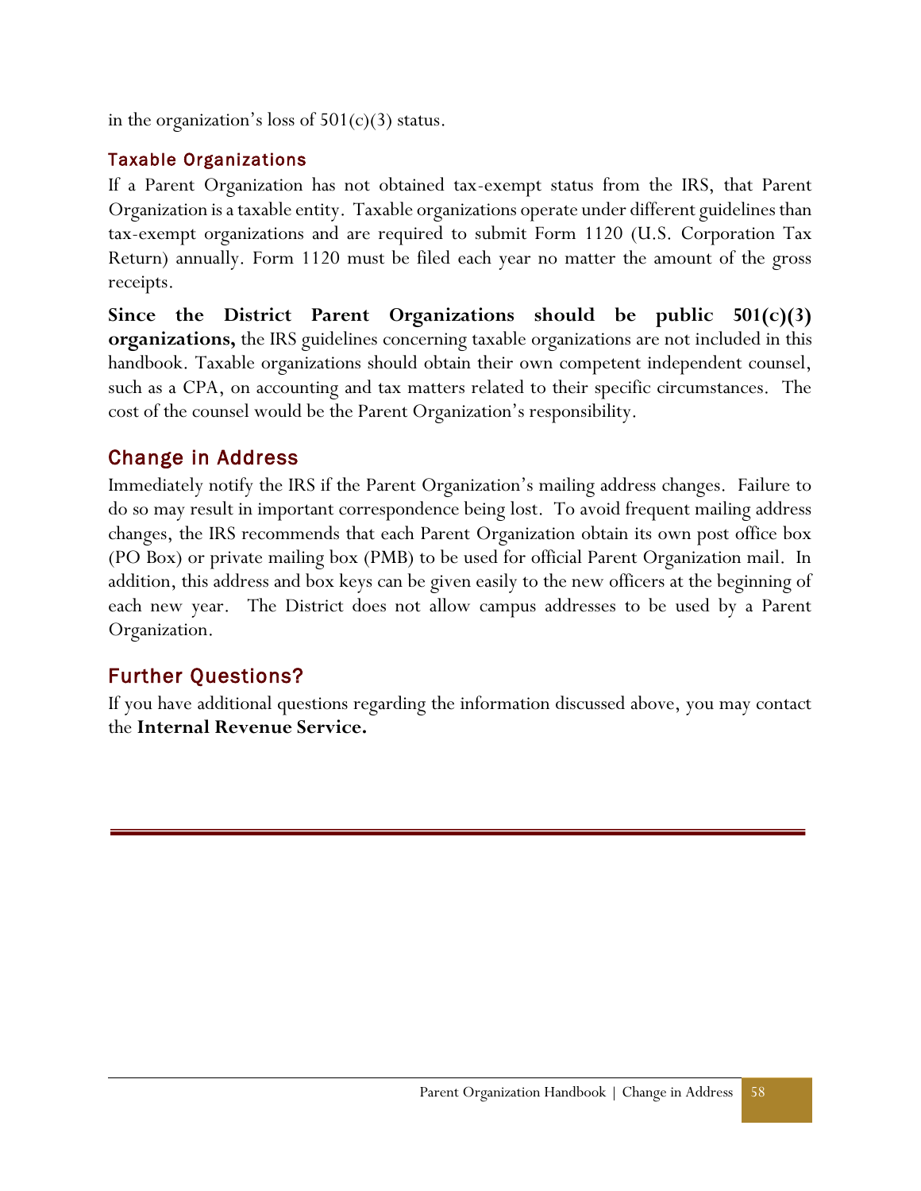in the organization's loss of 501(c)(3) status.

### Taxable Organizations

If a Parent Organization has not obtained tax-exempt status from the IRS, that Parent Organization is a taxable entity. Taxable organizations operate under different guidelines than tax-exempt organizations and are required to submit Form 1120 (U.S. Corporation Tax Return) annually. Form 1120 must be filed each year no matter the amount of the gross receipts.

**Since the District Parent Organizations should be public 501(c)(3) organizations,** the IRS guidelines concerning taxable organizations are not included in this handbook. Taxable organizations should obtain their own competent independent counsel, such as a CPA, on accounting and tax matters related to their specific circumstances. The cost of the counsel would be the Parent Organization's responsibility.

## Change in Address

Immediately notify the IRS if the Parent Organization's mailing address changes. Failure to do so may result in important correspondence being lost. To avoid frequent mailing address changes, the IRS recommends that each Parent Organization obtain its own post office box (PO Box) or private mailing box (PMB) to be used for official Parent Organization mail. In addition, this address and box keys can be given easily to the new officers at the beginning of each new year. The District does not allow campus addresses to be used by a Parent Organization.

## Further Questions?

If you have additional questions regarding the information discussed above, you may contact the **Internal Revenue Service.**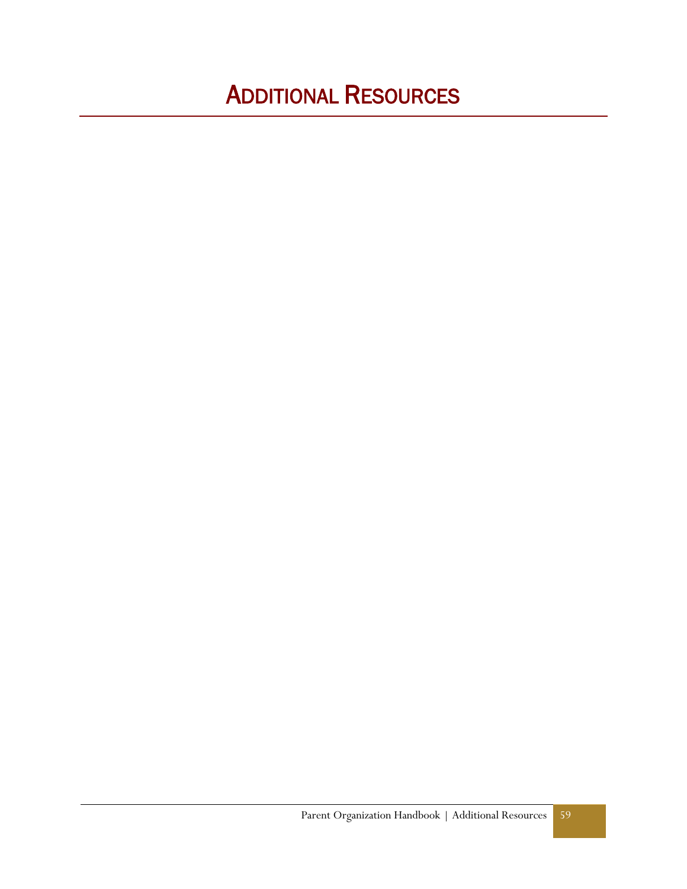# ADDITIONAL RESOURCES